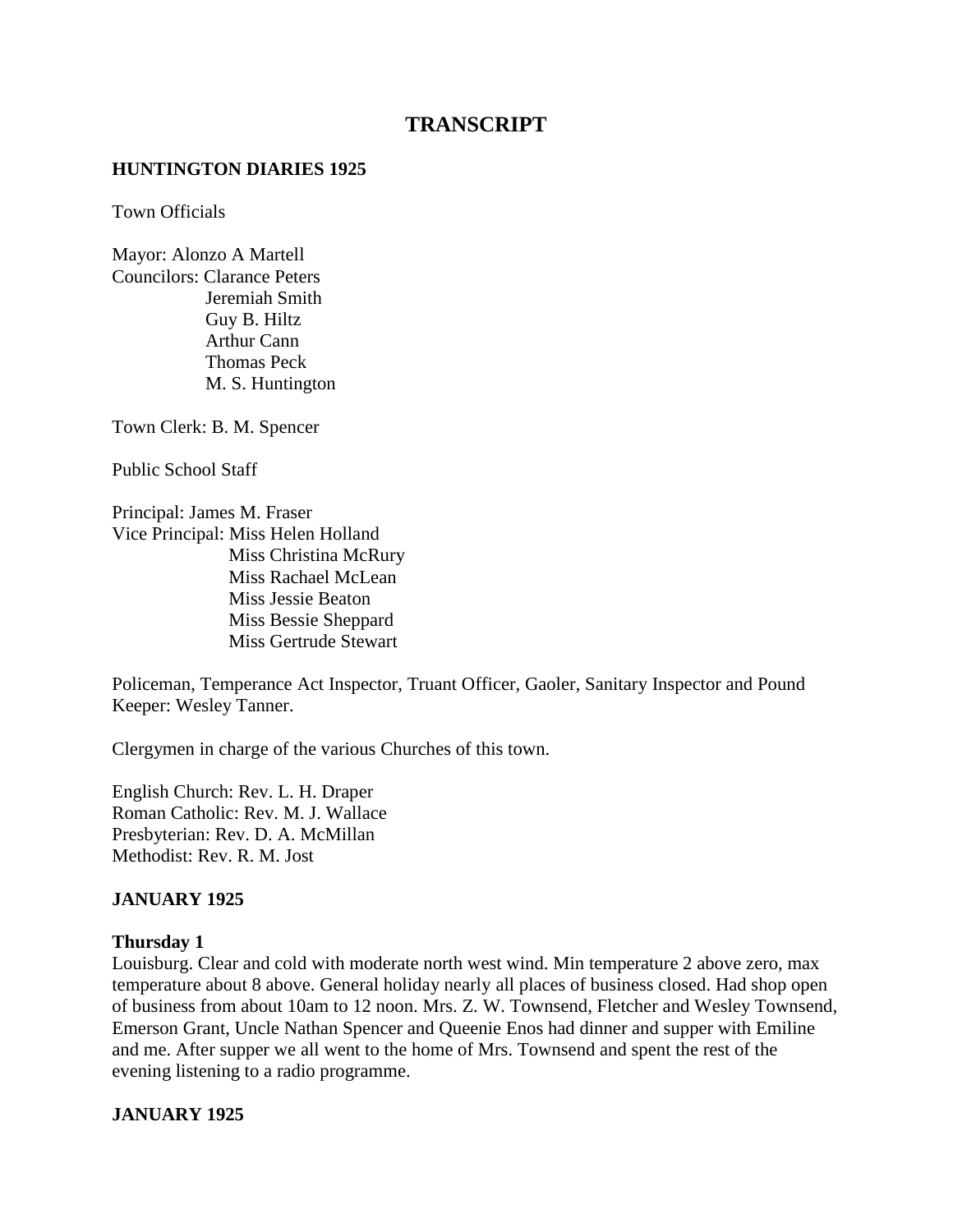# TRANSCRIPT

**HUNTINGTON DIARIES 1925**

Town Officials

Mayor: Alonzo A Martell
Councilors: Clarance Peters
Jeremiah Smith
Guy B. Hiltz
Arthur Cann
Thomas Peck
M. S. Huntington

Town Clerk: B. M. Spencer

Public School Staff

Principal: James M. Fraser
Vice Principal: Miss Helen Holland
Miss Christina McRury
Miss Rachael McLean
Miss Jessie Beaton
Miss Bessie Sheppard
Miss Gertrude Stewart

Policeman, Temperance Act Inspector, Truant Officer, Gaoler, Sanitary Inspector and Pound Keeper: Wesley Tanner.

Clergymen in charge of the various Churches of this town.

English Church: Rev. L. H. Draper
Roman Catholic: Rev. M. J. Wallace
Presbyterian: Rev. D. A. McMillan
Methodist: Rev. R. M. Jost

**JANUARY 1925**

**Thursday 1**
Louisburg. Clear and cold with moderate north west wind. Min temperature 2 above zero, max temperature about 8 above. General holiday nearly all places of business closed. Had shop open of business from about 10am to 12 noon. Mrs. Z. W. Townsend, Fletcher and Wesley Townsend, Emerson Grant, Uncle Nathan Spencer and Queenie Enos had dinner and supper with Emiline and me. After supper we all went to the home of Mrs. Townsend and spent the rest of the evening listening to a radio programme.

**JANUARY 1925**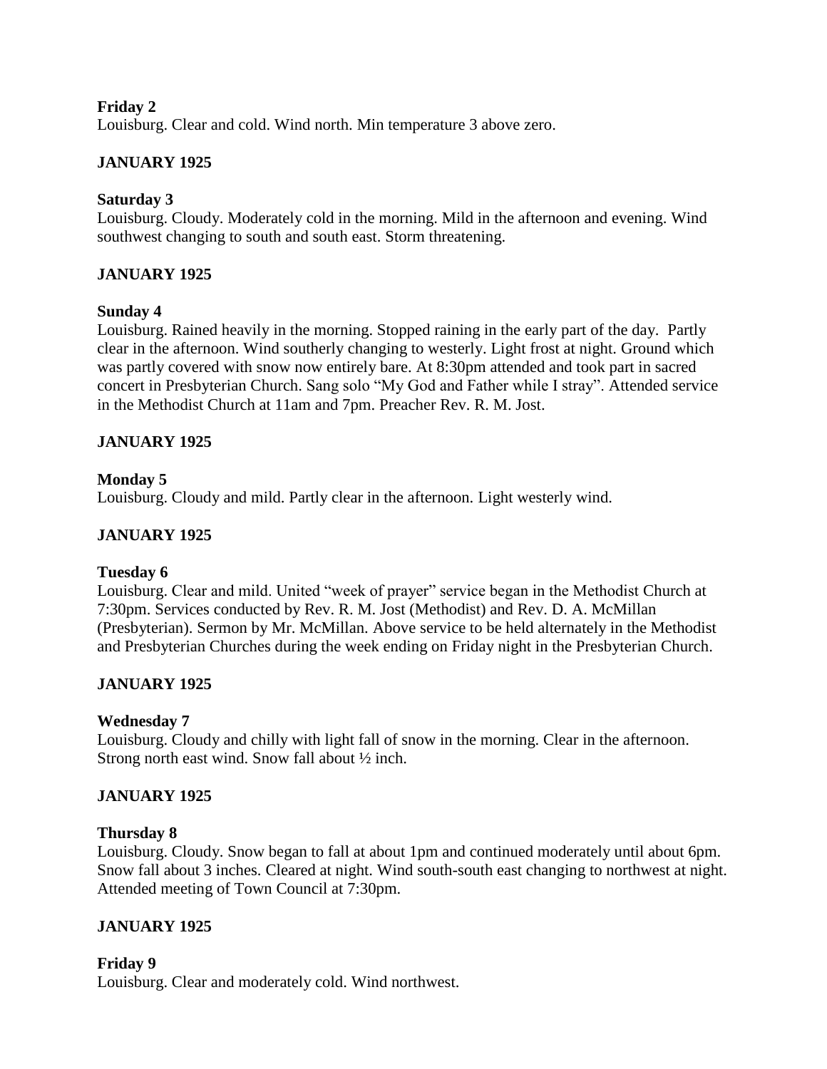**Friday 2**
Louisburg. Clear and cold. Wind north. Min temperature 3 above zero.

**JANUARY 1925**

**Saturday 3**
Louisburg. Cloudy. Moderately cold in the morning. Mild in the afternoon and evening. Wind southwest changing to south and south east. Storm threatening.

**JANUARY 1925**

**Sunday 4**
Louisburg. Rained heavily in the morning. Stopped raining in the early part of the day. Partly clear in the afternoon. Wind southerly changing to westerly. Light frost at night. Ground which was partly covered with snow now entirely bare. At 8:30pm attended and took part in sacred concert in Presbyterian Church. Sang solo "My God and Father while I stray". Attended service in the Methodist Church at 11am and 7pm. Preacher Rev. R. M. Jost.

**JANUARY 1925**

**Monday 5**
Louisburg. Cloudy and mild. Partly clear in the afternoon. Light westerly wind.

**JANUARY 1925**

**Tuesday 6**
Louisburg. Clear and mild. United "week of prayer" service began in the Methodist Church at 7:30pm. Services conducted by Rev. R. M. Jost (Methodist) and Rev. D. A. McMillan (Presbyterian). Sermon by Mr. McMillan. Above service to be held alternately in the Methodist and Presbyterian Churches during the week ending on Friday night in the Presbyterian Church.

**JANUARY 1925**

**Wednesday 7**
Louisburg. Cloudy and chilly with light fall of snow in the morning. Clear in the afternoon. Strong north east wind. Snow fall about ½ inch.

**JANUARY 1925**

**Thursday 8**
Louisburg. Cloudy. Snow began to fall at about 1pm and continued moderately until about 6pm. Snow fall about 3 inches. Cleared at night. Wind south-south east changing to northwest at night. Attended meeting of Town Council at 7:30pm.

**JANUARY 1925**

**Friday 9**
Louisburg. Clear and moderately cold. Wind northwest.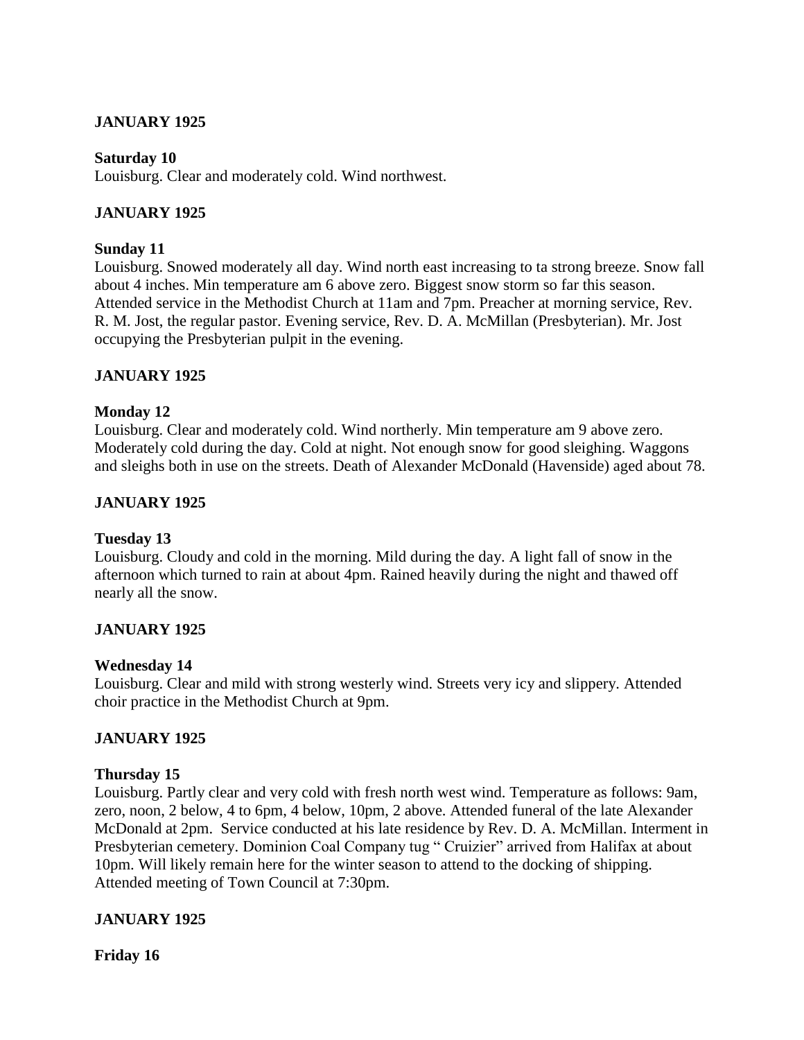**JANUARY 1925**

**Saturday 10**
Louisburg. Clear and moderately cold. Wind northwest.

**JANUARY 1925**

**Sunday 11**
Louisburg. Snowed moderately all day. Wind north east increasing to ta strong breeze. Snow fall about 4 inches. Min temperature am 6 above zero. Biggest snow storm so far this season. Attended service in the Methodist Church at 11am and 7pm. Preacher at morning service, Rev. R. M. Jost, the regular pastor. Evening service, Rev. D. A. McMillan (Presbyterian). Mr. Jost occupying the Presbyterian pulpit in the evening.

**JANUARY 1925**

**Monday 12**
Louisburg. Clear and moderately cold. Wind northerly. Min temperature am 9 above zero. Moderately cold during the day. Cold at night. Not enough snow for good sleighing. Waggons and sleighs both in use on the streets. Death of Alexander McDonald (Havenside) aged about 78.

**JANUARY 1925**

**Tuesday 13**
Louisburg. Cloudy and cold in the morning. Mild during the day. A light fall of snow in the afternoon which turned to rain at about 4pm. Rained heavily during the night and thawed off nearly all the snow.

**JANUARY 1925**

**Wednesday 14**
Louisburg. Clear and mild with strong westerly wind. Streets very icy and slippery. Attended choir practice in the Methodist Church at 9pm.

**JANUARY 1925**

**Thursday 15**
Louisburg. Partly clear and very cold with fresh north west wind. Temperature as follows: 9am, zero, noon, 2 below, 4 to 6pm, 4 below, 10pm, 2 above. Attended funeral of the late Alexander McDonald at 2pm. Service conducted at his late residence by Rev. D. A. McMillan. Interment in Presbyterian cemetery. Dominion Coal Company tug " Cruizier" arrived from Halifax at about 10pm. Will likely remain here for the winter season to attend to the docking of shipping. Attended meeting of Town Council at 7:30pm.

**JANUARY 1925**

**Friday 16**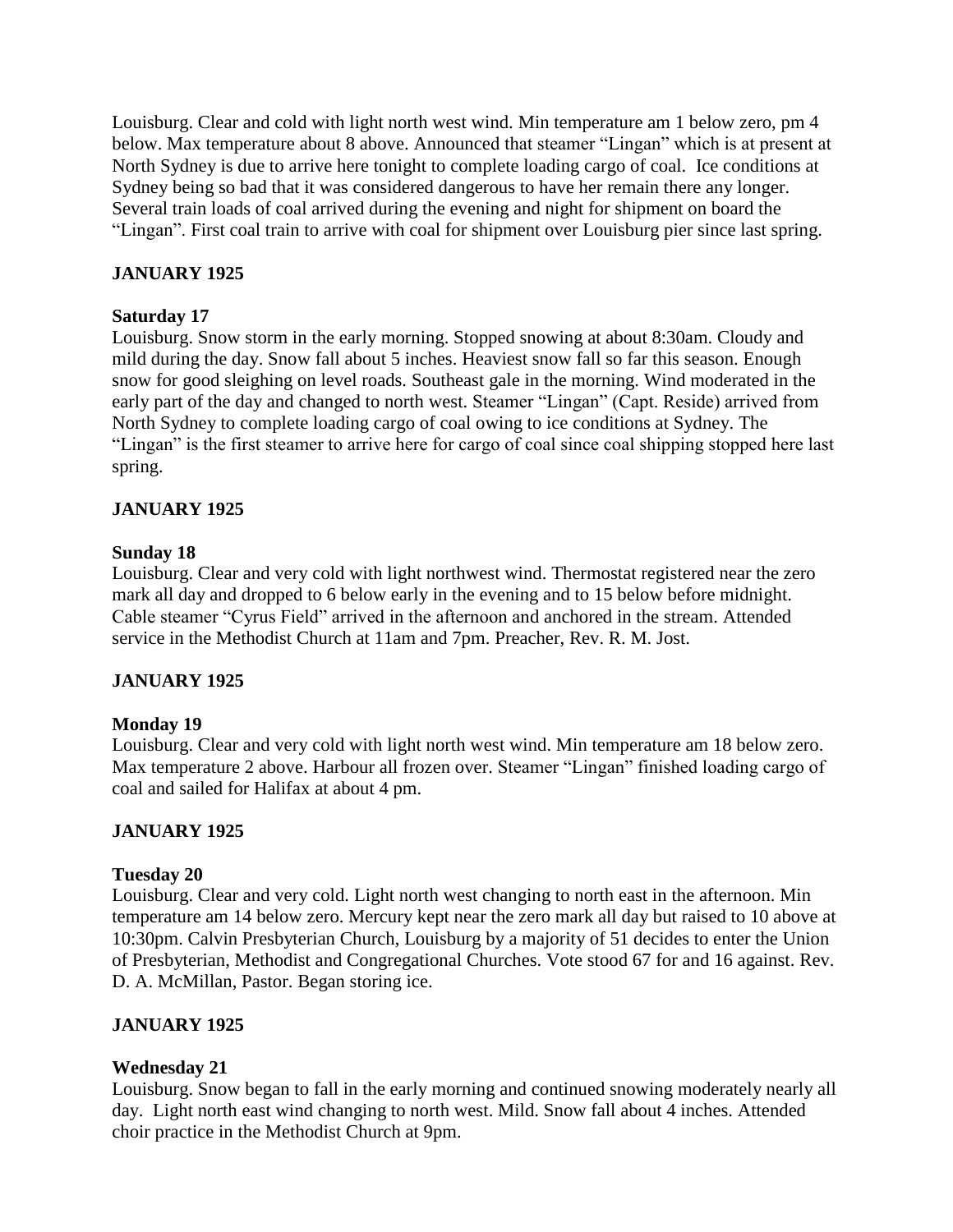Louisburg. Clear and cold with light north west wind. Min temperature am 1 below zero, pm 4 below. Max temperature about 8 above. Announced that steamer "Lingan" which is at present at North Sydney is due to arrive here tonight to complete loading cargo of coal. Ice conditions at Sydney being so bad that it was considered dangerous to have her remain there any longer. Several train loads of coal arrived during the evening and night for shipment on board the "Lingan". First coal train to arrive with coal for shipment over Louisburg pier since last spring.

**JANUARY 1925**

**Saturday 17**

Louisburg. Snow storm in the early morning. Stopped snowing at about 8:30am. Cloudy and mild during the day. Snow fall about 5 inches. Heaviest snow fall so far this season. Enough snow for good sleighing on level roads. Southeast gale in the morning. Wind moderated in the early part of the day and changed to north west. Steamer "Lingan" (Capt. Reside) arrived from North Sydney to complete loading cargo of coal owing to ice conditions at Sydney. The "Lingan" is the first steamer to arrive here for cargo of coal since coal shipping stopped here last spring.

**JANUARY 1925**

**Sunday 18**

Louisburg. Clear and very cold with light northwest wind. Thermostat registered near the zero mark all day and dropped to 6 below early in the evening and to 15 below before midnight. Cable steamer "Cyrus Field" arrived in the afternoon and anchored in the stream. Attended service in the Methodist Church at 11am and 7pm. Preacher, Rev. R. M. Jost.

**JANUARY 1925**

**Monday 19**

Louisburg. Clear and very cold with light north west wind. Min temperature am 18 below zero. Max temperature 2 above. Harbour all frozen over. Steamer "Lingan" finished loading cargo of coal and sailed for Halifax at about 4 pm.

**JANUARY 1925**

**Tuesday 20**

Louisburg. Clear and very cold. Light north west changing to north east in the afternoon. Min temperature am 14 below zero. Mercury kept near the zero mark all day but raised to 10 above at 10:30pm. Calvin Presbyterian Church, Louisburg by a majority of 51 decides to enter the Union of Presbyterian, Methodist and Congregational Churches. Vote stood 67 for and 16 against. Rev. D. A. McMillan, Pastor. Began storing ice.

**JANUARY 1925**

**Wednesday 21**

Louisburg. Snow began to fall in the early morning and continued snowing moderately nearly all day. Light north east wind changing to north west. Mild. Snow fall about 4 inches. Attended choir practice in the Methodist Church at 9pm.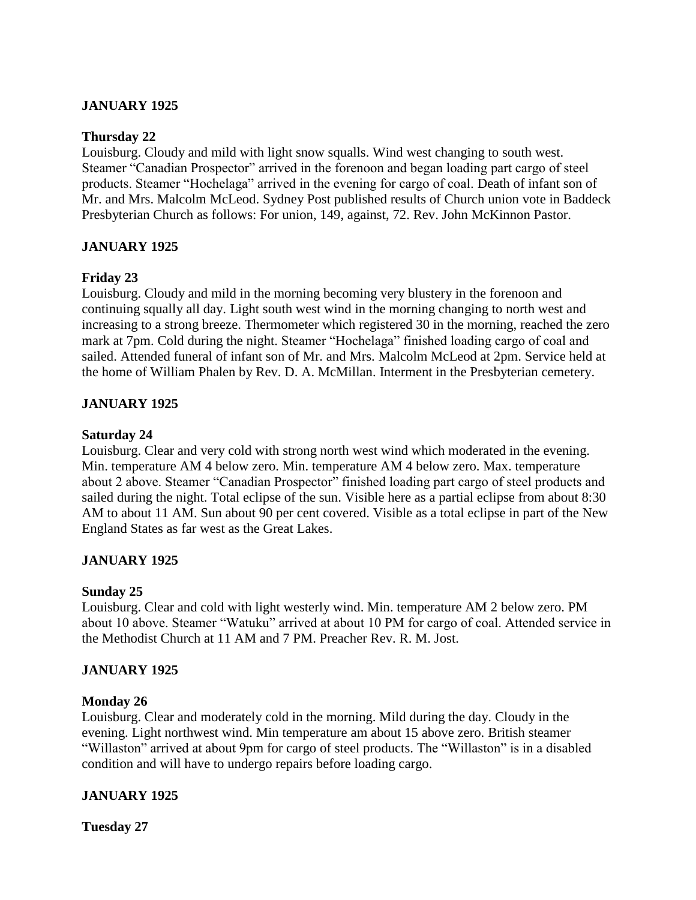**JANUARY 1925**

**Thursday 22**

Louisburg. Cloudy and mild with light snow squalls. Wind west changing to south west. Steamer "Canadian Prospector" arrived in the forenoon and began loading part cargo of steel products. Steamer "Hochelaga" arrived in the evening for cargo of coal. Death of infant son of Mr. and Mrs. Malcolm McLeod. Sydney Post published results of Church union vote in Baddeck Presbyterian Church as follows: For union, 149, against, 72. Rev. John McKinnon Pastor.

**JANUARY 1925**

**Friday 23**

Louisburg. Cloudy and mild in the morning becoming very blustery in the forenoon and continuing squally all day. Light south west wind in the morning changing to north west and increasing to a strong breeze. Thermometer which registered 30 in the morning, reached the zero mark at 7pm. Cold during the night. Steamer "Hochelaga" finished loading cargo of coal and sailed. Attended funeral of infant son of Mr. and Mrs. Malcolm McLeod at 2pm. Service held at the home of William Phalen by Rev. D. A. McMillan. Interment in the Presbyterian cemetery.

**JANUARY 1925**

**Saturday 24**

Louisburg. Clear and very cold with strong north west wind which moderated in the evening. Min. temperature AM 4 below zero. Min. temperature AM 4 below zero. Max. temperature about 2 above. Steamer "Canadian Prospector" finished loading part cargo of steel products and sailed during the night. Total eclipse of the sun. Visible here as a partial eclipse from about 8:30 AM to about 11 AM. Sun about 90 per cent covered. Visible as a total eclipse in part of the New England States as far west as the Great Lakes.

**JANUARY 1925**

**Sunday 25**

Louisburg. Clear and cold with light westerly wind. Min. temperature AM 2 below zero. PM about 10 above. Steamer "Watuku" arrived at about 10 PM for cargo of coal. Attended service in the Methodist Church at 11 AM and 7 PM. Preacher Rev. R. M. Jost.

**JANUARY 1925**

**Monday 26**

Louisburg. Clear and moderately cold in the morning. Mild during the day. Cloudy in the evening. Light northwest wind. Min temperature am about 15 above zero. British steamer "Willaston" arrived at about 9pm for cargo of steel products. The "Willaston" is in a disabled condition and will have to undergo repairs before loading cargo.

**JANUARY 1925**

**Tuesday 27**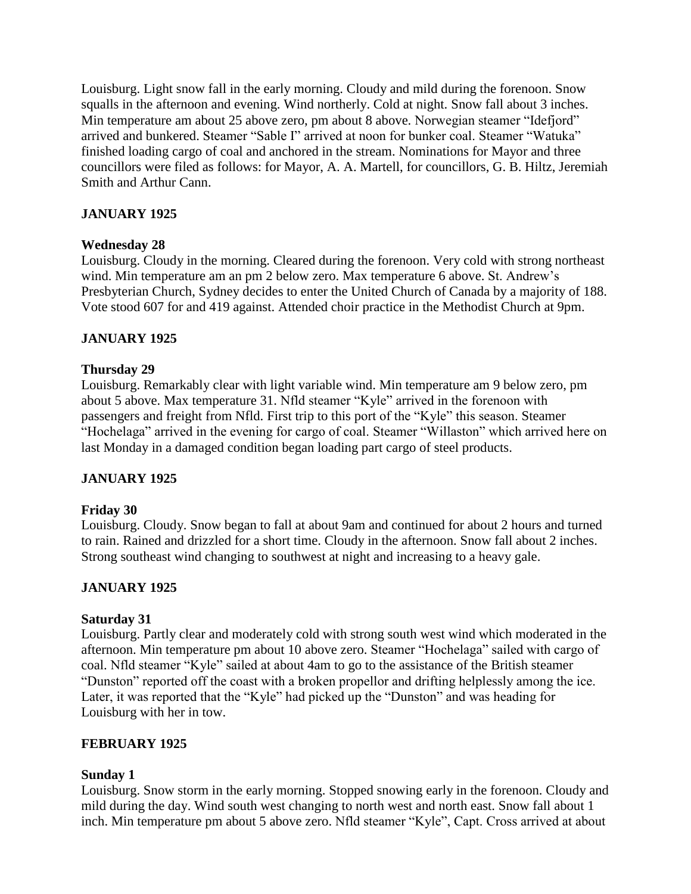Louisburg. Light snow fall in the early morning. Cloudy and mild during the forenoon. Snow squalls in the afternoon and evening. Wind northerly. Cold at night. Snow fall about 3 inches. Min temperature am about 25 above zero, pm about 8 above. Norwegian steamer "Idefjord" arrived and bunkered. Steamer "Sable I" arrived at noon for bunker coal. Steamer "Watuka" finished loading cargo of coal and anchored in the stream. Nominations for Mayor and three councillors were filed as follows: for Mayor, A. A. Martell, for councillors, G. B. Hiltz, Jeremiah Smith and Arthur Cann.

## JANUARY 1925

### Wednesday 28

Louisburg. Cloudy in the morning. Cleared during the forenoon. Very cold with strong northeast wind. Min temperature am an pm 2 below zero. Max temperature 6 above. St. Andrew's Presbyterian Church, Sydney decides to enter the United Church of Canada by a majority of 188. Vote stood 607 for and 419 against. Attended choir practice in the Methodist Church at 9pm.

## JANUARY 1925

### Thursday 29

Louisburg. Remarkably clear with light variable wind. Min temperature am 9 below zero, pm about 5 above. Max temperature 31. Nfld steamer "Kyle" arrived in the forenoon with passengers and freight from Nfld. First trip to this port of the "Kyle" this season. Steamer "Hochelaga" arrived in the evening for cargo of coal. Steamer "Willaston" which arrived here on last Monday in a damaged condition began loading part cargo of steel products.

## JANUARY 1925

### Friday 30

Louisburg. Cloudy. Snow began to fall at about 9am and continued for about 2 hours and turned to rain. Rained and drizzled for a short time. Cloudy in the afternoon. Snow fall about 2 inches. Strong southeast wind changing to southwest at night and increasing to a heavy gale.

## JANUARY 1925

### Saturday 31

Louisburg. Partly clear and moderately cold with strong south west wind which moderated in the afternoon. Min temperature pm about 10 above zero. Steamer "Hochelaga" sailed with cargo of coal. Nfld steamer "Kyle" sailed at about 4am to go to the assistance of the British steamer "Dunston" reported off the coast with a broken propellor and drifting helplessly among the ice. Later, it was reported that the "Kyle" had picked up the "Dunston" and was heading for Louisburg with her in tow.

## FEBRUARY 1925

### Sunday 1

Louisburg. Snow storm in the early morning. Stopped snowing early in the forenoon. Cloudy and mild during the day. Wind south west changing to north west and north east. Snow fall about 1 inch. Min temperature pm about 5 above zero. Nfld steamer "Kyle", Capt. Cross arrived at about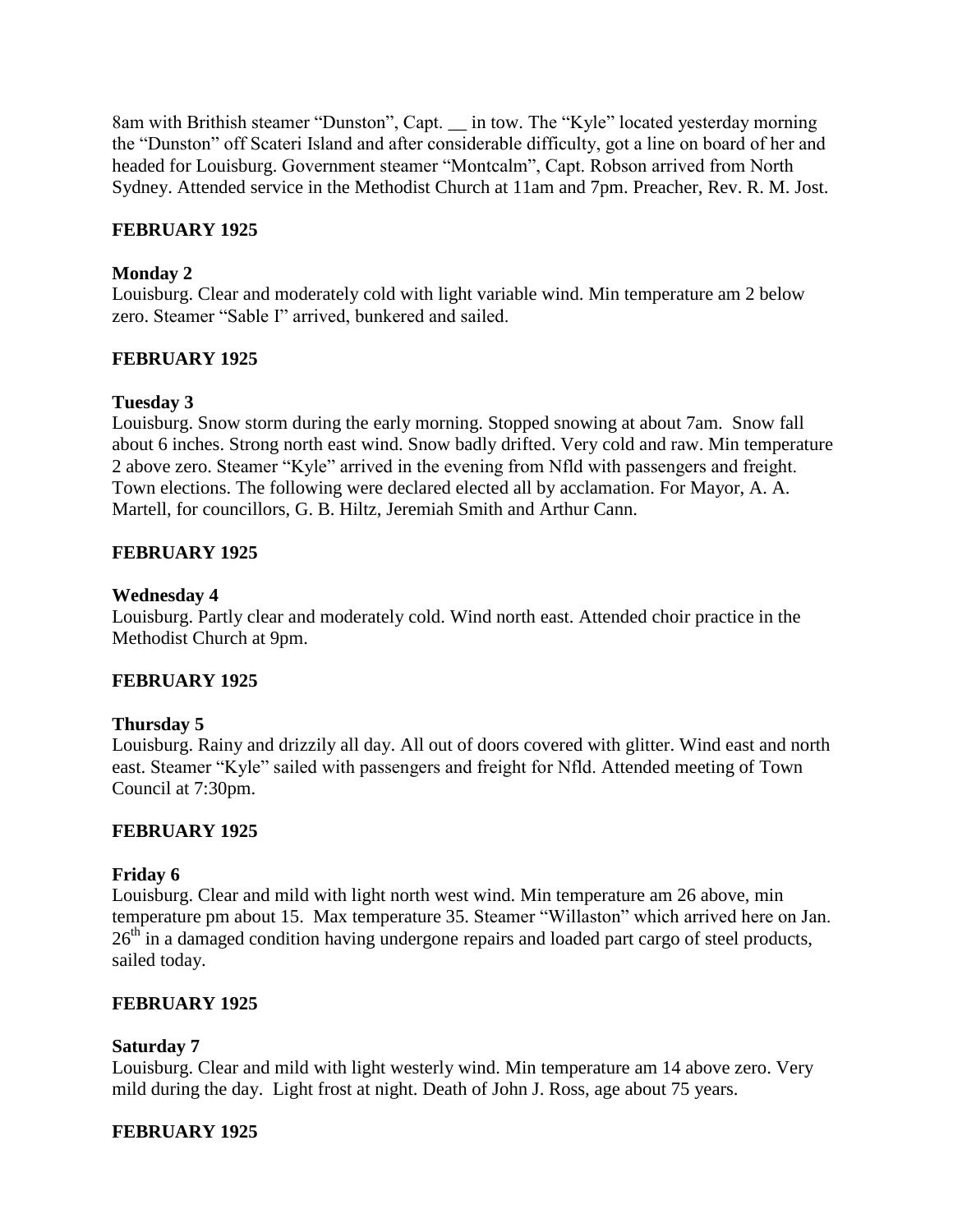8am with Brithish steamer "Dunston", Capt. __ in tow. The "Kyle" located yesterday morning the "Dunston" off Scateri Island and after considerable difficulty, got a line on board of her and headed for Louisburg. Government steamer "Montcalm", Capt. Robson arrived from North Sydney. Attended service in the Methodist Church at 11am and 7pm. Preacher, Rev. R. M. Jost.

**FEBRUARY 1925**

**Monday 2**
Louisburg. Clear and moderately cold with light variable wind. Min temperature am 2 below zero. Steamer "Sable I" arrived, bunkered and sailed.

**FEBRUARY 1925**

**Tuesday 3**
Louisburg. Snow storm during the early morning. Stopped snowing at about 7am. Snow fall about 6 inches. Strong north east wind. Snow badly drifted. Very cold and raw. Min temperature 2 above zero. Steamer "Kyle" arrived in the evening from Nfld with passengers and freight. Town elections. The following were declared elected all by acclamation. For Mayor, A. A. Martell, for councillors, G. B. Hiltz, Jeremiah Smith and Arthur Cann.

**FEBRUARY 1925**

**Wednesday 4**
Louisburg. Partly clear and moderately cold. Wind north east. Attended choir practice in the Methodist Church at 9pm.

**FEBRUARY 1925**

**Thursday 5**
Louisburg. Rainy and drizzily all day. All out of doors covered with glitter. Wind east and north east. Steamer "Kyle" sailed with passengers and freight for Nfld. Attended meeting of Town Council at 7:30pm.

**FEBRUARY 1925**

**Friday 6**
Louisburg. Clear and mild with light north west wind. Min temperature am 26 above, min temperature pm about 15. Max temperature 35. Steamer "Willaston" which arrived here on Jan. 26th in a damaged condition having undergone repairs and loaded part cargo of steel products, sailed today.

**FEBRUARY 1925**

**Saturday 7**
Louisburg. Clear and mild with light westerly wind. Min temperature am 14 above zero. Very mild during the day. Light frost at night. Death of John J. Ross, age about 75 years.

**FEBRUARY 1925**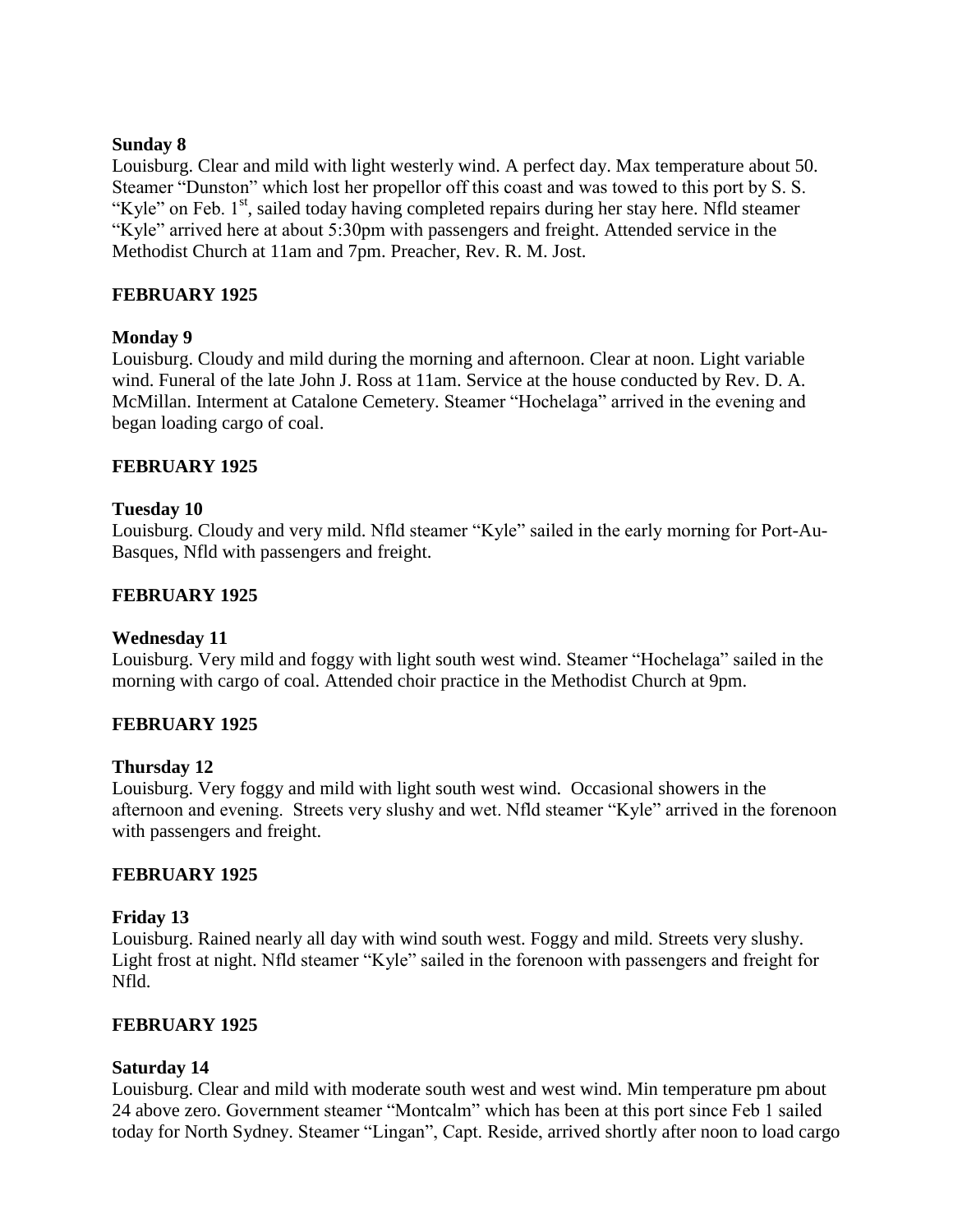**Sunday 8**

Louisburg. Clear and mild with light westerly wind. A perfect day. Max temperature about 50. Steamer "Dunston" which lost her propellor off this coast and was towed to this port by S. S. "Kyle" on Feb. 1st, sailed today having completed repairs during her stay here. Nfld steamer "Kyle" arrived here at about 5:30pm with passengers and freight. Attended service in the Methodist Church at 11am and 7pm. Preacher, Rev. R. M. Jost.

**FEBRUARY 1925**

**Monday 9**

Louisburg. Cloudy and mild during the morning and afternoon. Clear at noon. Light variable wind. Funeral of the late John J. Ross at 11am. Service at the house conducted by Rev. D. A. McMillan. Interment at Catalone Cemetery. Steamer "Hochelaga" arrived in the evening and began loading cargo of coal.

**FEBRUARY 1925**

**Tuesday 10**

Louisburg. Cloudy and very mild. Nfld steamer "Kyle" sailed in the early morning for Port-Au-Basques, Nfld with passengers and freight.

**FEBRUARY 1925**

**Wednesday 11**

Louisburg. Very mild and foggy with light south west wind. Steamer "Hochelaga" sailed in the morning with cargo of coal. Attended choir practice in the Methodist Church at 9pm.

**FEBRUARY 1925**

**Thursday 12**

Louisburg. Very foggy and mild with light south west wind. Occasional showers in the afternoon and evening. Streets very slushy and wet. Nfld steamer "Kyle" arrived in the forenoon with passengers and freight.

**FEBRUARY 1925**

**Friday 13**

Louisburg. Rained nearly all day with wind south west. Foggy and mild. Streets very slushy. Light frost at night. Nfld steamer "Kyle" sailed in the forenoon with passengers and freight for Nfld.

**FEBRUARY 1925**

**Saturday 14**

Louisburg. Clear and mild with moderate south west and west wind. Min temperature pm about 24 above zero. Government steamer "Montcalm" which has been at this port since Feb 1 sailed today for North Sydney. Steamer "Lingan", Capt. Reside, arrived shortly after noon to load cargo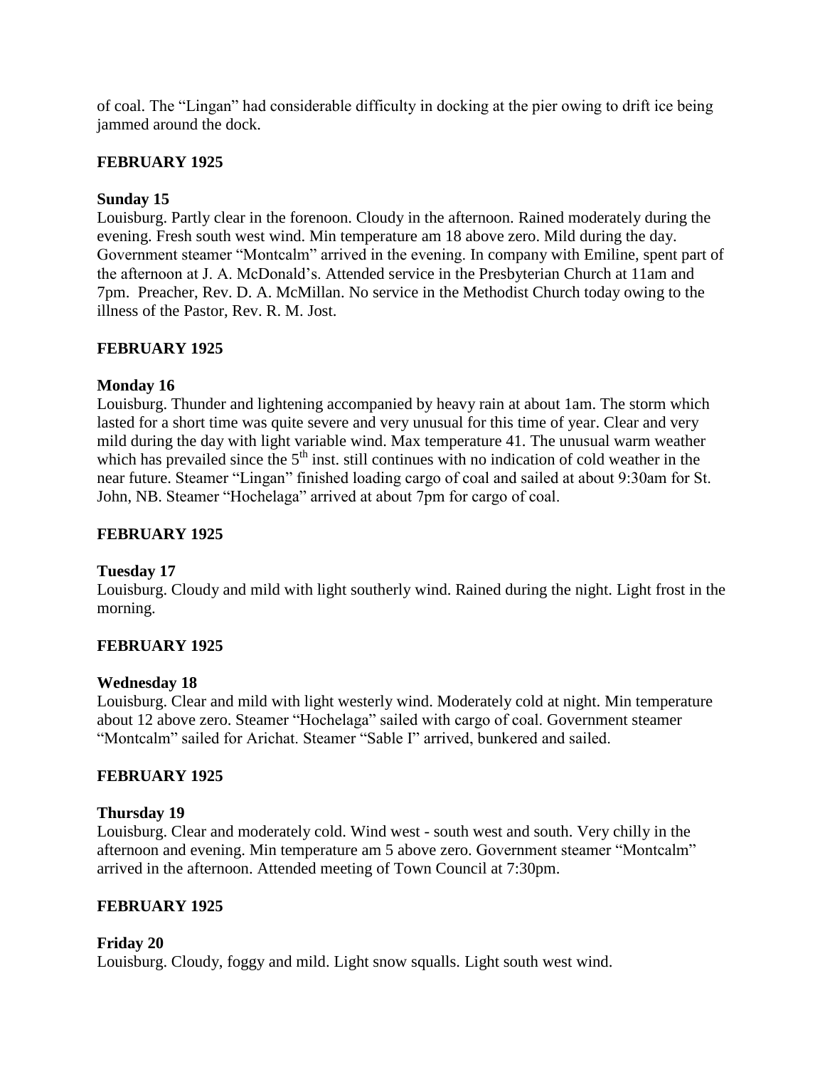of coal. The "Lingan" had considerable difficulty in docking at the pier owing to drift ice being jammed around the dock.

**FEBRUARY 1925**

**Sunday 15**
Louisburg. Partly clear in the forenoon. Cloudy in the afternoon. Rained moderately during the evening. Fresh south west wind. Min temperature am 18 above zero. Mild during the day. Government steamer "Montcalm" arrived in the evening. In company with Emiline, spent part of the afternoon at J. A. McDonald's. Attended service in the Presbyterian Church at 11am and 7pm. Preacher, Rev. D. A. McMillan. No service in the Methodist Church today owing to the illness of the Pastor, Rev. R. M. Jost.

**FEBRUARY 1925**

**Monday 16**
Louisburg. Thunder and lightening accompanied by heavy rain at about 1am. The storm which lasted for a short time was quite severe and very unusual for this time of year. Clear and very mild during the day with light variable wind. Max temperature 41. The unusual warm weather which has prevailed since the 5th inst. still continues with no indication of cold weather in the near future. Steamer "Lingan" finished loading cargo of coal and sailed at about 9:30am for St. John, NB. Steamer "Hochelaga" arrived at about 7pm for cargo of coal.

**FEBRUARY 1925**

**Tuesday 17**
Louisburg. Cloudy and mild with light southerly wind. Rained during the night. Light frost in the morning.

**FEBRUARY 1925**

**Wednesday 18**
Louisburg. Clear and mild with light westerly wind. Moderately cold at night. Min temperature about 12 above zero. Steamer "Hochelaga" sailed with cargo of coal. Government steamer "Montcalm" sailed for Arichat. Steamer "Sable I" arrived, bunkered and sailed.

**FEBRUARY 1925**

**Thursday 19**
Louisburg. Clear and moderately cold. Wind west - south west and south. Very chilly in the afternoon and evening. Min temperature am 5 above zero. Government steamer "Montcalm" arrived in the afternoon. Attended meeting of Town Council at 7:30pm.

**FEBRUARY 1925**

**Friday 20**
Louisburg. Cloudy, foggy and mild. Light snow squalls. Light south west wind.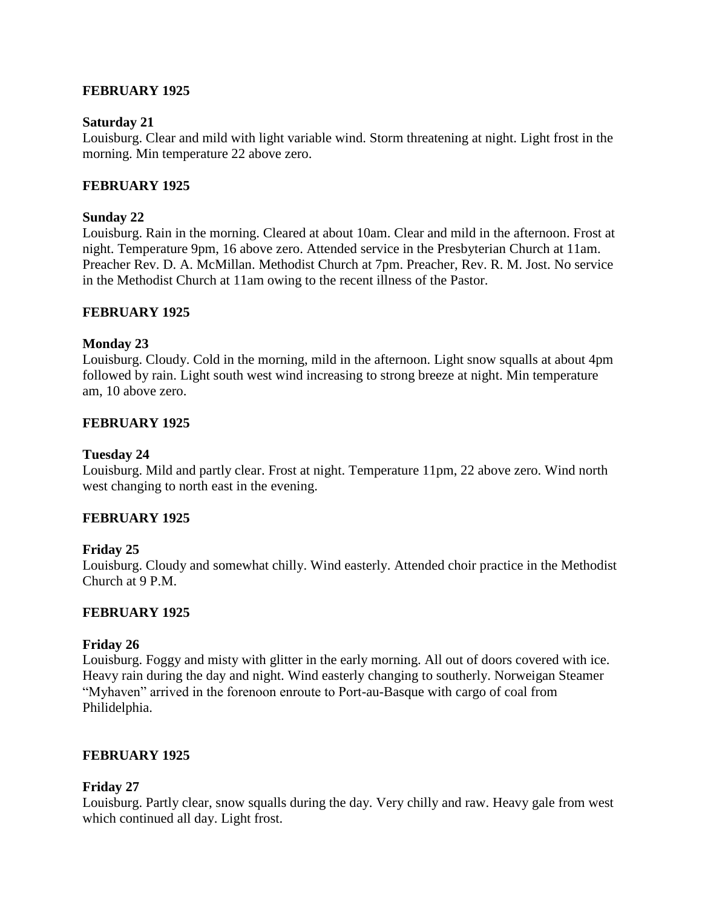## FEBRUARY 1925

### Saturday 21

Louisburg. Clear and mild with light variable wind. Storm threatening at night. Light frost in the morning. Min temperature 22 above zero.

## FEBRUARY 1925

### Sunday 22

Louisburg. Rain in the morning. Cleared at about 10am. Clear and mild in the afternoon. Frost at night. Temperature 9pm, 16 above zero. Attended service in the Presbyterian Church at 11am. Preacher Rev. D. A. McMillan. Methodist Church at 7pm. Preacher, Rev. R. M. Jost. No service in the Methodist Church at 11am owing to the recent illness of the Pastor.

## FEBRUARY 1925

### Monday 23

Louisburg. Cloudy. Cold in the morning, mild in the afternoon. Light snow squalls at about 4pm followed by rain. Light south west wind increasing to strong breeze at night. Min temperature am, 10 above zero.

## FEBRUARY 1925

### Tuesday 24

Louisburg. Mild and partly clear. Frost at night. Temperature 11pm, 22 above zero. Wind north west changing to north east in the evening.

## FEBRUARY 1925

### Friday 25

Louisburg. Cloudy and somewhat chilly. Wind easterly. Attended choir practice in the Methodist Church at 9 P.M.

## FEBRUARY 1925

### Friday 26

Louisburg. Foggy and misty with glitter in the early morning. All out of doors covered with ice. Heavy rain during the day and night. Wind easterly changing to southerly. Norweigan Steamer "Myhaven" arrived in the forenoon enroute to Port-au-Basque with cargo of coal from Philidelphia.

## FEBRUARY 1925

### Friday 27

Louisburg. Partly clear, snow squalls during the day. Very chilly and raw. Heavy gale from west which continued all day. Light frost.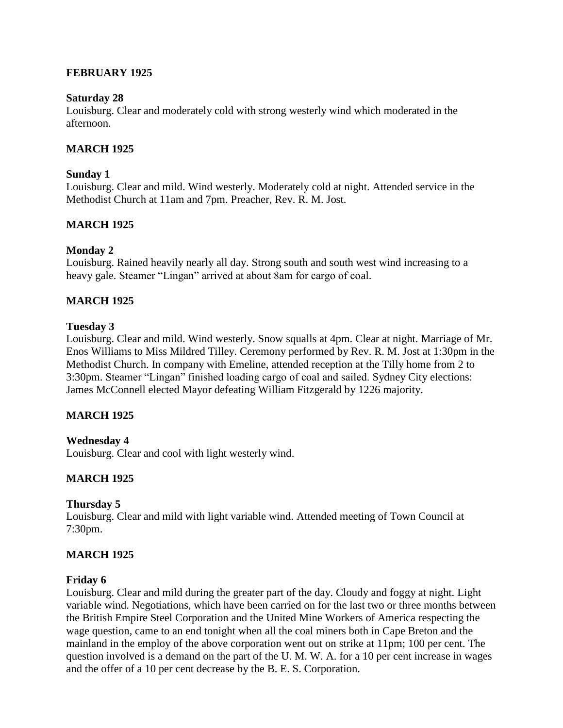**FEBRUARY 1925**

**Saturday 28**

Louisburg. Clear and moderately cold with strong westerly wind which moderated in the afternoon.

**MARCH 1925**

**Sunday 1**

Louisburg. Clear and mild. Wind westerly. Moderately cold at night. Attended service in the Methodist Church at 11am and 7pm. Preacher, Rev. R. M. Jost.

**MARCH 1925**

**Monday 2**

Louisburg. Rained heavily nearly all day. Strong south and south west wind increasing to a heavy gale. Steamer "Lingan" arrived at about 8am for cargo of coal.

**MARCH 1925**

**Tuesday 3**

Louisburg. Clear and mild. Wind westerly. Snow squalls at 4pm. Clear at night. Marriage of Mr. Enos Williams to Miss Mildred Tilley. Ceremony performed by Rev. R. M. Jost at 1:30pm in the Methodist Church. In company with Emeline, attended reception at the Tilly home from 2 to 3:30pm. Steamer "Lingan" finished loading cargo of coal and sailed. Sydney City elections: James McConnell elected Mayor defeating William Fitzgerald by 1226 majority.

**MARCH 1925**

**Wednesday 4**

Louisburg. Clear and cool with light westerly wind.

**MARCH 1925**

**Thursday 5**

Louisburg. Clear and mild with light variable wind. Attended meeting of Town Council at 7:30pm.

**MARCH 1925**

**Friday 6**

Louisburg. Clear and mild during the greater part of the day. Cloudy and foggy at night. Light variable wind. Negotiations, which have been carried on for the last two or three months between the British Empire Steel Corporation and the United Mine Workers of America respecting the wage question, came to an end tonight when all the coal miners both in Cape Breton and the mainland in the employ of the above corporation went out on strike at 11pm; 100 per cent. The question involved is a demand on the part of the U. M. W. A. for a 10 per cent increase in wages and the offer of a 10 per cent decrease by the B. E. S. Corporation.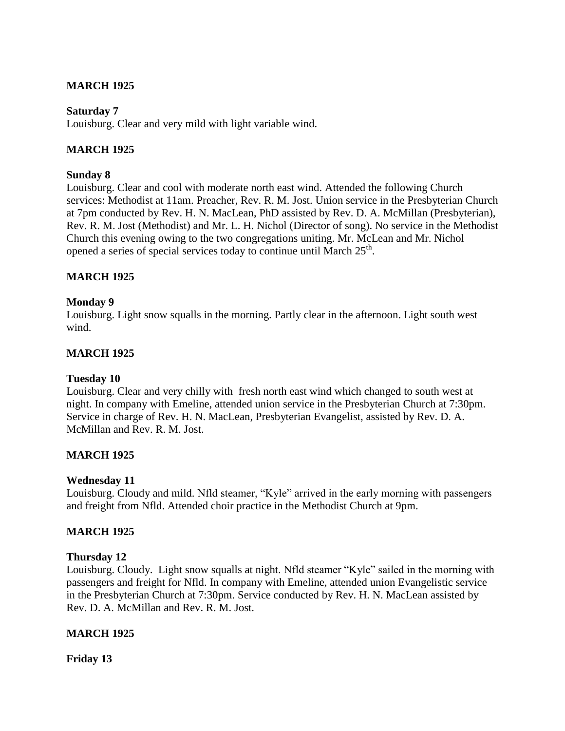**MARCH 1925**

**Saturday 7**
Louisburg. Clear and very mild with light variable wind.

**MARCH 1925**

**Sunday 8**
Louisburg. Clear and cool with moderate north east wind. Attended the following Church services: Methodist at 11am. Preacher, Rev. R. M. Jost. Union service in the Presbyterian Church at 7pm conducted by Rev. H. N. MacLean, PhD assisted by Rev. D. A. McMillan (Presbyterian), Rev. R. M. Jost (Methodist) and Mr. L. H. Nichol (Director of song). No service in the Methodist Church this evening owing to the two congregations uniting. Mr. McLean and Mr. Nichol opened a series of special services today to continue until March 25th.

**MARCH 1925**

**Monday 9**
Louisburg. Light snow squalls in the morning. Partly clear in the afternoon. Light south west wind.

**MARCH 1925**

**Tuesday 10**
Louisburg. Clear and very chilly with fresh north east wind which changed to south west at night. In company with Emeline, attended union service in the Presbyterian Church at 7:30pm. Service in charge of Rev. H. N. MacLean, Presbyterian Evangelist, assisted by Rev. D. A. McMillan and Rev. R. M. Jost.

**MARCH 1925**

**Wednesday 11**
Louisburg. Cloudy and mild. Nfld steamer, "Kyle" arrived in the early morning with passengers and freight from Nfld. Attended choir practice in the Methodist Church at 9pm.

**MARCH 1925**

**Thursday 12**
Louisburg. Cloudy. Light snow squalls at night. Nfld steamer "Kyle" sailed in the morning with passengers and freight for Nfld. In company with Emeline, attended union Evangelistic service in the Presbyterian Church at 7:30pm. Service conducted by Rev. H. N. MacLean assisted by Rev. D. A. McMillan and Rev. R. M. Jost.

**MARCH 1925**

**Friday 13**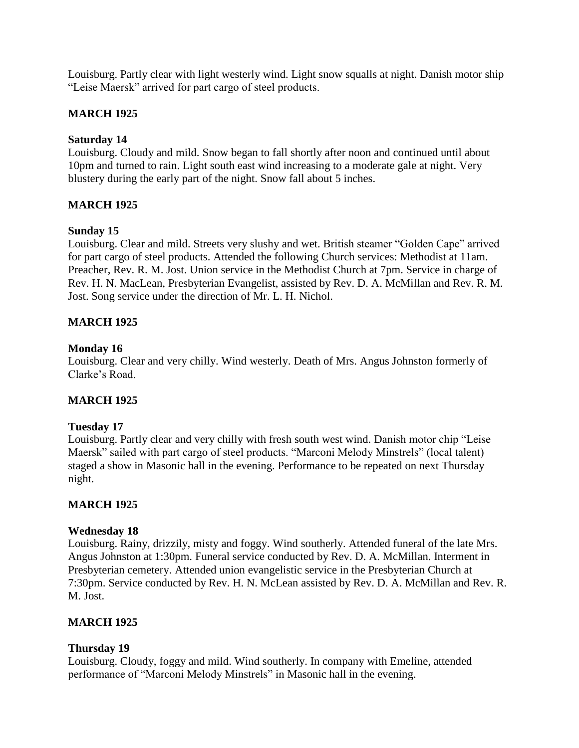Louisburg. Partly clear with light westerly wind. Light snow squalls at night. Danish motor ship "Leise Maersk" arrived for part cargo of steel products.

## MARCH 1925

### Saturday 14

Louisburg. Cloudy and mild. Snow began to fall shortly after noon and continued until about 10pm and turned to rain. Light south east wind increasing to a moderate gale at night. Very blustery during the early part of the night. Snow fall about 5 inches.

## MARCH 1925

### Sunday 15

Louisburg. Clear and mild. Streets very slushy and wet. British steamer "Golden Cape" arrived for part cargo of steel products. Attended the following Church services: Methodist at 11am. Preacher, Rev. R. M. Jost. Union service in the Methodist Church at 7pm. Service in charge of Rev. H. N. MacLean, Presbyterian Evangelist, assisted by Rev. D. A. McMillan and Rev. R. M. Jost. Song service under the direction of Mr. L. H. Nichol.

## MARCH 1925

### Monday 16

Louisburg. Clear and very chilly. Wind westerly. Death of Mrs. Angus Johnston formerly of Clarke's Road.

## MARCH 1925

### Tuesday 17

Louisburg. Partly clear and very chilly with fresh south west wind. Danish motor chip "Leise Maersk" sailed with part cargo of steel products. "Marconi Melody Minstrels" (local talent) staged a show in Masonic hall in the evening. Performance to be repeated on next Thursday night.

## MARCH 1925

### Wednesday 18

Louisburg. Rainy, drizzily, misty and foggy. Wind southerly. Attended funeral of the late Mrs. Angus Johnston at 1:30pm. Funeral service conducted by Rev. D. A. McMillan. Interment in Presbyterian cemetery. Attended union evangelistic service in the Presbyterian Church at 7:30pm. Service conducted by Rev. H. N. McLean assisted by Rev. D. A. McMillan and Rev. R. M. Jost.

## MARCH 1925

### Thursday 19

Louisburg. Cloudy, foggy and mild. Wind southerly. In company with Emeline, attended performance of "Marconi Melody Minstrels" in Masonic hall in the evening.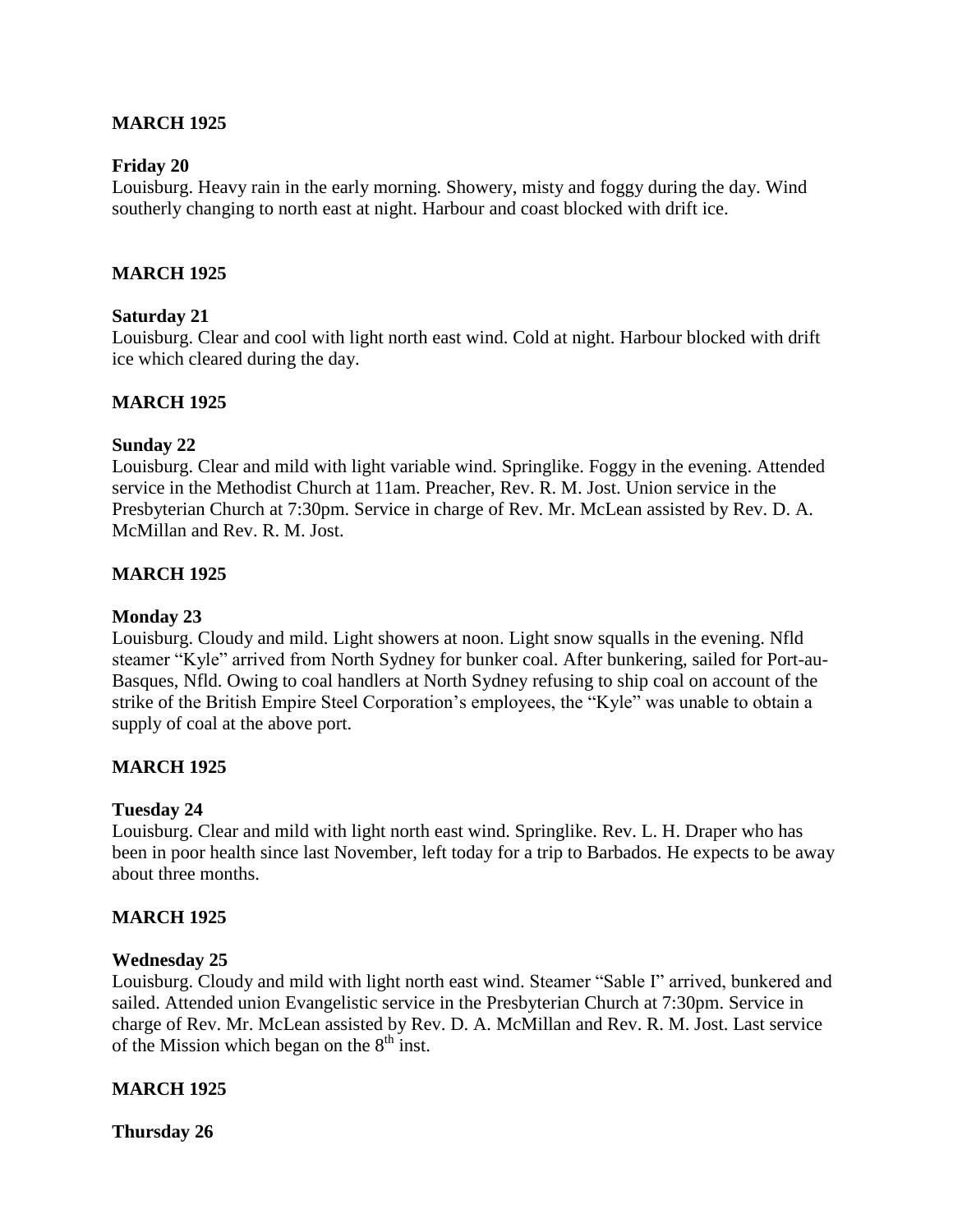**MARCH 1925**

**Friday 20**

Louisburg. Heavy rain in the early morning. Showery, misty and foggy during the day. Wind southerly changing to north east at night. Harbour and coast blocked with drift ice.

**MARCH 1925**

**Saturday 21**

Louisburg. Clear and cool with light north east wind. Cold at night. Harbour blocked with drift ice which cleared during the day.

**MARCH 1925**

**Sunday 22**

Louisburg. Clear and mild with light variable wind. Springlike. Foggy in the evening. Attended service in the Methodist Church at 11am. Preacher, Rev. R. M. Jost. Union service in the Presbyterian Church at 7:30pm. Service in charge of Rev. Mr. McLean assisted by Rev. D. A. McMillan and Rev. R. M. Jost.

**MARCH 1925**

**Monday 23**

Louisburg. Cloudy and mild. Light showers at noon. Light snow squalls in the evening. Nfld steamer "Kyle" arrived from North Sydney for bunker coal. After bunkering, sailed for Port-au-Basques, Nfld. Owing to coal handlers at North Sydney refusing to ship coal on account of the strike of the British Empire Steel Corporation's employees, the "Kyle" was unable to obtain a supply of coal at the above port.

**MARCH 1925**

**Tuesday 24**

Louisburg. Clear and mild with light north east wind. Springlike. Rev. L. H. Draper who has been in poor health since last November, left today for a trip to Barbados. He expects to be away about three months.

**MARCH 1925**

**Wednesday 25**

Louisburg. Cloudy and mild with light north east wind. Steamer "Sable I" arrived, bunkered and sailed. Attended union Evangelistic service in the Presbyterian Church at 7:30pm. Service in charge of Rev. Mr. McLean assisted by Rev. D. A. McMillan and Rev. R. M. Jost. Last service of the Mission which began on the 8th inst.

**MARCH 1925**

**Thursday 26**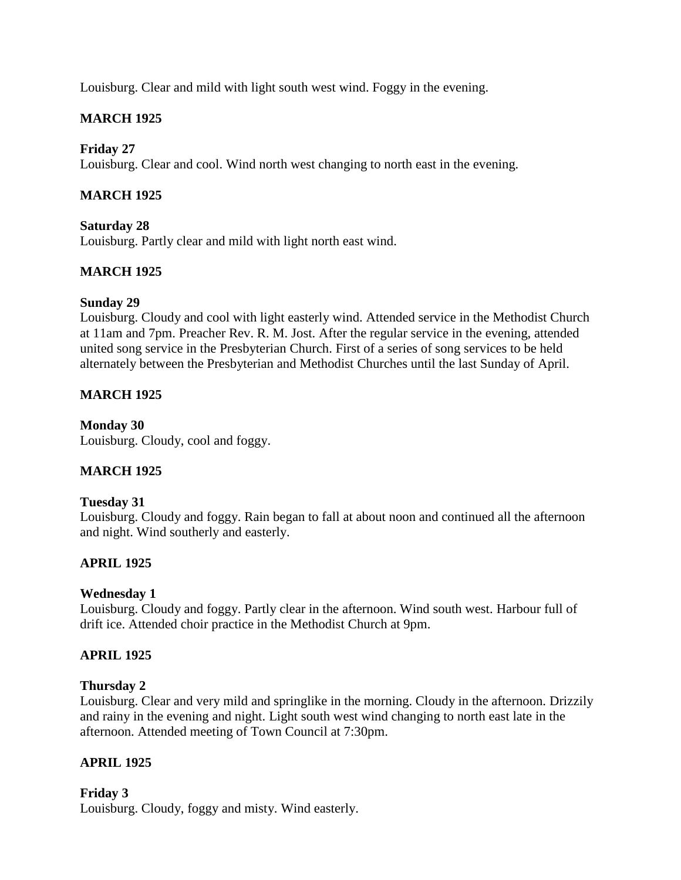Louisburg. Clear and mild with light south west wind. Foggy in the evening.

**MARCH 1925**

**Friday 27**
Louisburg. Clear and cool. Wind north west changing to north east in the evening.

**MARCH 1925**

**Saturday 28**
Louisburg. Partly clear and mild with light north east wind.

**MARCH 1925**

**Sunday 29**
Louisburg. Cloudy and cool with light easterly wind. Attended service in the Methodist Church at 11am and 7pm. Preacher Rev. R. M. Jost. After the regular service in the evening, attended united song service in the Presbyterian Church. First of a series of song services to be held alternately between the Presbyterian and Methodist Churches until the last Sunday of April.

**MARCH 1925**

**Monday 30**
Louisburg. Cloudy, cool and foggy.

**MARCH 1925**

**Tuesday 31**
Louisburg. Cloudy and foggy. Rain began to fall at about noon and continued all the afternoon and night. Wind southerly and easterly.

**APRIL 1925**

**Wednesday 1**
Louisburg. Cloudy and foggy. Partly clear in the afternoon. Wind south west. Harbour full of drift ice. Attended choir practice in the Methodist Church at 9pm.

**APRIL 1925**

**Thursday 2**
Louisburg. Clear and very mild and springlike in the morning. Cloudy in the afternoon. Drizzily and rainy in the evening and night. Light south west wind changing to north east late in the afternoon. Attended meeting of Town Council at 7:30pm.

**APRIL 1925**

**Friday 3**
Louisburg. Cloudy, foggy and misty. Wind easterly.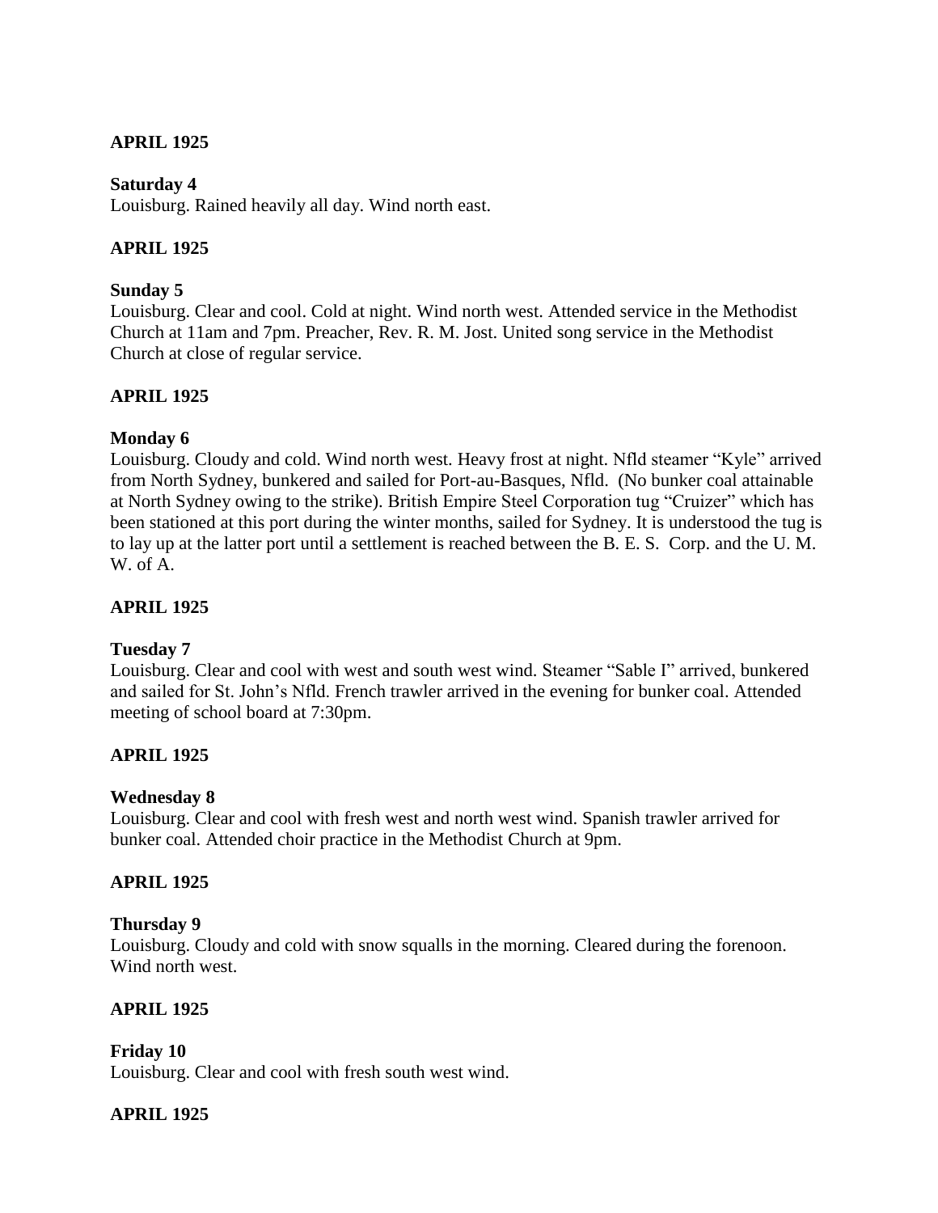**APRIL 1925**

**Saturday 4**
Louisburg. Rained heavily all day. Wind north east.

**APRIL 1925**

**Sunday 5**
Louisburg. Clear and cool. Cold at night. Wind north west. Attended service in the Methodist Church at 11am and 7pm. Preacher, Rev. R. M. Jost. United song service in the Methodist Church at close of regular service.

**APRIL 1925**

**Monday 6**
Louisburg. Cloudy and cold. Wind north west. Heavy frost at night. Nfld steamer "Kyle" arrived from North Sydney, bunkered and sailed for Port-au-Basques, Nfld. (No bunker coal attainable at North Sydney owing to the strike). British Empire Steel Corporation tug "Cruizer" which has been stationed at this port during the winter months, sailed for Sydney. It is understood the tug is to lay up at the latter port until a settlement is reached between the B. E. S. Corp. and the U. M. W. of A.

**APRIL 1925**

**Tuesday 7**
Louisburg. Clear and cool with west and south west wind. Steamer "Sable I" arrived, bunkered and sailed for St. John's Nfld. French trawler arrived in the evening for bunker coal. Attended meeting of school board at 7:30pm.

**APRIL 1925**

**Wednesday 8**
Louisburg. Clear and cool with fresh west and north west wind. Spanish trawler arrived for bunker coal. Attended choir practice in the Methodist Church at 9pm.

**APRIL 1925**

**Thursday 9**
Louisburg. Cloudy and cold with snow squalls in the morning. Cleared during the forenoon. Wind north west.

**APRIL 1925**

**Friday 10**
Louisburg. Clear and cool with fresh south west wind.

**APRIL 1925**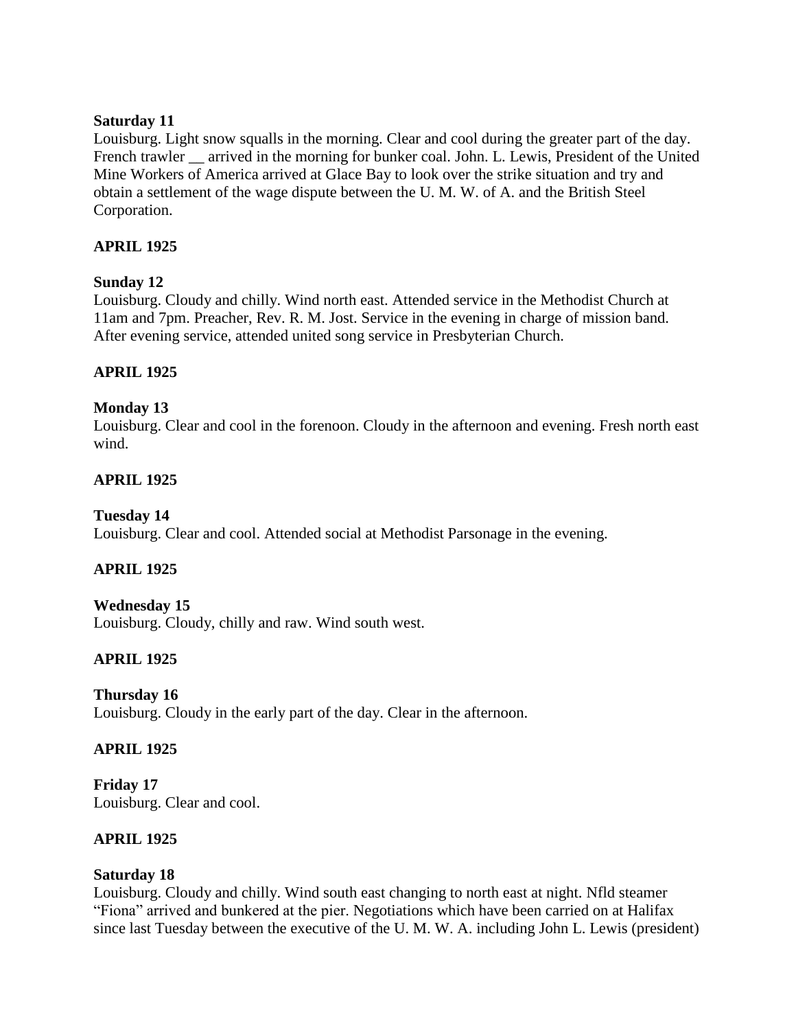**Saturday 11**
Louisburg. Light snow squalls in the morning. Clear and cool during the greater part of the day. French trawler __ arrived in the morning for bunker coal. John. L. Lewis, President of the United Mine Workers of America arrived at Glace Bay to look over the strike situation and try and obtain a settlement of the wage dispute between the U. M. W. of A. and the British Steel Corporation.

**APRIL 1925**

**Sunday 12**
Louisburg. Cloudy and chilly. Wind north east. Attended service in the Methodist Church at 11am and 7pm. Preacher, Rev. R. M. Jost. Service in the evening in charge of mission band. After evening service, attended united song service in Presbyterian Church.

**APRIL 1925**

**Monday 13**
Louisburg. Clear and cool in the forenoon. Cloudy in the afternoon and evening. Fresh north east wind.

**APRIL 1925**

**Tuesday 14**
Louisburg. Clear and cool. Attended social at Methodist Parsonage in the evening.

**APRIL 1925**

**Wednesday 15**
Louisburg. Cloudy, chilly and raw. Wind south west.

**APRIL 1925**

**Thursday 16**
Louisburg. Cloudy in the early part of the day. Clear in the afternoon.

**APRIL 1925**

**Friday 17**
Louisburg. Clear and cool.

**APRIL 1925**

**Saturday 18**
Louisburg. Cloudy and chilly. Wind south east changing to north east at night. Nfld steamer "Fiona" arrived and bunkered at the pier. Negotiations which have been carried on at Halifax since last Tuesday between the executive of the U. M. W. A. including John L. Lewis (president)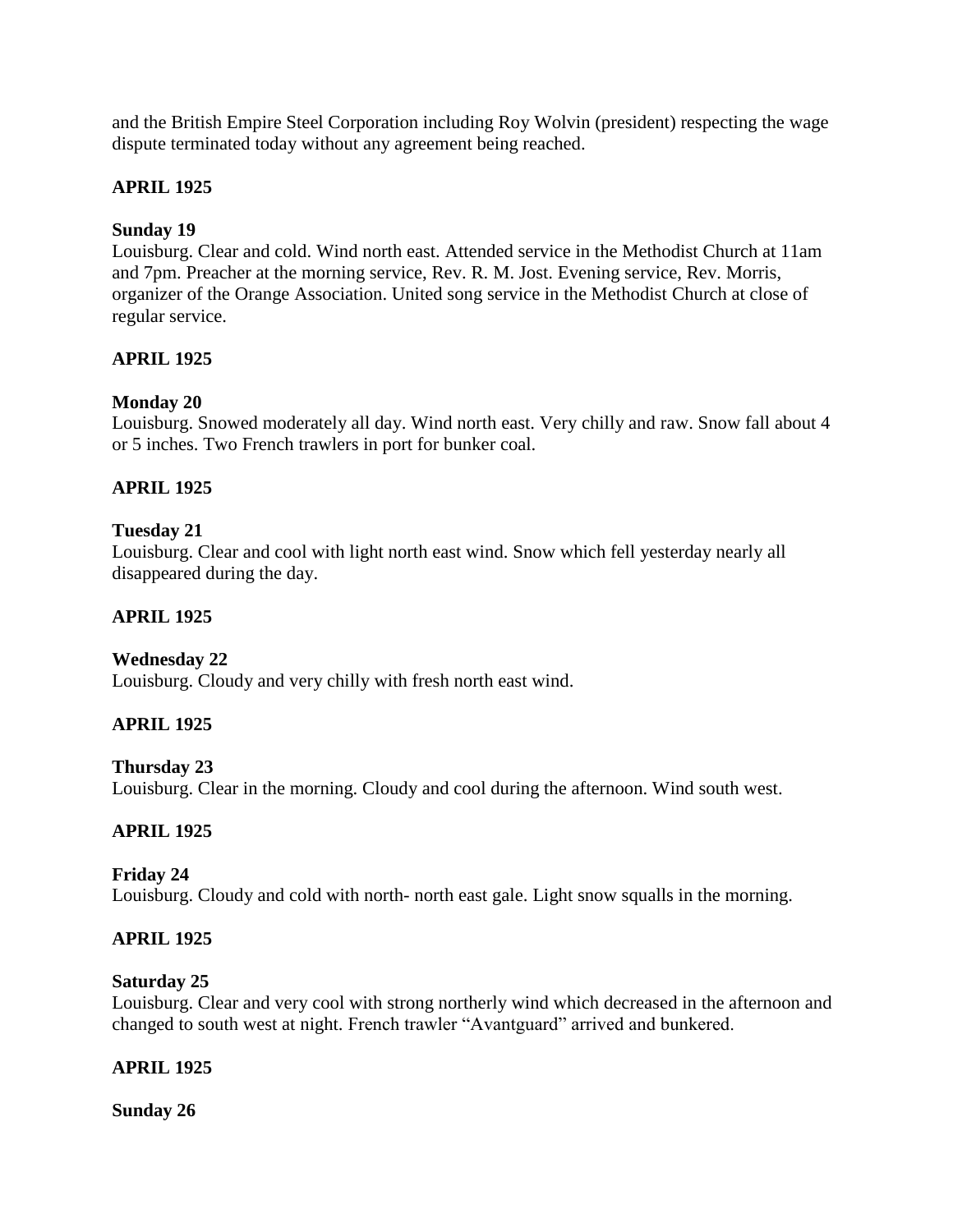and the British Empire Steel Corporation including Roy Wolvin (president) respecting the wage dispute terminated today without any agreement being reached.

**APRIL 1925**

**Sunday 19**
Louisburg. Clear and cold. Wind north east. Attended service in the Methodist Church at 11am and 7pm. Preacher at the morning service, Rev. R. M. Jost. Evening service, Rev. Morris, organizer of the Orange Association. United song service in the Methodist Church at close of regular service.

**APRIL 1925**

**Monday 20**
Louisburg. Snowed moderately all day. Wind north east. Very chilly and raw. Snow fall about 4 or 5 inches. Two French trawlers in port for bunker coal.

**APRIL 1925**

**Tuesday 21**
Louisburg. Clear and cool with light north east wind. Snow which fell yesterday nearly all disappeared during the day.

**APRIL 1925**

**Wednesday 22**
Louisburg. Cloudy and very chilly with fresh north east wind.

**APRIL 1925**

**Thursday 23**
Louisburg. Clear in the morning. Cloudy and cool during the afternoon. Wind south west.

**APRIL 1925**

**Friday 24**
Louisburg. Cloudy and cold with north- north east gale. Light snow squalls in the morning.

**APRIL 1925**

**Saturday 25**
Louisburg. Clear and very cool with strong northerly wind which decreased in the afternoon and changed to south west at night. French trawler "Avantguard" arrived and bunkered.

**APRIL 1925**

**Sunday 26**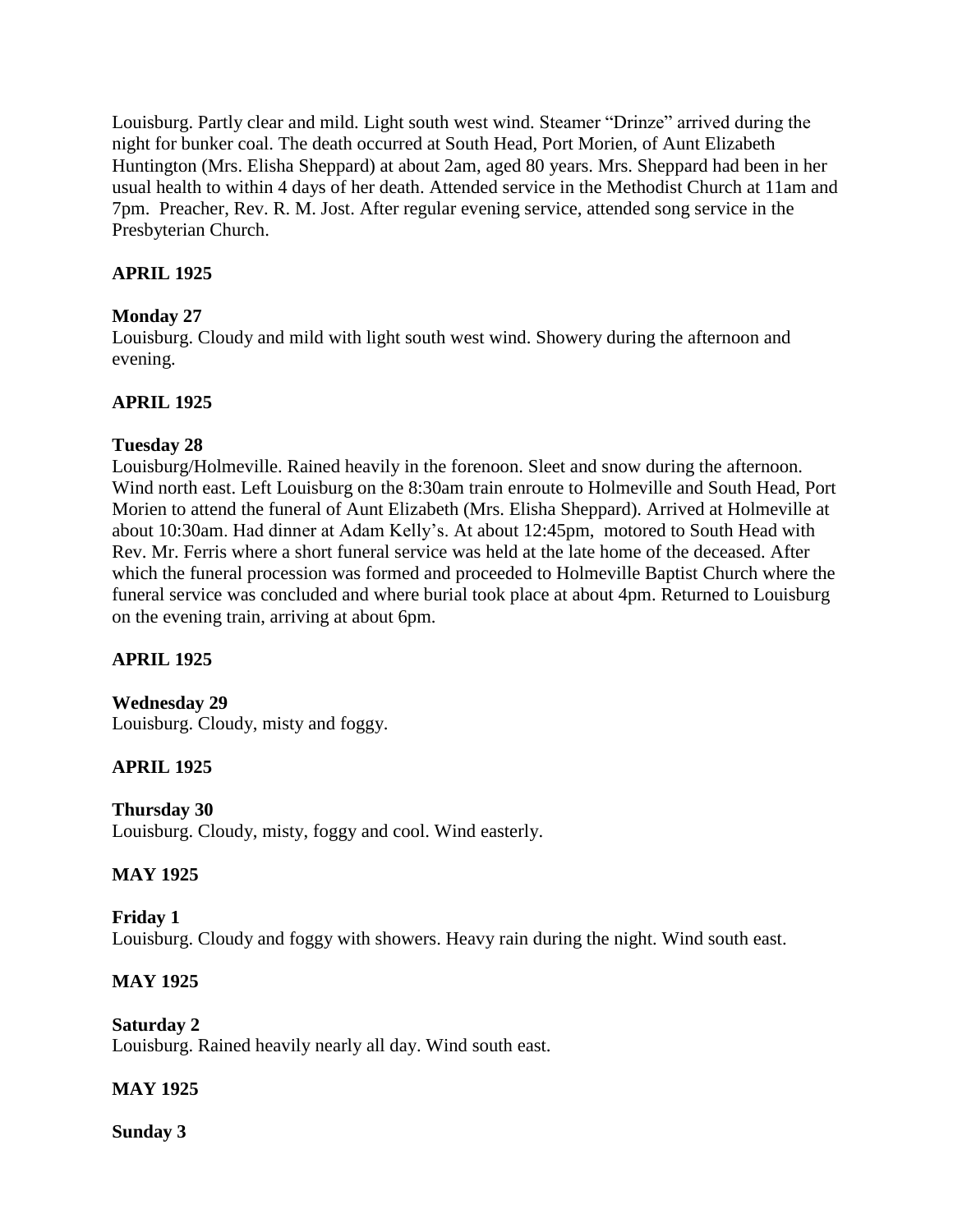Louisburg. Partly clear and mild. Light south west wind. Steamer "Drinze" arrived during the night for bunker coal. The death occurred at South Head, Port Morien, of Aunt Elizabeth Huntington (Mrs. Elisha Sheppard) at about 2am, aged 80 years. Mrs. Sheppard had been in her usual health to within 4 days of her death. Attended service in the Methodist Church at 11am and 7pm. Preacher, Rev. R. M. Jost. After regular evening service, attended song service in the Presbyterian Church.

**APRIL 1925**

**Monday 27**
Louisburg. Cloudy and mild with light south west wind. Showery during the afternoon and evening.

**APRIL 1925**

**Tuesday 28**
Louisburg/Holmeville. Rained heavily in the forenoon. Sleet and snow during the afternoon. Wind north east. Left Louisburg on the 8:30am train enroute to Holmeville and South Head, Port Morien to attend the funeral of Aunt Elizabeth (Mrs. Elisha Sheppard). Arrived at Holmeville at about 10:30am. Had dinner at Adam Kelly's. At about 12:45pm, motored to South Head with Rev. Mr. Ferris where a short funeral service was held at the late home of the deceased. After which the funeral procession was formed and proceeded to Holmeville Baptist Church where the funeral service was concluded and where burial took place at about 4pm. Returned to Louisburg on the evening train, arriving at about 6pm.

**APRIL 1925**

**Wednesday 29**
Louisburg. Cloudy, misty and foggy.

**APRIL 1925**

**Thursday 30**
Louisburg. Cloudy, misty, foggy and cool. Wind easterly.

**MAY 1925**

**Friday 1**
Louisburg. Cloudy and foggy with showers. Heavy rain during the night. Wind south east.

**MAY 1925**

**Saturday 2**
Louisburg. Rained heavily nearly all day. Wind south east.

**MAY 1925**

**Sunday 3**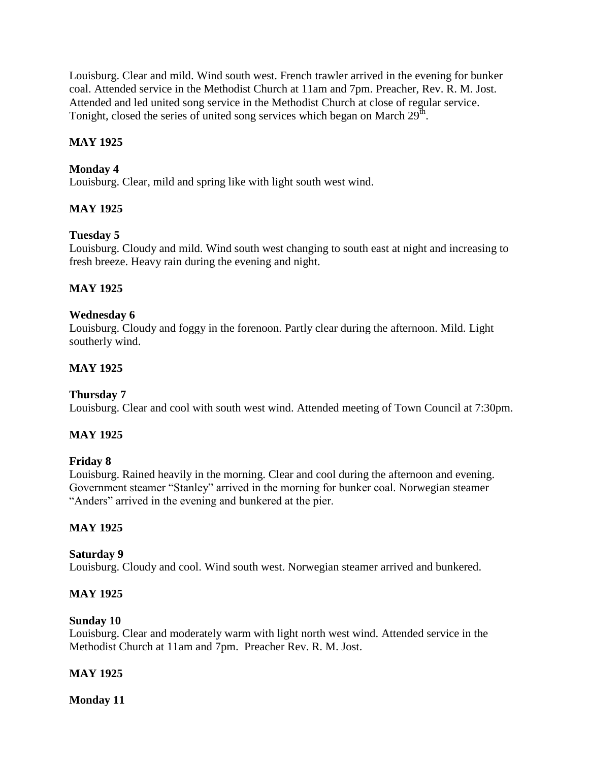Louisburg. Clear and mild. Wind south west. French trawler arrived in the evening for bunker coal. Attended service in the Methodist Church at 11am and 7pm. Preacher, Rev. R. M. Jost. Attended and led united song service in the Methodist Church at close of regular service. Tonight, closed the series of united song services which began on March 29th.

**MAY 1925**

**Monday 4**
Louisburg. Clear, mild and spring like with light south west wind.

**MAY 1925**

**Tuesday 5**
Louisburg. Cloudy and mild. Wind south west changing to south east at night and increasing to fresh breeze. Heavy rain during the evening and night.

**MAY 1925**

**Wednesday 6**
Louisburg. Cloudy and foggy in the forenoon. Partly clear during the afternoon. Mild. Light southerly wind.

**MAY 1925**

**Thursday 7**
Louisburg. Clear and cool with south west wind. Attended meeting of Town Council at 7:30pm.

**MAY 1925**

**Friday 8**
Louisburg. Rained heavily in the morning. Clear and cool during the afternoon and evening. Government steamer "Stanley" arrived in the morning for bunker coal. Norwegian steamer "Anders" arrived in the evening and bunkered at the pier.

**MAY 1925**

**Saturday 9**
Louisburg. Cloudy and cool. Wind south west. Norwegian steamer arrived and bunkered.

**MAY 1925**

**Sunday 10**
Louisburg. Clear and moderately warm with light north west wind. Attended service in the Methodist Church at 11am and 7pm. Preacher Rev. R. M. Jost.

**MAY 1925**

**Monday 11**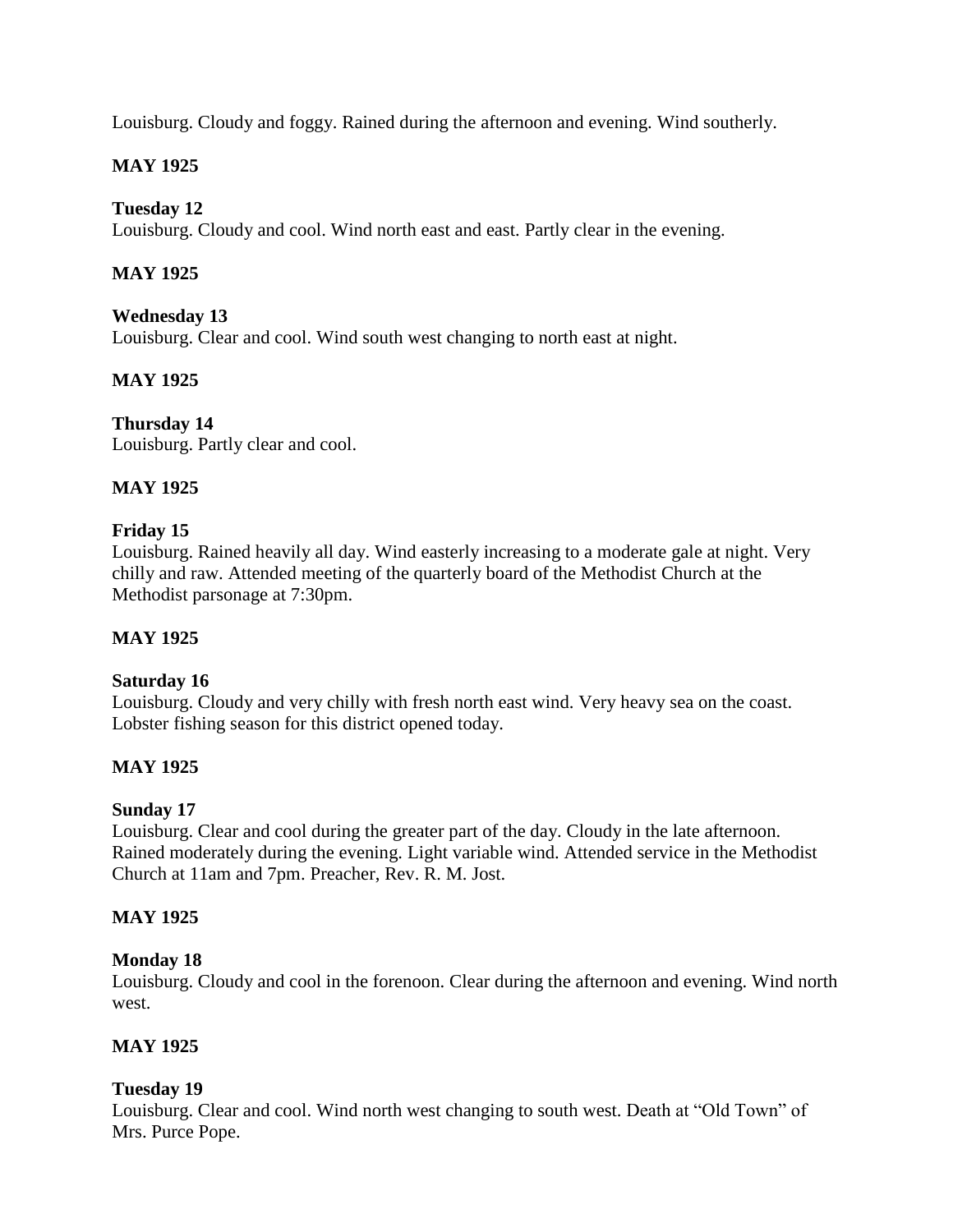Louisburg. Cloudy and foggy. Rained during the afternoon and evening. Wind southerly.

**MAY 1925**

**Tuesday 12**
Louisburg. Cloudy and cool. Wind north east and east. Partly clear in the evening.

**MAY 1925**

**Wednesday 13**
Louisburg. Clear and cool. Wind south west changing to north east at night.

**MAY 1925**

**Thursday 14**
Louisburg. Partly clear and cool.

**MAY 1925**

**Friday 15**
Louisburg. Rained heavily all day. Wind easterly increasing to a moderate gale at night. Very chilly and raw. Attended meeting of the quarterly board of the Methodist Church at the Methodist parsonage at 7:30pm.

**MAY 1925**

**Saturday 16**
Louisburg. Cloudy and very chilly with fresh north east wind. Very heavy sea on the coast. Lobster fishing season for this district opened today.

**MAY 1925**

**Sunday 17**
Louisburg. Clear and cool during the greater part of the day. Cloudy in the late afternoon. Rained moderately during the evening. Light variable wind. Attended service in the Methodist Church at 11am and 7pm. Preacher, Rev. R. M. Jost.

**MAY 1925**

**Monday 18**
Louisburg. Cloudy and cool in the forenoon. Clear during the afternoon and evening. Wind north west.

**MAY 1925**

**Tuesday 19**
Louisburg. Clear and cool. Wind north west changing to south west. Death at "Old Town" of Mrs. Purce Pope.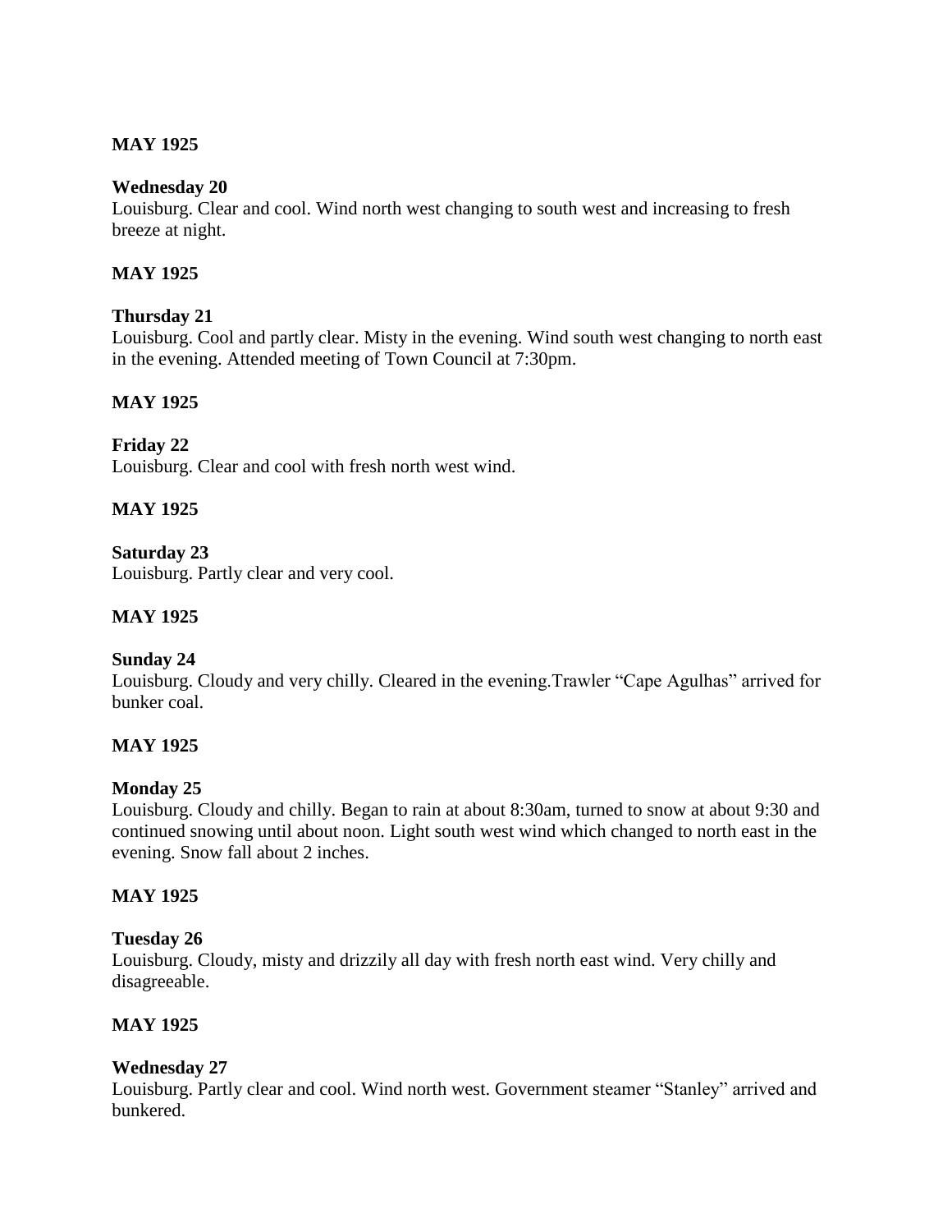**MAY 1925**

**Wednesday 20**
Louisburg. Clear and cool. Wind north west changing to south west and increasing to fresh breeze at night.

**MAY 1925**

**Thursday 21**
Louisburg. Cool and partly clear. Misty in the evening. Wind south west changing to north east in the evening. Attended meeting of Town Council at 7:30pm.

**MAY 1925**

**Friday 22**
Louisburg. Clear and cool with fresh north west wind.

**MAY 1925**

**Saturday 23**
Louisburg. Partly clear and very cool.

**MAY 1925**

**Sunday 24**
Louisburg. Cloudy and very chilly. Cleared in the evening.Trawler "Cape Agulhas" arrived for bunker coal.

**MAY 1925**

**Monday 25**
Louisburg. Cloudy and chilly. Began to rain at about 8:30am, turned to snow at about 9:30 and continued snowing until about noon. Light south west wind which changed to north east in the evening. Snow fall about 2 inches.

**MAY 1925**

**Tuesday 26**
Louisburg. Cloudy, misty and drizzily all day with fresh north east wind. Very chilly and disagreeable.

**MAY 1925**

**Wednesday 27**
Louisburg. Partly clear and cool. Wind north west. Government steamer "Stanley" arrived and bunkered.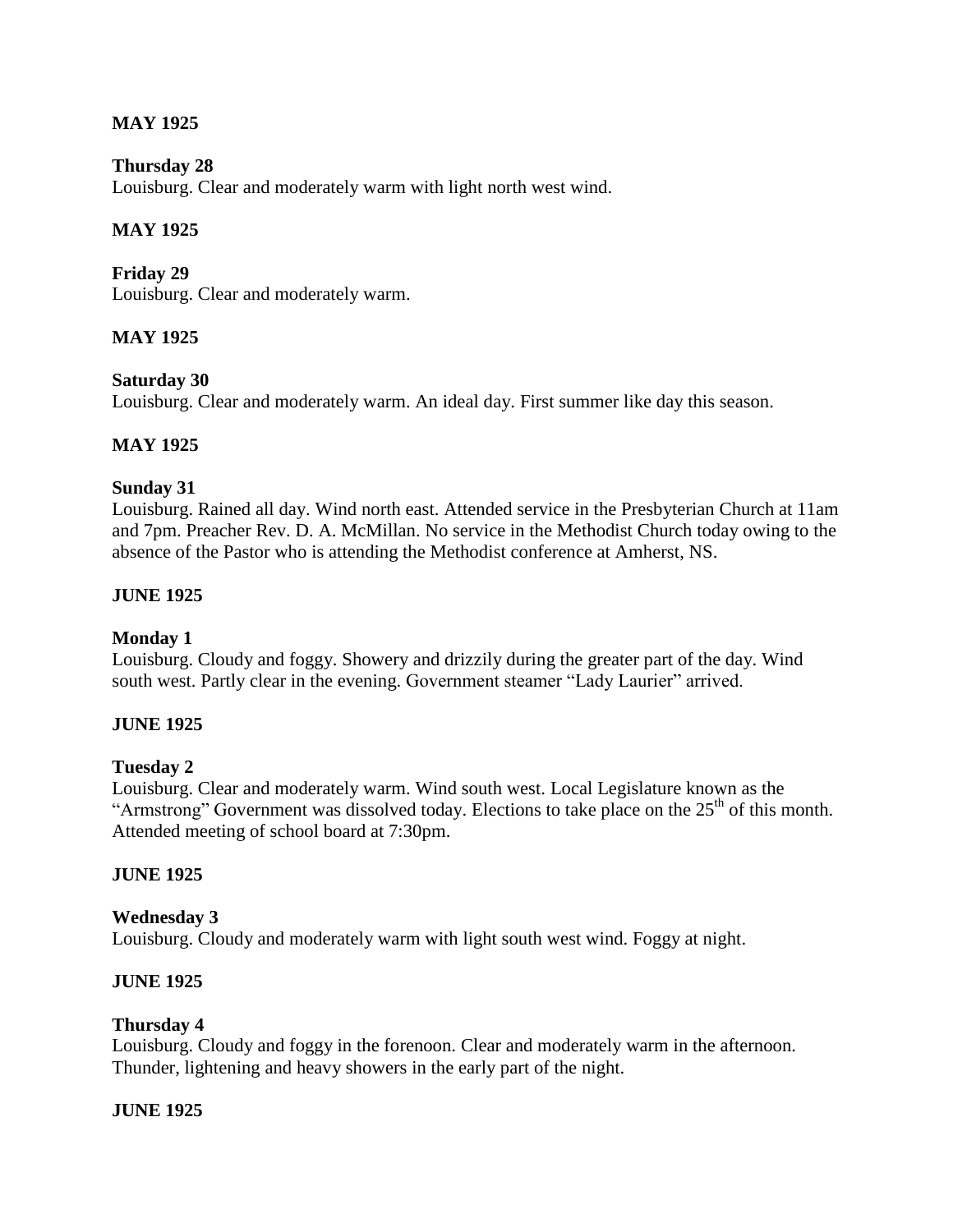**MAY 1925**

**Thursday 28**
Louisburg. Clear and moderately warm with light north west wind.

**MAY 1925**

**Friday 29**
Louisburg. Clear and moderately warm.

**MAY 1925**

**Saturday 30**
Louisburg. Clear and moderately warm. An ideal day. First summer like day this season.

**MAY 1925**

**Sunday 31**
Louisburg. Rained all day. Wind north east. Attended service in the Presbyterian Church at 11am and 7pm. Preacher Rev. D. A. McMillan. No service in the Methodist Church today owing to the absence of the Pastor who is attending the Methodist conference at Amherst, NS.

**JUNE 1925**

**Monday 1**
Louisburg. Cloudy and foggy. Showery and drizzily during the greater part of the day. Wind south west. Partly clear in the evening. Government steamer "Lady Laurier" arrived.

**JUNE 1925**

**Tuesday 2**
Louisburg. Clear and moderately warm. Wind south west. Local Legislature known as the "Armstrong" Government was dissolved today. Elections to take place on the 25th of this month. Attended meeting of school board at 7:30pm.

**JUNE 1925**

**Wednesday 3**
Louisburg. Cloudy and moderately warm with light south west wind. Foggy at night.

**JUNE 1925**

**Thursday 4**
Louisburg. Cloudy and foggy in the forenoon. Clear and moderately warm in the afternoon. Thunder, lightening and heavy showers in the early part of the night.

**JUNE 1925**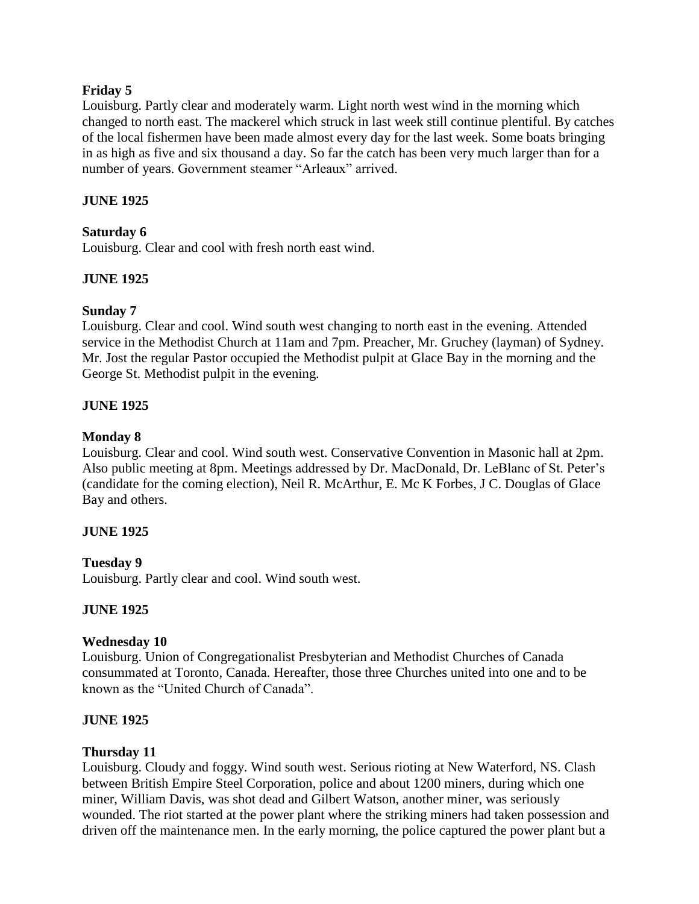**Friday 5**

Louisburg. Partly clear and moderately warm. Light north west wind in the morning which changed to north east. The mackerel which struck in last week still continue plentiful. By catches of the local fishermen have been made almost every day for the last week. Some boats bringing in as high as five and six thousand a day. So far the catch has been very much larger than for a number of years. Government steamer "Arleaux" arrived.

**JUNE 1925**

**Saturday 6**

Louisburg. Clear and cool with fresh north east wind.

**JUNE 1925**

**Sunday 7**

Louisburg. Clear and cool. Wind south west changing to north east in the evening. Attended service in the Methodist Church at 11am and 7pm. Preacher, Mr. Gruchey (layman) of Sydney. Mr. Jost the regular Pastor occupied the Methodist pulpit at Glace Bay in the morning and the George St. Methodist pulpit in the evening.

**JUNE 1925**

**Monday 8**

Louisburg. Clear and cool. Wind south west. Conservative Convention in Masonic hall at 2pm. Also public meeting at 8pm. Meetings addressed by Dr. MacDonald, Dr. LeBlanc of St. Peter's (candidate for the coming election), Neil R. McArthur, E. Mc K Forbes, J C. Douglas of Glace Bay and others.

**JUNE 1925**

**Tuesday 9**

Louisburg. Partly clear and cool. Wind south west.

**JUNE 1925**

**Wednesday 10**

Louisburg. Union of Congregationalist Presbyterian and Methodist Churches of Canada consummated at Toronto, Canada. Hereafter, those three Churches united into one and to be known as the "United Church of Canada".

**JUNE 1925**

**Thursday 11**

Louisburg. Cloudy and foggy. Wind south west. Serious rioting at New Waterford, NS. Clash between British Empire Steel Corporation, police and about 1200 miners, during which one miner, William Davis, was shot dead and Gilbert Watson, another miner, was seriously wounded. The riot started at the power plant where the striking miners had taken possession and driven off the maintenance men. In the early morning, the police captured the power plant but a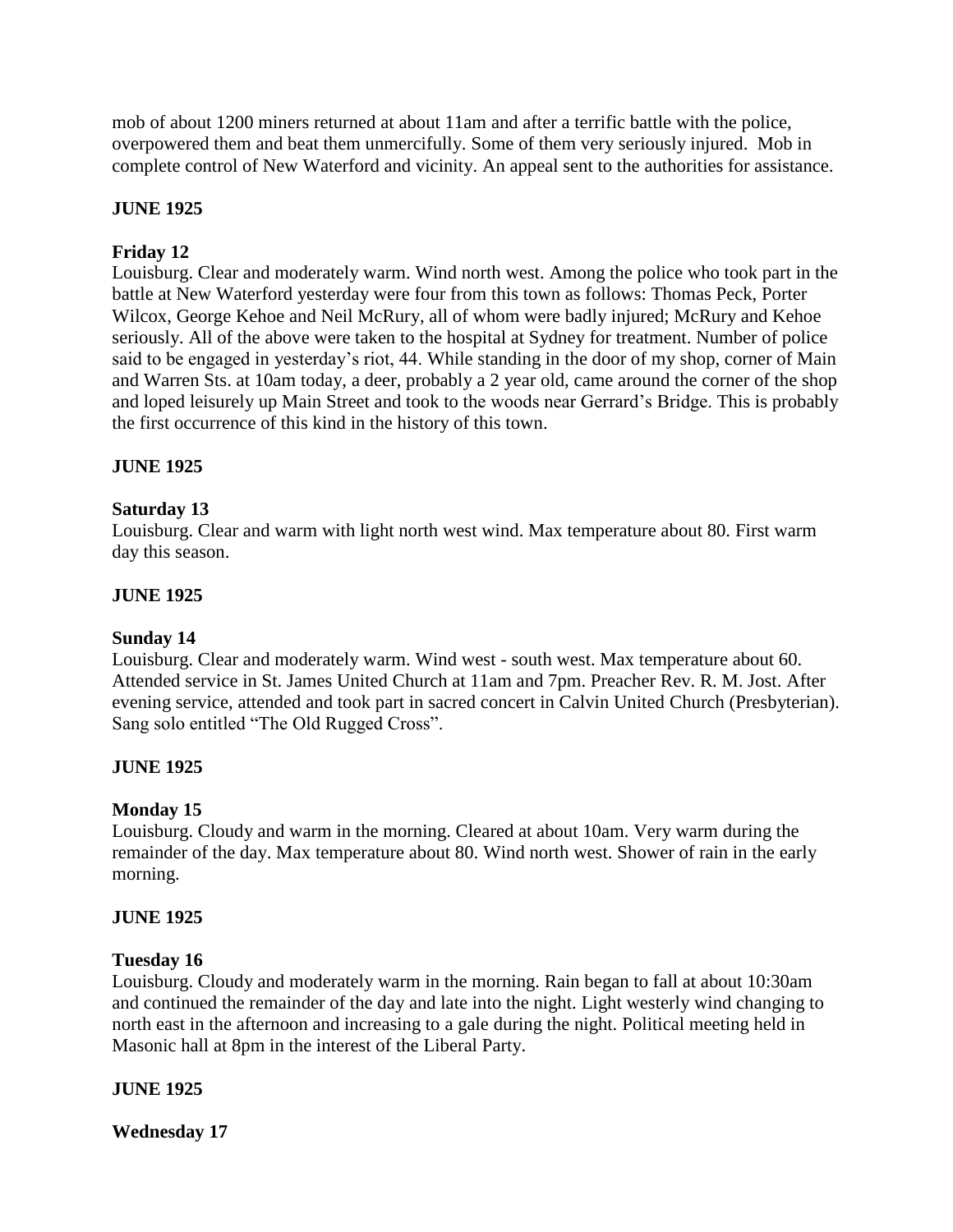mob of about 1200 miners returned at about 11am and after a terrific battle with the police, overpowered them and beat them unmercifully. Some of them very seriously injured. Mob in complete control of New Waterford and vicinity. An appeal sent to the authorities for assistance.

**JUNE 1925**

**Friday 12**
Louisburg. Clear and moderately warm. Wind north west. Among the police who took part in the battle at New Waterford yesterday were four from this town as follows: Thomas Peck, Porter Wilcox, George Kehoe and Neil McRury, all of whom were badly injured; McRury and Kehoe seriously. All of the above were taken to the hospital at Sydney for treatment. Number of police said to be engaged in yesterday's riot, 44. While standing in the door of my shop, corner of Main and Warren Sts. at 10am today, a deer, probably a 2 year old, came around the corner of the shop and loped leisurely up Main Street and took to the woods near Gerrard's Bridge. This is probably the first occurrence of this kind in the history of this town.

**JUNE 1925**

**Saturday 13**
Louisburg. Clear and warm with light north west wind. Max temperature about 80. First warm day this season.

**JUNE 1925**

**Sunday 14**
Louisburg. Clear and moderately warm. Wind west - south west. Max temperature about 60. Attended service in St. James United Church at 11am and 7pm. Preacher Rev. R. M. Jost. After evening service, attended and took part in sacred concert in Calvin United Church (Presbyterian). Sang solo entitled "The Old Rugged Cross".

**JUNE 1925**

**Monday 15**
Louisburg. Cloudy and warm in the morning. Cleared at about 10am. Very warm during the remainder of the day. Max temperature about 80. Wind north west. Shower of rain in the early morning.

**JUNE 1925**

**Tuesday 16**
Louisburg. Cloudy and moderately warm in the morning. Rain began to fall at about 10:30am and continued the remainder of the day and late into the night. Light westerly wind changing to north east in the afternoon and increasing to a gale during the night. Political meeting held in Masonic hall at 8pm in the interest of the Liberal Party.

**JUNE 1925**

**Wednesday 17**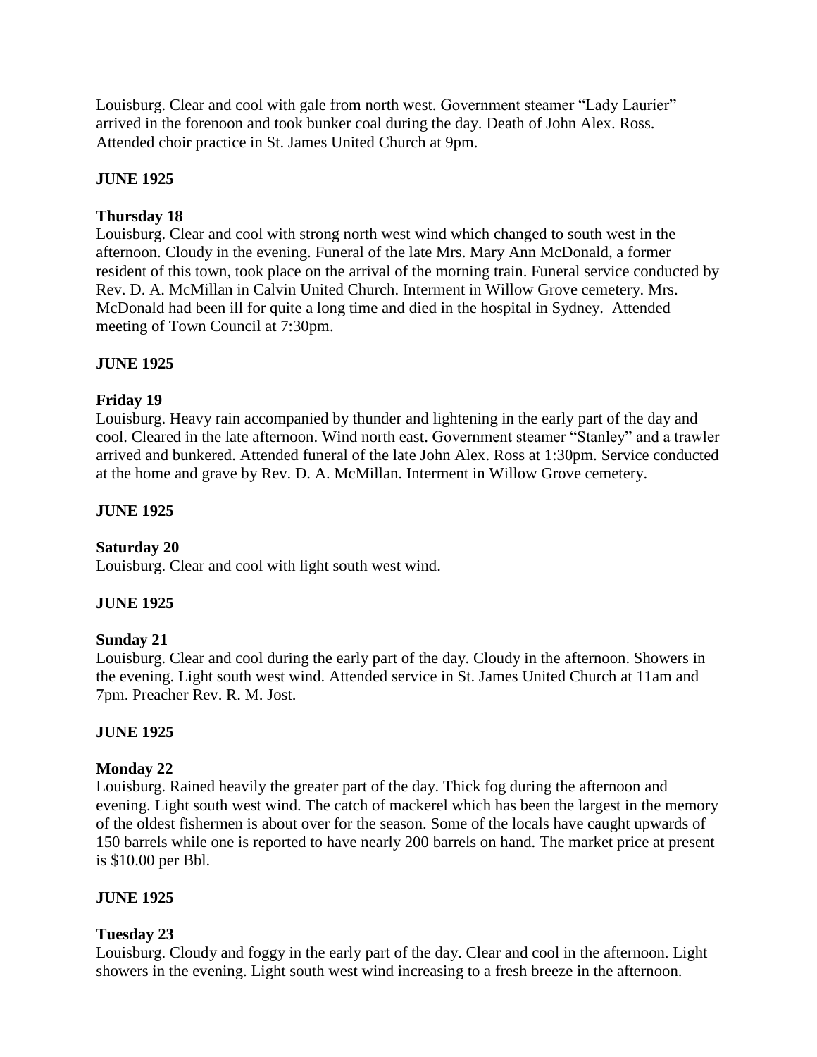Louisburg. Clear and cool with gale from north west. Government steamer "Lady Laurier" arrived in the forenoon and took bunker coal during the day. Death of John Alex. Ross. Attended choir practice in St. James United Church at 9pm.

**JUNE 1925**

**Thursday 18**

Louisburg. Clear and cool with strong north west wind which changed to south west in the afternoon. Cloudy in the evening. Funeral of the late Mrs. Mary Ann McDonald, a former resident of this town, took place on the arrival of the morning train. Funeral service conducted by Rev. D. A. McMillan in Calvin United Church. Interment in Willow Grove cemetery. Mrs. McDonald had been ill for quite a long time and died in the hospital in Sydney. Attended meeting of Town Council at 7:30pm.

**JUNE 1925**

**Friday 19**

Louisburg. Heavy rain accompanied by thunder and lightening in the early part of the day and cool. Cleared in the late afternoon. Wind north east. Government steamer "Stanley" and a trawler arrived and bunkered. Attended funeral of the late John Alex. Ross at 1:30pm. Service conducted at the home and grave by Rev. D. A. McMillan. Interment in Willow Grove cemetery.

**JUNE 1925**

**Saturday 20**

Louisburg. Clear and cool with light south west wind.

**JUNE 1925**

**Sunday 21**

Louisburg. Clear and cool during the early part of the day. Cloudy in the afternoon. Showers in the evening. Light south west wind. Attended service in St. James United Church at 11am and 7pm. Preacher Rev. R. M. Jost.

**JUNE 1925**

**Monday 22**

Louisburg. Rained heavily the greater part of the day. Thick fog during the afternoon and evening. Light south west wind. The catch of mackerel which has been the largest in the memory of the oldest fishermen is about over for the season. Some of the locals have caught upwards of 150 barrels while one is reported to have nearly 200 barrels on hand. The market price at present is $10.00 per Bbl.

**JUNE 1925**

**Tuesday 23**

Louisburg. Cloudy and foggy in the early part of the day. Clear and cool in the afternoon. Light showers in the evening. Light south west wind increasing to a fresh breeze in the afternoon.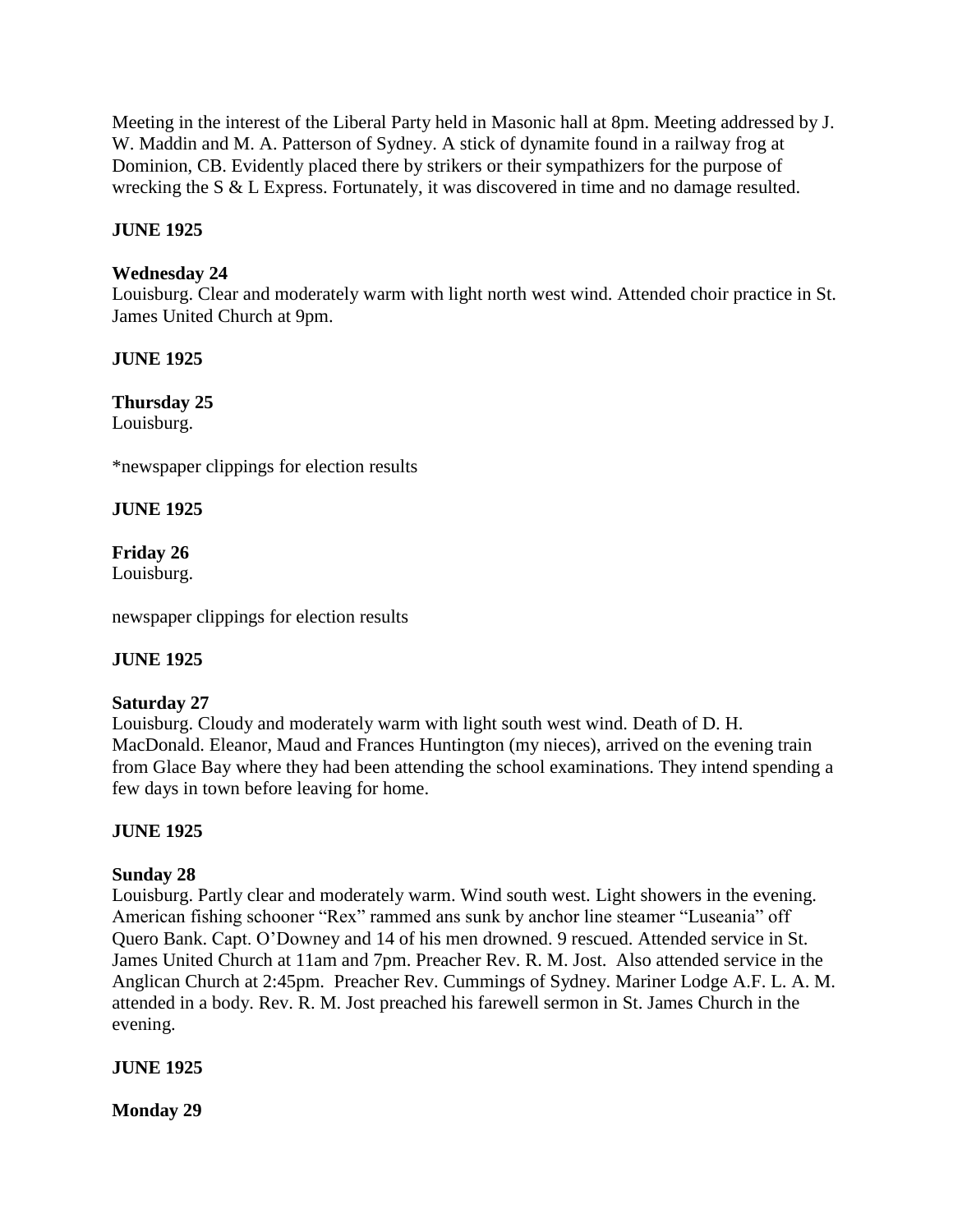Meeting in the interest of the Liberal Party held in Masonic hall at 8pm. Meeting addressed by J. W. Maddin and M. A. Patterson of Sydney. A stick of dynamite found in a railway frog at Dominion, CB. Evidently placed there by strikers or their sympathizers for the purpose of wrecking the S & L Express. Fortunately, it was discovered in time and no damage resulted.

**JUNE 1925**

**Wednesday 24**
Louisburg. Clear and moderately warm with light north west wind. Attended choir practice in St. James United Church at 9pm.

**JUNE 1925**

**Thursday 25**
Louisburg.

*newspaper clippings for election results

**JUNE 1925**

**Friday 26**
Louisburg.

newspaper clippings for election results

**JUNE 1925**

**Saturday 27**
Louisburg. Cloudy and moderately warm with light south west wind. Death of D. H. MacDonald. Eleanor, Maud and Frances Huntington (my nieces), arrived on the evening train from Glace Bay where they had been attending the school examinations. They intend spending a few days in town before leaving for home.

**JUNE 1925**

**Sunday 28**
Louisburg. Partly clear and moderately warm. Wind south west. Light showers in the evening. American fishing schooner "Rex" rammed ans sunk by anchor line steamer "Luseania" off Quero Bank. Capt. O'Downey and 14 of his men drowned. 9 rescued. Attended service in St. James United Church at 11am and 7pm. Preacher Rev. R. M. Jost. Also attended service in the Anglican Church at 2:45pm. Preacher Rev. Cummings of Sydney. Mariner Lodge A.F. L. A. M. attended in a body. Rev. R. M. Jost preached his farewell sermon in St. James Church in the evening.

**JUNE 1925**

**Monday 29**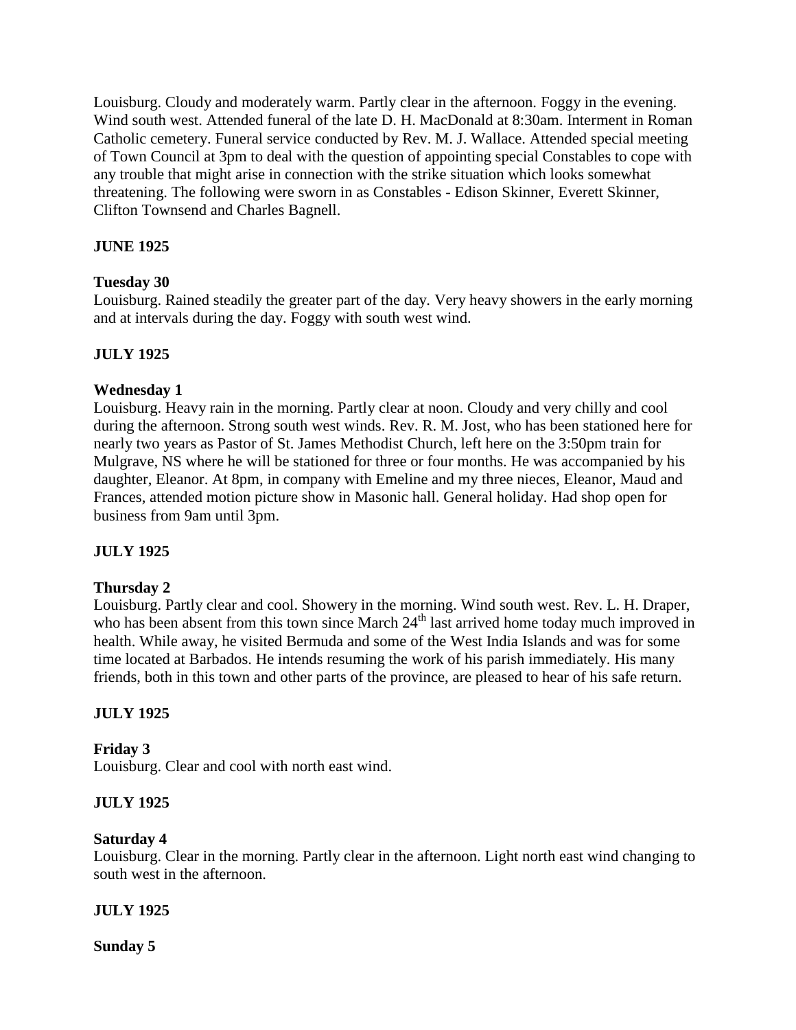Louisburg. Cloudy and moderately warm. Partly clear in the afternoon. Foggy in the evening. Wind south west. Attended funeral of the late D. H. MacDonald at 8:30am. Interment in Roman Catholic cemetery. Funeral service conducted by Rev. M. J. Wallace. Attended special meeting of Town Council at 3pm to deal with the question of appointing special Constables to cope with any trouble that might arise in connection with the strike situation which looks somewhat threatening. The following were sworn in as Constables - Edison Skinner, Everett Skinner, Clifton Townsend and Charles Bagnell.

**JUNE 1925**

**Tuesday 30**
Louisburg. Rained steadily the greater part of the day. Very heavy showers in the early morning and at intervals during the day. Foggy with south west wind.

**JULY 1925**

**Wednesday 1**
Louisburg. Heavy rain in the morning. Partly clear at noon. Cloudy and very chilly and cool during the afternoon. Strong south west winds. Rev. R. M. Jost, who has been stationed here for nearly two years as Pastor of St. James Methodist Church, left here on the 3:50pm train for Mulgrave, NS where he will be stationed for three or four months. He was accompanied by his daughter, Eleanor. At 8pm, in company with Emeline and my three nieces, Eleanor, Maud and Frances, attended motion picture show in Masonic hall. General holiday. Had shop open for business from 9am until 3pm.

**JULY 1925**

**Thursday 2**
Louisburg. Partly clear and cool. Showery in the morning. Wind south west. Rev. L. H. Draper, who has been absent from this town since March 24th last arrived home today much improved in health. While away, he visited Bermuda and some of the West India Islands and was for some time located at Barbados. He intends resuming the work of his parish immediately. His many friends, both in this town and other parts of the province, are pleased to hear of his safe return.

**JULY 1925**

**Friday 3**
Louisburg. Clear and cool with north east wind.

**JULY 1925**

**Saturday 4**
Louisburg. Clear in the morning. Partly clear in the afternoon. Light north east wind changing to south west in the afternoon.

**JULY 1925**

**Sunday 5**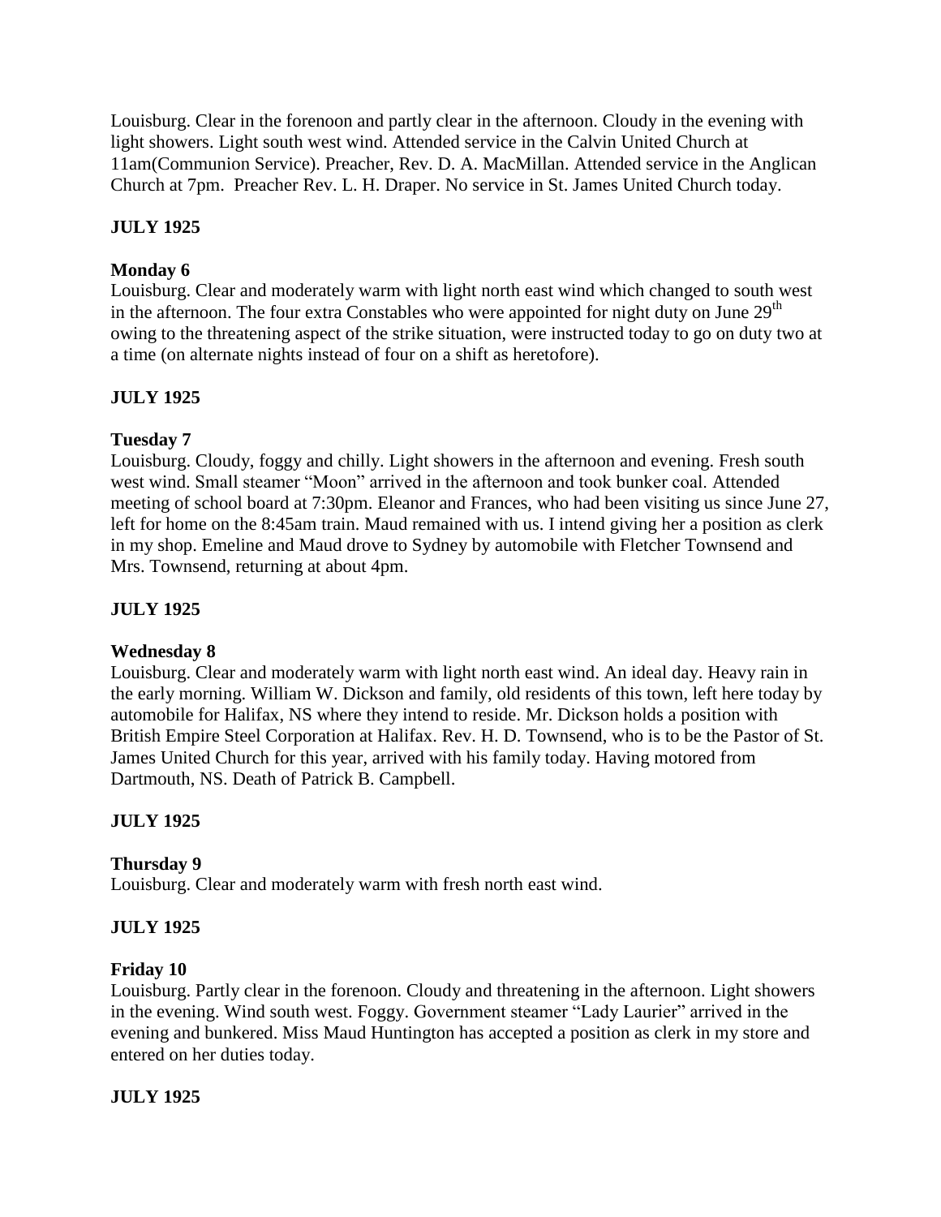Louisburg. Clear in the forenoon and partly clear in the afternoon. Cloudy in the evening with light showers. Light south west wind. Attended service in the Calvin United Church at 11am(Communion Service). Preacher, Rev. D. A. MacMillan. Attended service in the Anglican Church at 7pm. Preacher Rev. L. H. Draper. No service in St. James United Church today.

**JULY 1925**

**Monday 6**

Louisburg. Clear and moderately warm with light north east wind which changed to south west in the afternoon. The four extra Constables who were appointed for night duty on June 29th owing to the threatening aspect of the strike situation, were instructed today to go on duty two at a time (on alternate nights instead of four on a shift as heretofore).

**JULY 1925**

**Tuesday 7**

Louisburg. Cloudy, foggy and chilly. Light showers in the afternoon and evening. Fresh south west wind. Small steamer "Moon" arrived in the afternoon and took bunker coal. Attended meeting of school board at 7:30pm. Eleanor and Frances, who had been visiting us since June 27, left for home on the 8:45am train. Maud remained with us. I intend giving her a position as clerk in my shop. Emeline and Maud drove to Sydney by automobile with Fletcher Townsend and Mrs. Townsend, returning at about 4pm.

**JULY 1925**

**Wednesday 8**

Louisburg. Clear and moderately warm with light north east wind. An ideal day. Heavy rain in the early morning. William W. Dickson and family, old residents of this town, left here today by automobile for Halifax, NS where they intend to reside. Mr. Dickson holds a position with British Empire Steel Corporation at Halifax. Rev. H. D. Townsend, who is to be the Pastor of St. James United Church for this year, arrived with his family today. Having motored from Dartmouth, NS. Death of Patrick B. Campbell.

**JULY 1925**

**Thursday 9**

Louisburg. Clear and moderately warm with fresh north east wind.

**JULY 1925**

**Friday 10**

Louisburg. Partly clear in the forenoon. Cloudy and threatening in the afternoon. Light showers in the evening. Wind south west. Foggy. Government steamer "Lady Laurier" arrived in the evening and bunkered. Miss Maud Huntington has accepted a position as clerk in my store and entered on her duties today.

**JULY 1925**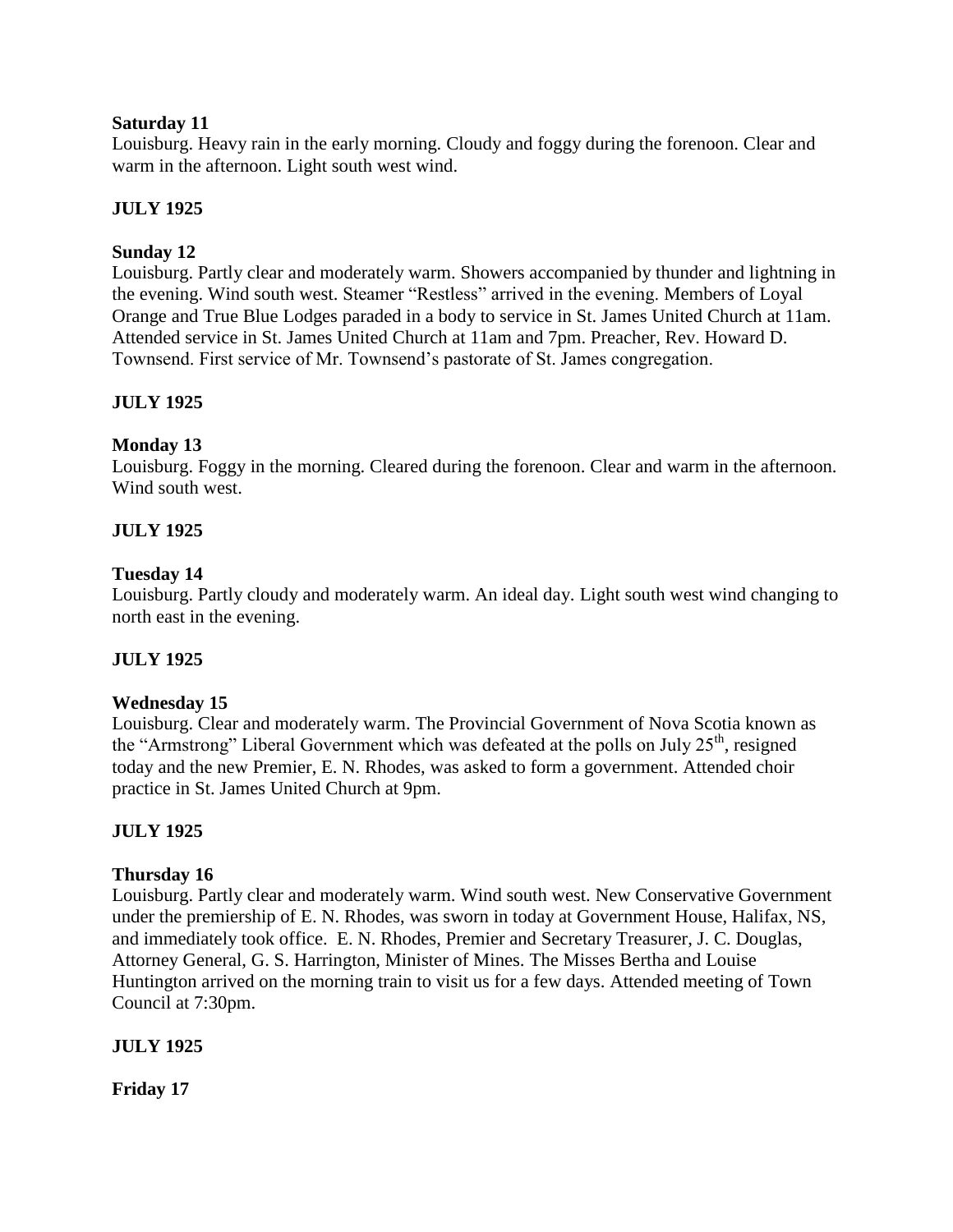**Saturday 11**

Louisburg. Heavy rain in the early morning. Cloudy and foggy during the forenoon. Clear and warm in the afternoon. Light south west wind.

**JULY 1925**

**Sunday 12**

Louisburg. Partly clear and moderately warm. Showers accompanied by thunder and lightning in the evening. Wind south west. Steamer "Restless" arrived in the evening. Members of Loyal Orange and True Blue Lodges paraded in a body to service in St. James United Church at 11am. Attended service in St. James United Church at 11am and 7pm. Preacher, Rev. Howard D. Townsend. First service of Mr. Townsend's pastorate of St. James congregation.

**JULY 1925**

**Monday 13**

Louisburg. Foggy in the morning. Cleared during the forenoon. Clear and warm in the afternoon. Wind south west.

**JULY 1925**

**Tuesday 14**

Louisburg. Partly cloudy and moderately warm. An ideal day. Light south west wind changing to north east in the evening.

**JULY 1925**

**Wednesday 15**

Louisburg. Clear and moderately warm. The Provincial Government of Nova Scotia known as the "Armstrong" Liberal Government which was defeated at the polls on July 25th, resigned today and the new Premier, E. N. Rhodes, was asked to form a government. Attended choir practice in St. James United Church at 9pm.

**JULY 1925**

**Thursday 16**

Louisburg. Partly clear and moderately warm. Wind south west. New Conservative Government under the premiership of E. N. Rhodes, was sworn in today at Government House, Halifax, NS, and immediately took office. E. N. Rhodes, Premier and Secretary Treasurer, J. C. Douglas, Attorney General, G. S. Harrington, Minister of Mines. The Misses Bertha and Louise Huntington arrived on the morning train to visit us for a few days. Attended meeting of Town Council at 7:30pm.

**JULY 1925**

**Friday 17**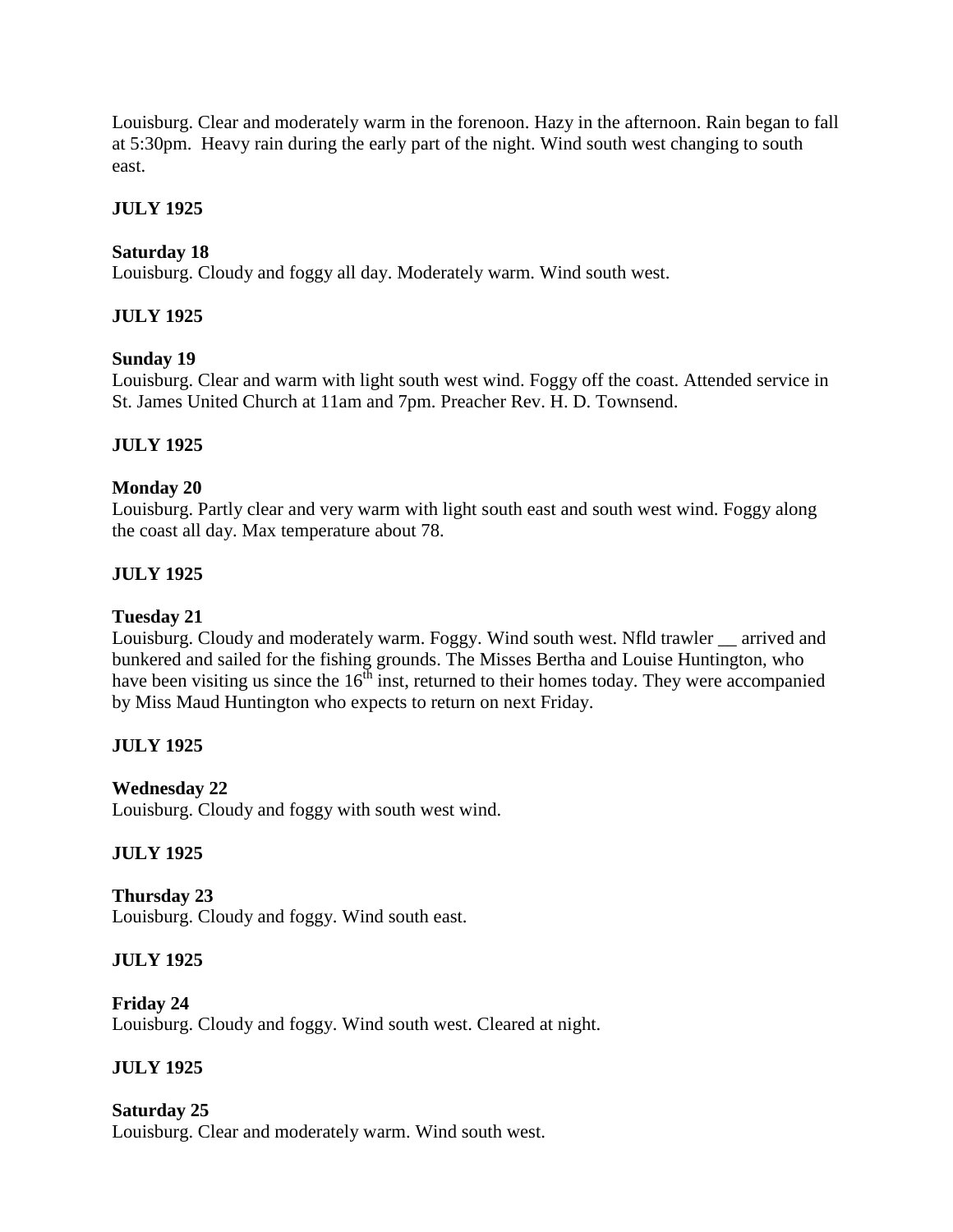Louisburg. Clear and moderately warm in the forenoon. Hazy in the afternoon. Rain began to fall at 5:30pm. Heavy rain during the early part of the night. Wind south west changing to south east.

**JULY 1925**

**Saturday 18**
Louisburg. Cloudy and foggy all day. Moderately warm. Wind south west.

**JULY 1925**

**Sunday 19**
Louisburg. Clear and warm with light south west wind. Foggy off the coast. Attended service in St. James United Church at 11am and 7pm. Preacher Rev. H. D. Townsend.

**JULY 1925**

**Monday 20**
Louisburg. Partly clear and very warm with light south east and south west wind. Foggy along the coast all day. Max temperature about 78.

**JULY 1925**

**Tuesday 21**
Louisburg. Cloudy and moderately warm. Foggy. Wind south west. Nfld trawler __ arrived and bunkered and sailed for the fishing grounds. The Misses Bertha and Louise Huntington, who have been visiting us since the 16th inst, returned to their homes today. They were accompanied by Miss Maud Huntington who expects to return on next Friday.

**JULY 1925**

**Wednesday 22**
Louisburg. Cloudy and foggy with south west wind.

**JULY 1925**

**Thursday 23**
Louisburg. Cloudy and foggy. Wind south east.

**JULY 1925**

**Friday 24**
Louisburg. Cloudy and foggy. Wind south west. Cleared at night.

**JULY 1925**

**Saturday 25**
Louisburg. Clear and moderately warm. Wind south west.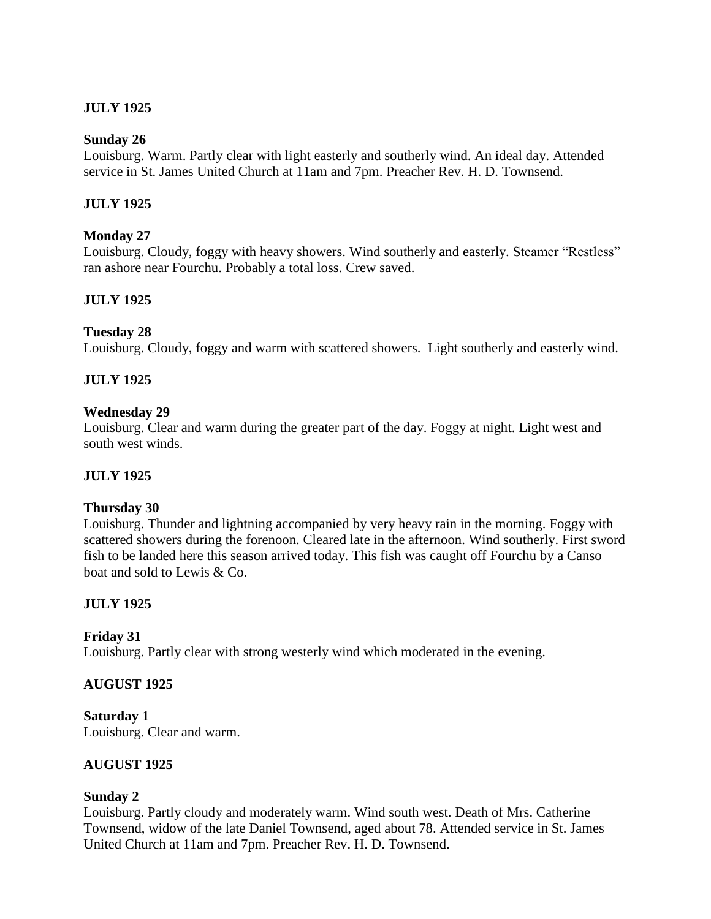**JULY 1925**

**Sunday 26**
Louisburg. Warm. Partly clear with light easterly and southerly wind. An ideal day. Attended service in St. James United Church at 11am and 7pm. Preacher Rev. H. D. Townsend.

**JULY 1925**

**Monday 27**
Louisburg. Cloudy, foggy with heavy showers. Wind southerly and easterly. Steamer "Restless" ran ashore near Fourchu. Probably a total loss. Crew saved.

**JULY 1925**

**Tuesday 28**
Louisburg. Cloudy, foggy and warm with scattered showers. Light southerly and easterly wind.

**JULY 1925**

**Wednesday 29**
Louisburg. Clear and warm during the greater part of the day. Foggy at night. Light west and south west winds.

**JULY 1925**

**Thursday 30**
Louisburg. Thunder and lightning accompanied by very heavy rain in the morning. Foggy with scattered showers during the forenoon. Cleared late in the afternoon. Wind southerly. First sword fish to be landed here this season arrived today. This fish was caught off Fourchu by a Canso boat and sold to Lewis & Co.

**JULY 1925**

**Friday 31**
Louisburg. Partly clear with strong westerly wind which moderated in the evening.

**AUGUST 1925**

**Saturday 1**
Louisburg. Clear and warm.

**AUGUST 1925**

**Sunday 2**
Louisburg. Partly cloudy and moderately warm. Wind south west. Death of Mrs. Catherine Townsend, widow of the late Daniel Townsend, aged about 78. Attended service in St. James United Church at 11am and 7pm. Preacher Rev. H. D. Townsend.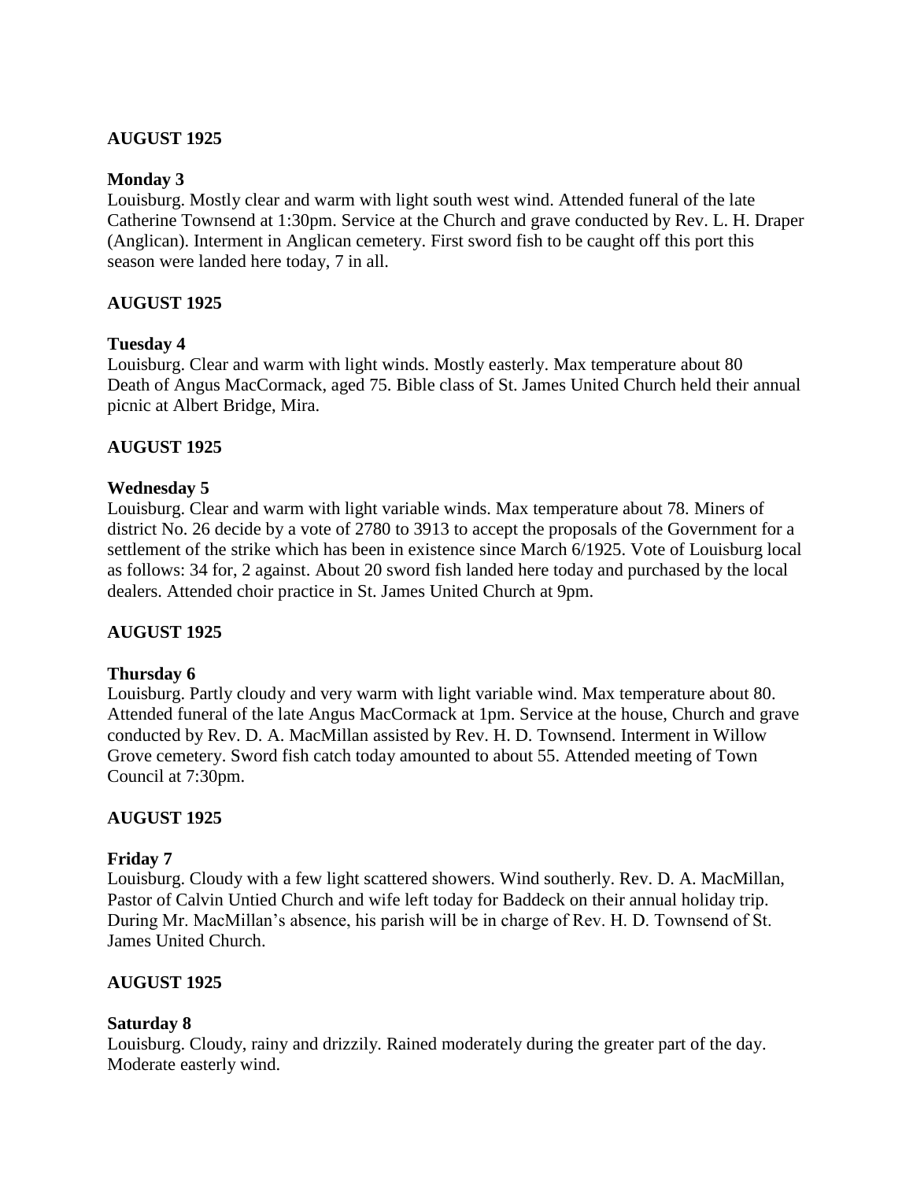**AUGUST 1925**

**Monday 3**

Louisburg. Mostly clear and warm with light south west wind. Attended funeral of the late Catherine Townsend at 1:30pm. Service at the Church and grave conducted by Rev. L. H. Draper (Anglican). Interment in Anglican cemetery. First sword fish to be caught off this port this season were landed here today, 7 in all.

**AUGUST 1925**

**Tuesday 4**

Louisburg. Clear and warm with light winds. Mostly easterly. Max temperature about 80 Death of Angus MacCormack, aged 75. Bible class of St. James United Church held their annual picnic at Albert Bridge, Mira.

**AUGUST 1925**

**Wednesday 5**

Louisburg. Clear and warm with light variable winds. Max temperature about 78. Miners of district No. 26 decide by a vote of 2780 to 3913 to accept the proposals of the Government for a settlement of the strike which has been in existence since March 6/1925. Vote of Louisburg local as follows: 34 for, 2 against. About 20 sword fish landed here today and purchased by the local dealers. Attended choir practice in St. James United Church at 9pm.

**AUGUST 1925**

**Thursday 6**

Louisburg. Partly cloudy and very warm with light variable wind. Max temperature about 80. Attended funeral of the late Angus MacCormack at 1pm. Service at the house, Church and grave conducted by Rev. D. A. MacMillan assisted by Rev. H. D. Townsend. Interment in Willow Grove cemetery. Sword fish catch today amounted to about 55. Attended meeting of Town Council at 7:30pm.

**AUGUST 1925**

**Friday 7**

Louisburg. Cloudy with a few light scattered showers. Wind southerly. Rev. D. A. MacMillan, Pastor of Calvin Untied Church and wife left today for Baddeck on their annual holiday trip. During Mr. MacMillan's absence, his parish will be in charge of Rev. H. D. Townsend of St. James United Church.

**AUGUST 1925**

**Saturday 8**

Louisburg. Cloudy, rainy and drizzily. Rained moderately during the greater part of the day. Moderate easterly wind.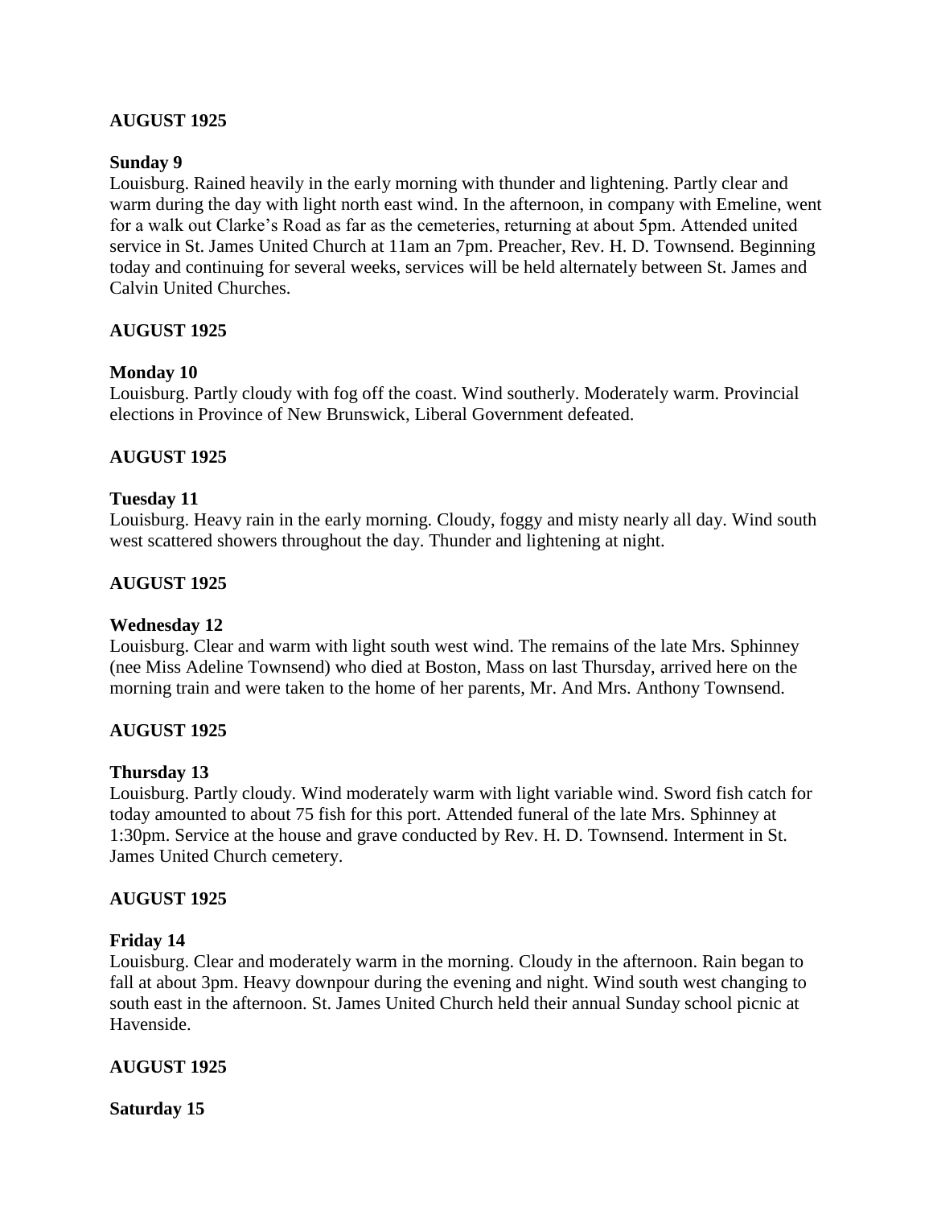**AUGUST 1925**

**Sunday 9**

Louisburg. Rained heavily in the early morning with thunder and lightening. Partly clear and warm during the day with light north east wind. In the afternoon, in company with Emeline, went for a walk out Clarke's Road as far as the cemeteries, returning at about 5pm. Attended united service in St. James United Church at 11am an 7pm. Preacher, Rev. H. D. Townsend. Beginning today and continuing for several weeks, services will be held alternately between St. James and Calvin United Churches.

**AUGUST 1925**

**Monday 10**

Louisburg. Partly cloudy with fog off the coast. Wind southerly. Moderately warm. Provincial elections in Province of New Brunswick, Liberal Government defeated.

**AUGUST 1925**

**Tuesday 11**

Louisburg. Heavy rain in the early morning. Cloudy, foggy and misty nearly all day. Wind south west scattered showers throughout the day. Thunder and lightening at night.

**AUGUST 1925**

**Wednesday 12**

Louisburg. Clear and warm with light south west wind. The remains of the late Mrs. Sphinney (nee Miss Adeline Townsend) who died at Boston, Mass on last Thursday, arrived here on the morning train and were taken to the home of her parents, Mr. And Mrs. Anthony Townsend.

**AUGUST 1925**

**Thursday 13**

Louisburg. Partly cloudy. Wind moderately warm with light variable wind. Sword fish catch for today amounted to about 75 fish for this port. Attended funeral of the late Mrs. Sphinney at 1:30pm. Service at the house and grave conducted by Rev. H. D. Townsend. Interment in St. James United Church cemetery.

**AUGUST 1925**

**Friday 14**

Louisburg. Clear and moderately warm in the morning. Cloudy in the afternoon. Rain began to fall at about 3pm. Heavy downpour during the evening and night. Wind south west changing to south east in the afternoon. St. James United Church held their annual Sunday school picnic at Havenside.

**AUGUST 1925**

**Saturday 15**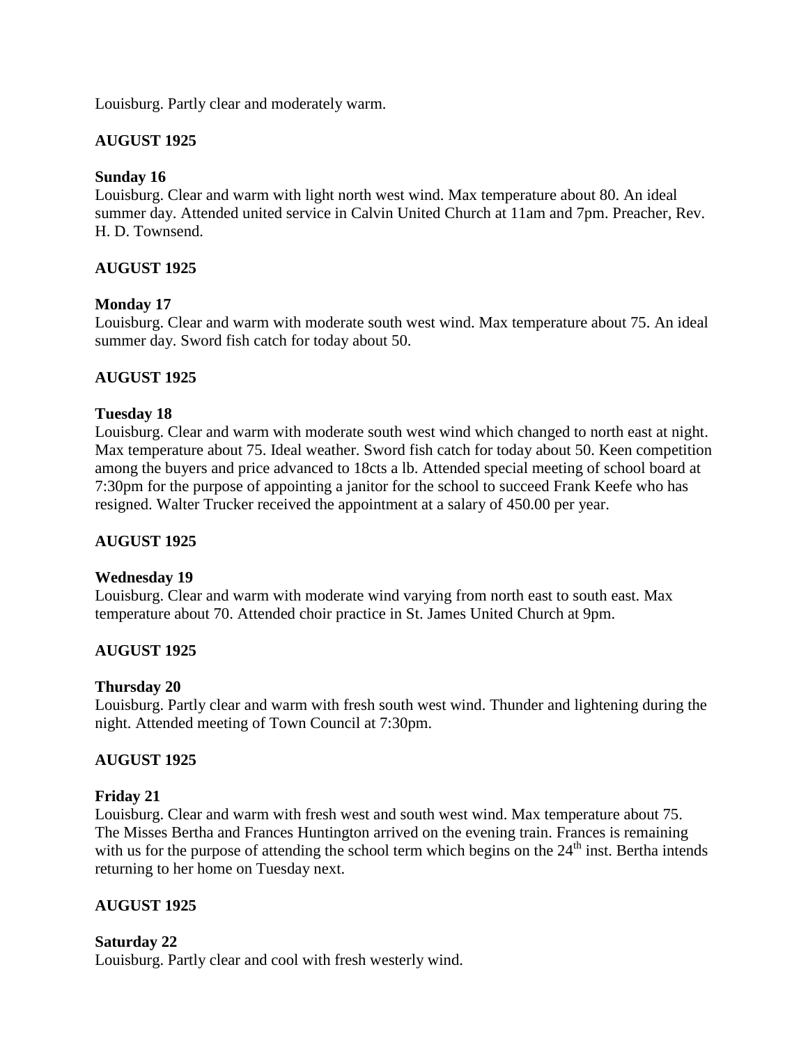Louisburg. Partly clear and moderately warm.

**AUGUST 1925**

**Sunday 16**
Louisburg. Clear and warm with light north west wind. Max temperature about 80. An ideal summer day. Attended united service in Calvin United Church at 11am and 7pm. Preacher, Rev. H. D. Townsend.

**AUGUST 1925**

**Monday 17**
Louisburg. Clear and warm with moderate south west wind. Max temperature about 75. An ideal summer day. Sword fish catch for today about 50.

**AUGUST 1925**

**Tuesday 18**
Louisburg. Clear and warm with moderate south west wind which changed to north east at night. Max temperature about 75. Ideal weather. Sword fish catch for today about 50. Keen competition among the buyers and price advanced to 18cts a lb. Attended special meeting of school board at 7:30pm for the purpose of appointing a janitor for the school to succeed Frank Keefe who has resigned. Walter Trucker received the appointment at a salary of 450.00 per year.

**AUGUST 1925**

**Wednesday 19**
Louisburg. Clear and warm with moderate wind varying from north east to south east. Max temperature about 70. Attended choir practice in St. James United Church at 9pm.

**AUGUST 1925**

**Thursday 20**
Louisburg. Partly clear and warm with fresh south west wind. Thunder and lightening during the night. Attended meeting of Town Council at 7:30pm.

**AUGUST 1925**

**Friday 21**
Louisburg. Clear and warm with fresh west and south west wind. Max temperature about 75. The Misses Bertha and Frances Huntington arrived on the evening train. Frances is remaining with us for the purpose of attending the school term which begins on the 24th inst. Bertha intends returning to her home on Tuesday next.

**AUGUST 1925**

**Saturday 22**
Louisburg. Partly clear and cool with fresh westerly wind.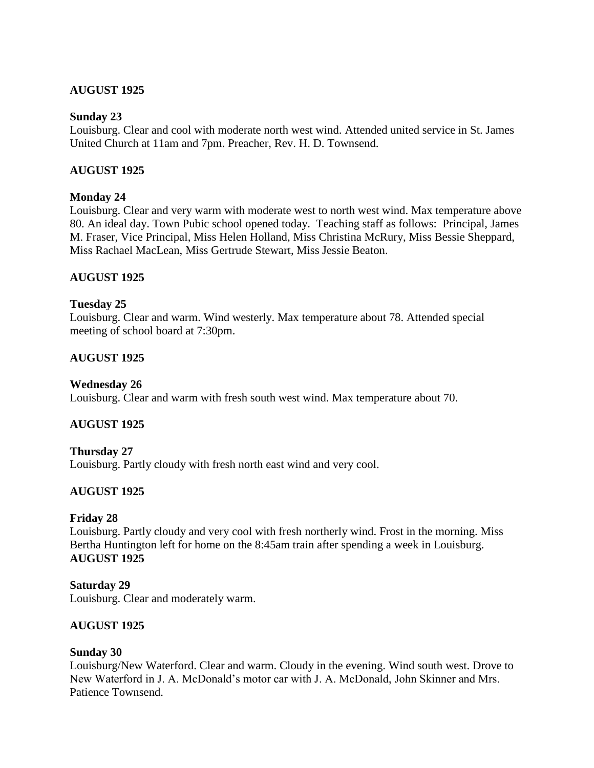**AUGUST 1925**

**Sunday 23**
Louisburg. Clear and cool with moderate north west wind. Attended united service in St. James United Church at 11am and 7pm. Preacher, Rev. H. D. Townsend.

**AUGUST 1925**

**Monday 24**
Louisburg. Clear and very warm with moderate west to north west wind. Max temperature above 80. An ideal day. Town Pubic school opened today. Teaching staff as follows: Principal, James M. Fraser, Vice Principal, Miss Helen Holland, Miss Christina McRury, Miss Bessie Sheppard, Miss Rachael MacLean, Miss Gertrude Stewart, Miss Jessie Beaton.

**AUGUST 1925**

**Tuesday 25**
Louisburg. Clear and warm. Wind westerly. Max temperature about 78. Attended special meeting of school board at 7:30pm.

**AUGUST 1925**

**Wednesday 26**
Louisburg. Clear and warm with fresh south west wind. Max temperature about 70.

**AUGUST 1925**

**Thursday 27**
Louisburg. Partly cloudy with fresh north east wind and very cool.

**AUGUST 1925**

**Friday 28**
Louisburg. Partly cloudy and very cool with fresh northerly wind. Frost in the morning. Miss Bertha Huntington left for home on the 8:45am train after spending a week in Louisburg.

**AUGUST 1925**

**Saturday 29**
Louisburg. Clear and moderately warm.

**AUGUST 1925**

**Sunday 30**
Louisburg/New Waterford. Clear and warm. Cloudy in the evening. Wind south west. Drove to New Waterford in J. A. McDonald's motor car with J. A. McDonald, John Skinner and Mrs. Patience Townsend.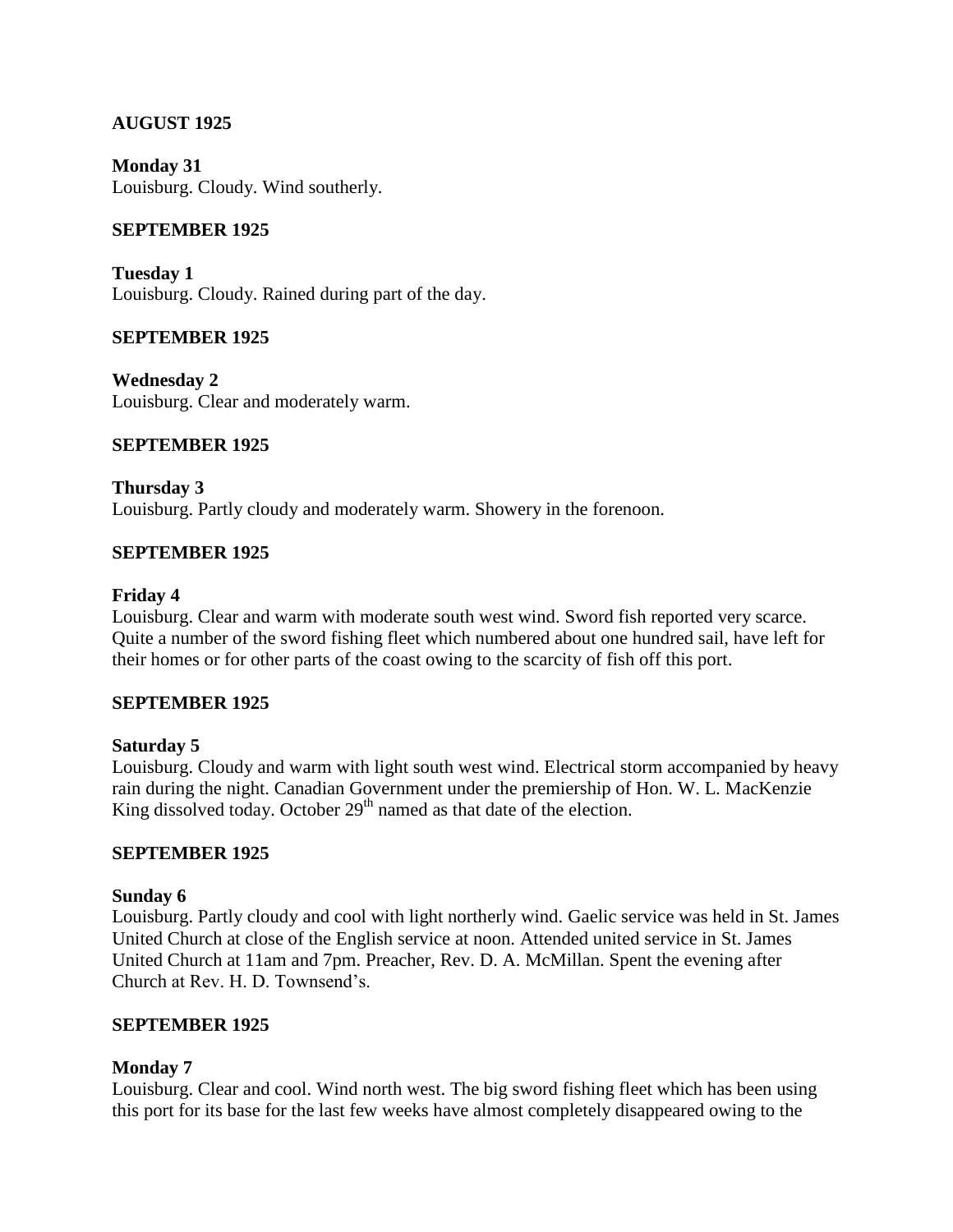**AUGUST 1925**

**Monday 31**
Louisburg. Cloudy. Wind southerly.

**SEPTEMBER 1925**

**Tuesday 1**
Louisburg. Cloudy. Rained during part of the day.

**SEPTEMBER 1925**

**Wednesday 2**
Louisburg. Clear and moderately warm.

**SEPTEMBER 1925**

**Thursday 3**
Louisburg. Partly cloudy and moderately warm. Showery in the forenoon.

**SEPTEMBER 1925**

**Friday 4**
Louisburg. Clear and warm with moderate south west wind. Sword fish reported very scarce. Quite a number of the sword fishing fleet which numbered about one hundred sail, have left for their homes or for other parts of the coast owing to the scarcity of fish off this port.

**SEPTEMBER 1925**

**Saturday 5**
Louisburg. Cloudy and warm with light south west wind. Electrical storm accompanied by heavy rain during the night. Canadian Government under the premiership of Hon. W. L. MacKenzie King dissolved today. October 29th named as that date of the election.

**SEPTEMBER 1925**

**Sunday 6**
Louisburg. Partly cloudy and cool with light northerly wind. Gaelic service was held in St. James United Church at close of the English service at noon. Attended united service in St. James United Church at 11am and 7pm. Preacher, Rev. D. A. McMillan. Spent the evening after Church at Rev. H. D. Townsend's.

**SEPTEMBER 1925**

**Monday 7**
Louisburg. Clear and cool. Wind north west. The big sword fishing fleet which has been using this port for its base for the last few weeks have almost completely disappeared owing to the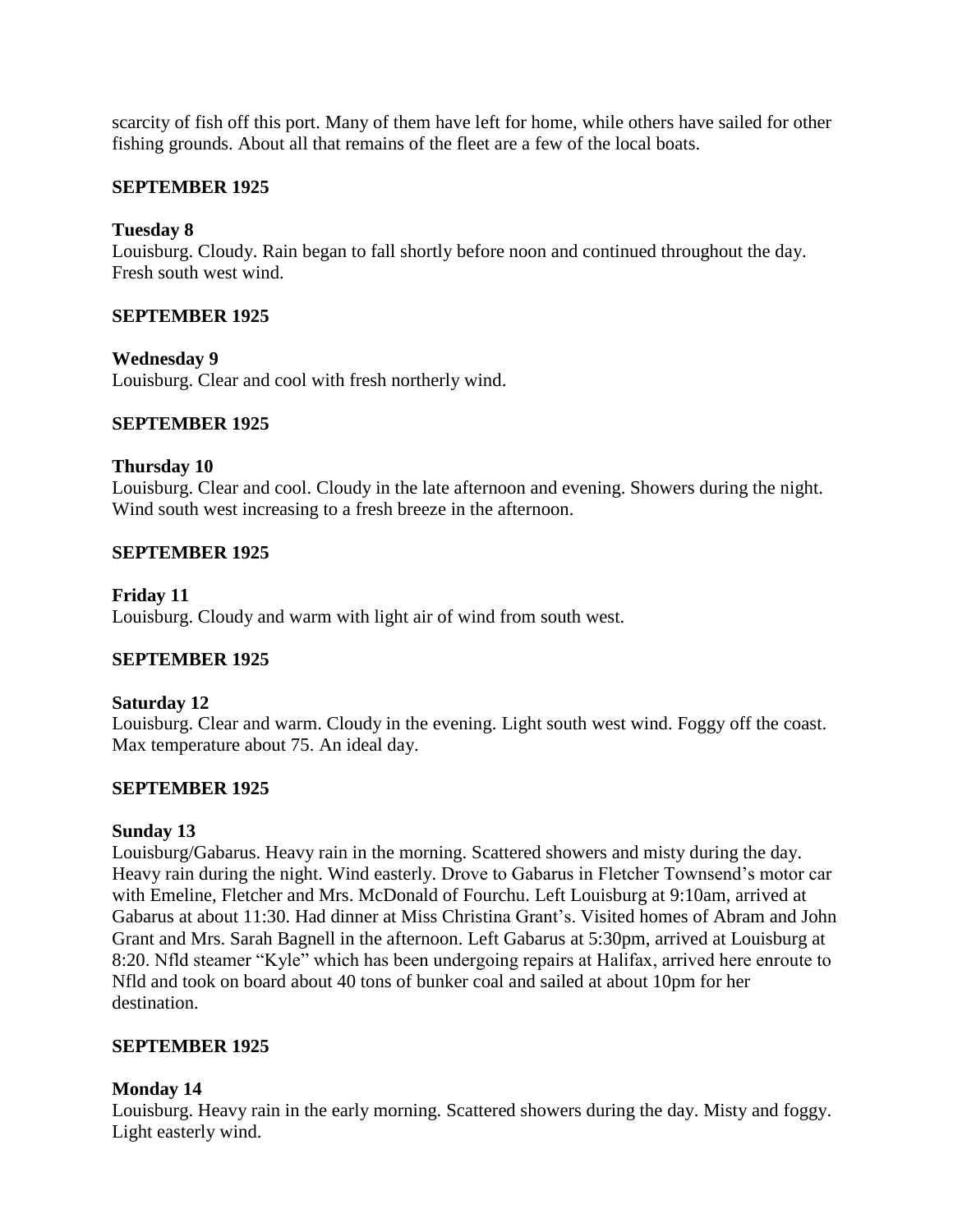scarcity of fish off this port. Many of them have left for home, while others have sailed for other fishing grounds. About all that remains of the fleet are a few of the local boats.

## SEPTEMBER 1925

**Tuesday 8**
Louisburg. Cloudy. Rain began to fall shortly before noon and continued throughout the day. Fresh south west wind.

## SEPTEMBER 1925

**Wednesday 9**
Louisburg. Clear and cool with fresh northerly wind.

## SEPTEMBER 1925

**Thursday 10**
Louisburg. Clear and cool. Cloudy in the late afternoon and evening. Showers during the night. Wind south west increasing to a fresh breeze in the afternoon.

## SEPTEMBER 1925

**Friday 11**
Louisburg. Cloudy and warm with light air of wind from south west.

## SEPTEMBER 1925

**Saturday 12**
Louisburg. Clear and warm. Cloudy in the evening. Light south west wind. Foggy off the coast. Max temperature about 75. An ideal day.

## SEPTEMBER 1925

**Sunday 13**
Louisburg/Gabarus. Heavy rain in the morning. Scattered showers and misty during the day. Heavy rain during the night. Wind easterly. Drove to Gabarus in Fletcher Townsend's motor car with Emeline, Fletcher and Mrs. McDonald of Fourchu. Left Louisburg at 9:10am, arrived at Gabarus at about 11:30. Had dinner at Miss Christina Grant's. Visited homes of Abram and John Grant and Mrs. Sarah Bagnell in the afternoon. Left Gabarus at 5:30pm, arrived at Louisburg at 8:20. Nfld steamer "Kyle" which has been undergoing repairs at Halifax, arrived here enroute to Nfld and took on board about 40 tons of bunker coal and sailed at about 10pm for her destination.

## SEPTEMBER 1925

**Monday 14**
Louisburg. Heavy rain in the early morning. Scattered showers during the day. Misty and foggy. Light easterly wind.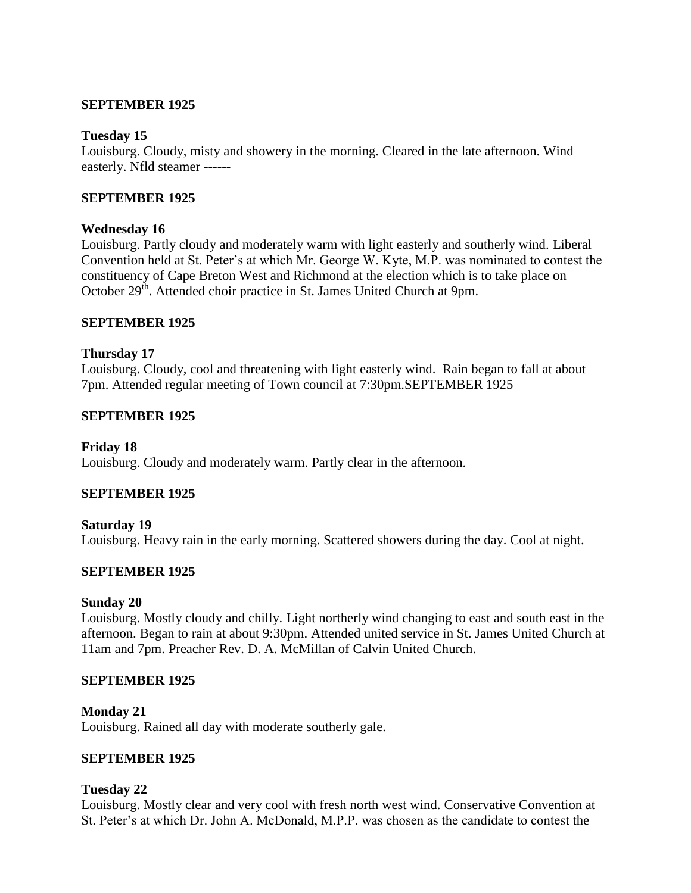**SEPTEMBER 1925**

**Tuesday 15**
Louisburg. Cloudy, misty and showery in the morning. Cleared in the late afternoon. Wind easterly. Nfld steamer ------

**SEPTEMBER 1925**

**Wednesday 16**
Louisburg. Partly cloudy and moderately warm with light easterly and southerly wind. Liberal Convention held at St. Peter's at which Mr. George W. Kyte, M.P. was nominated to contest the constituency of Cape Breton West and Richmond at the election which is to take place on October 29th. Attended choir practice in St. James United Church at 9pm.

**SEPTEMBER 1925**

**Thursday 17**
Louisburg. Cloudy, cool and threatening with light easterly wind. Rain began to fall at about 7pm. Attended regular meeting of Town council at 7:30pm.SEPTEMBER 1925

**SEPTEMBER 1925**

**Friday 18**
Louisburg. Cloudy and moderately warm. Partly clear in the afternoon.

**SEPTEMBER 1925**

**Saturday 19**
Louisburg. Heavy rain in the early morning. Scattered showers during the day. Cool at night.

**SEPTEMBER 1925**

**Sunday 20**
Louisburg. Mostly cloudy and chilly. Light northerly wind changing to east and south east in the afternoon. Began to rain at about 9:30pm. Attended united service in St. James United Church at 11am and 7pm. Preacher Rev. D. A. McMillan of Calvin United Church.

**SEPTEMBER 1925**

**Monday 21**
Louisburg. Rained all day with moderate southerly gale.

**SEPTEMBER 1925**

**Tuesday 22**
Louisburg. Mostly clear and very cool with fresh north west wind. Conservative Convention at St. Peter's at which Dr. John A. McDonald, M.P.P. was chosen as the candidate to contest the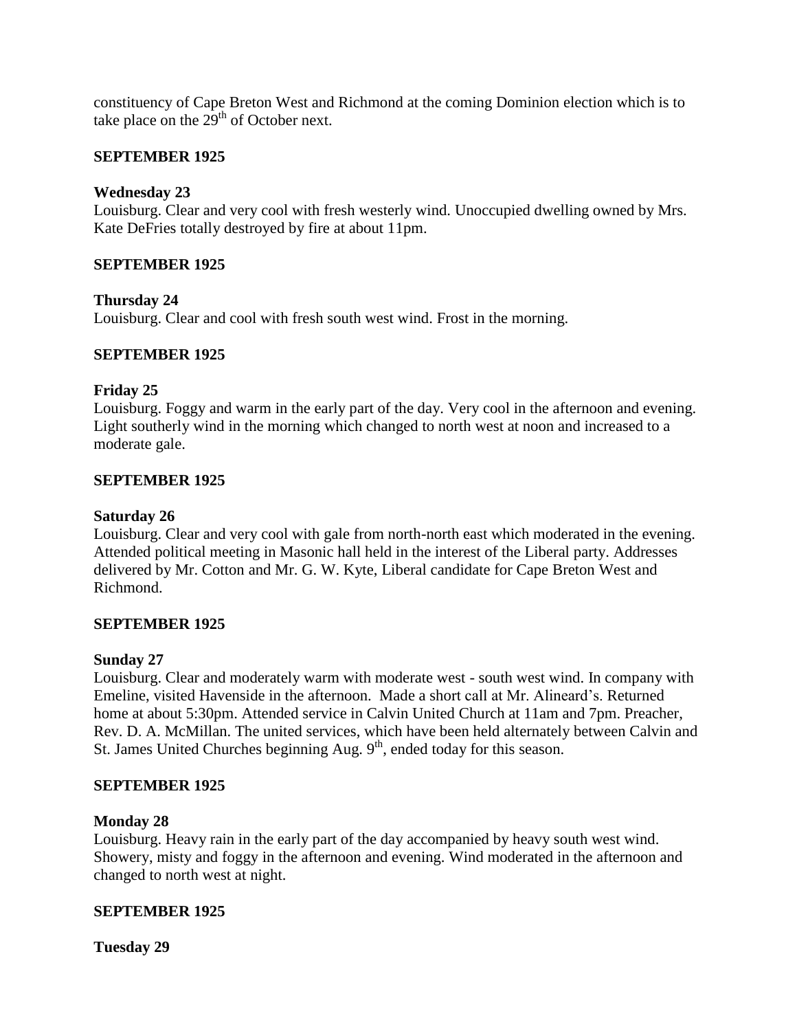constituency of Cape Breton West and Richmond at the coming Dominion election which is to take place on the 29th of October next.

**SEPTEMBER 1925**

**Wednesday 23**
Louisburg. Clear and very cool with fresh westerly wind. Unoccupied dwelling owned by Mrs. Kate DeFries totally destroyed by fire at about 11pm.

**SEPTEMBER 1925**

**Thursday 24**
Louisburg. Clear and cool with fresh south west wind. Frost in the morning.

**SEPTEMBER 1925**

**Friday 25**
Louisburg. Foggy and warm in the early part of the day. Very cool in the afternoon and evening. Light southerly wind in the morning which changed to north west at noon and increased to a moderate gale.

**SEPTEMBER 1925**

**Saturday 26**
Louisburg. Clear and very cool with gale from north-north east which moderated in the evening. Attended political meeting in Masonic hall held in the interest of the Liberal party. Addresses delivered by Mr. Cotton and Mr. G. W. Kyte, Liberal candidate for Cape Breton West and Richmond.

**SEPTEMBER 1925**

**Sunday 27**
Louisburg. Clear and moderately warm with moderate west - south west wind. In company with Emeline, visited Havenside in the afternoon. Made a short call at Mr. Alineard's. Returned home at about 5:30pm. Attended service in Calvin United Church at 11am and 7pm. Preacher, Rev. D. A. McMillan. The united services, which have been held alternately between Calvin and St. James United Churches beginning Aug. 9th, ended today for this season.

**SEPTEMBER 1925**

**Monday 28**
Louisburg. Heavy rain in the early part of the day accompanied by heavy south west wind. Showery, misty and foggy in the afternoon and evening. Wind moderated in the afternoon and changed to north west at night.

**SEPTEMBER 1925**

**Tuesday 29**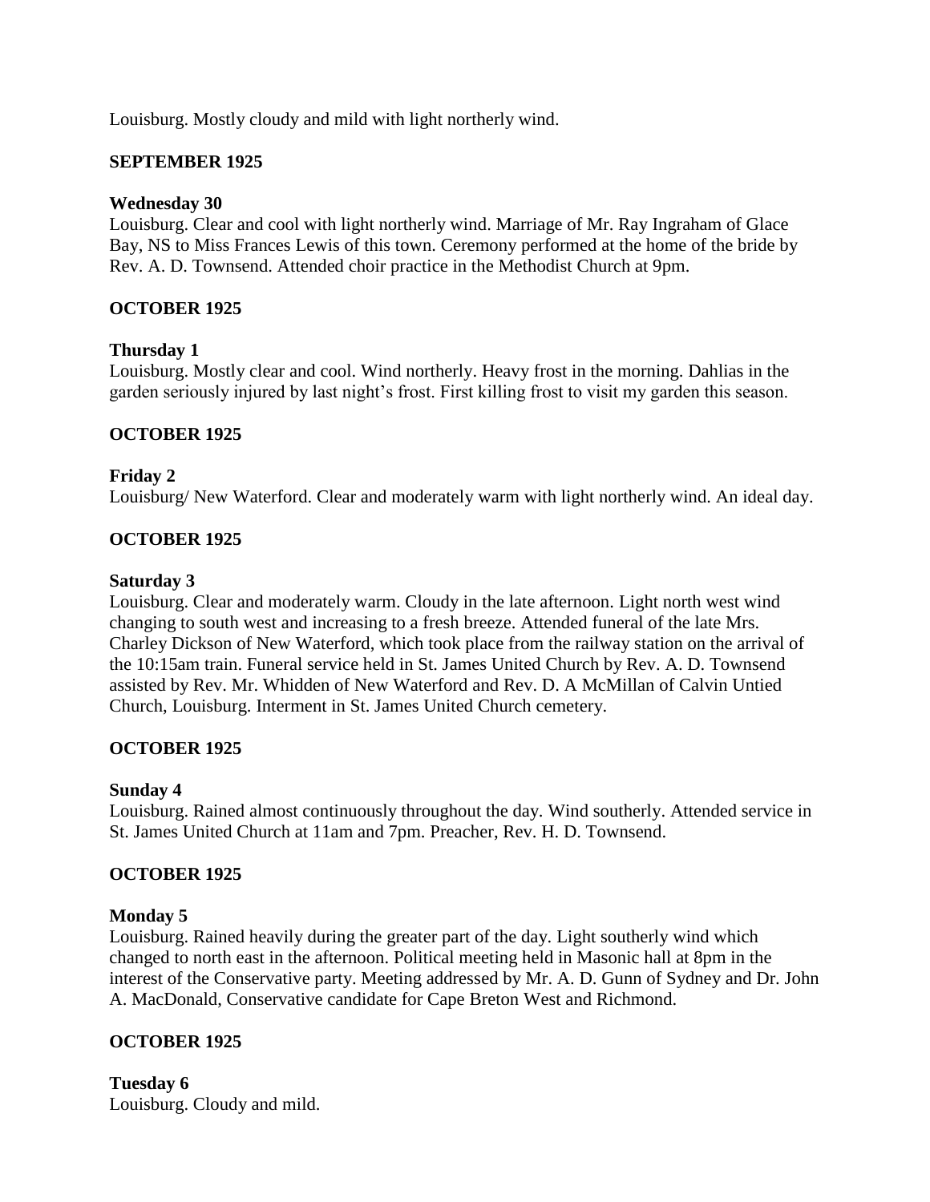Louisburg. Mostly cloudy and mild with light northerly wind.

**SEPTEMBER 1925**

**Wednesday 30**
Louisburg. Clear and cool with light northerly wind. Marriage of Mr. Ray Ingraham of Glace Bay, NS to Miss Frances Lewis of this town. Ceremony performed at the home of the bride by Rev. A. D. Townsend. Attended choir practice in the Methodist Church at 9pm.

**OCTOBER 1925**

**Thursday 1**
Louisburg. Mostly clear and cool. Wind northerly. Heavy frost in the morning. Dahlias in the garden seriously injured by last night's frost. First killing frost to visit my garden this season.

**OCTOBER 1925**

**Friday 2**
Louisburg/ New Waterford. Clear and moderately warm with light northerly wind. An ideal day.

**OCTOBER 1925**

**Saturday 3**
Louisburg. Clear and moderately warm. Cloudy in the late afternoon. Light north west wind changing to south west and increasing to a fresh breeze. Attended funeral of the late Mrs. Charley Dickson of New Waterford, which took place from the railway station on the arrival of the 10:15am train. Funeral service held in St. James United Church by Rev. A. D. Townsend assisted by Rev. Mr. Whidden of New Waterford and Rev. D. A McMillan of Calvin Untied Church, Louisburg. Interment in St. James United Church cemetery.

**OCTOBER 1925**

**Sunday 4**
Louisburg. Rained almost continuously throughout the day. Wind southerly. Attended service in St. James United Church at 11am and 7pm. Preacher, Rev. H. D. Townsend.

**OCTOBER 1925**

**Monday 5**
Louisburg. Rained heavily during the greater part of the day. Light southerly wind which changed to north east in the afternoon. Political meeting held in Masonic hall at 8pm in the interest of the Conservative party. Meeting addressed by Mr. A. D. Gunn of Sydney and Dr. John A. MacDonald, Conservative candidate for Cape Breton West and Richmond.

**OCTOBER 1925**

**Tuesday 6**
Louisburg. Cloudy and mild.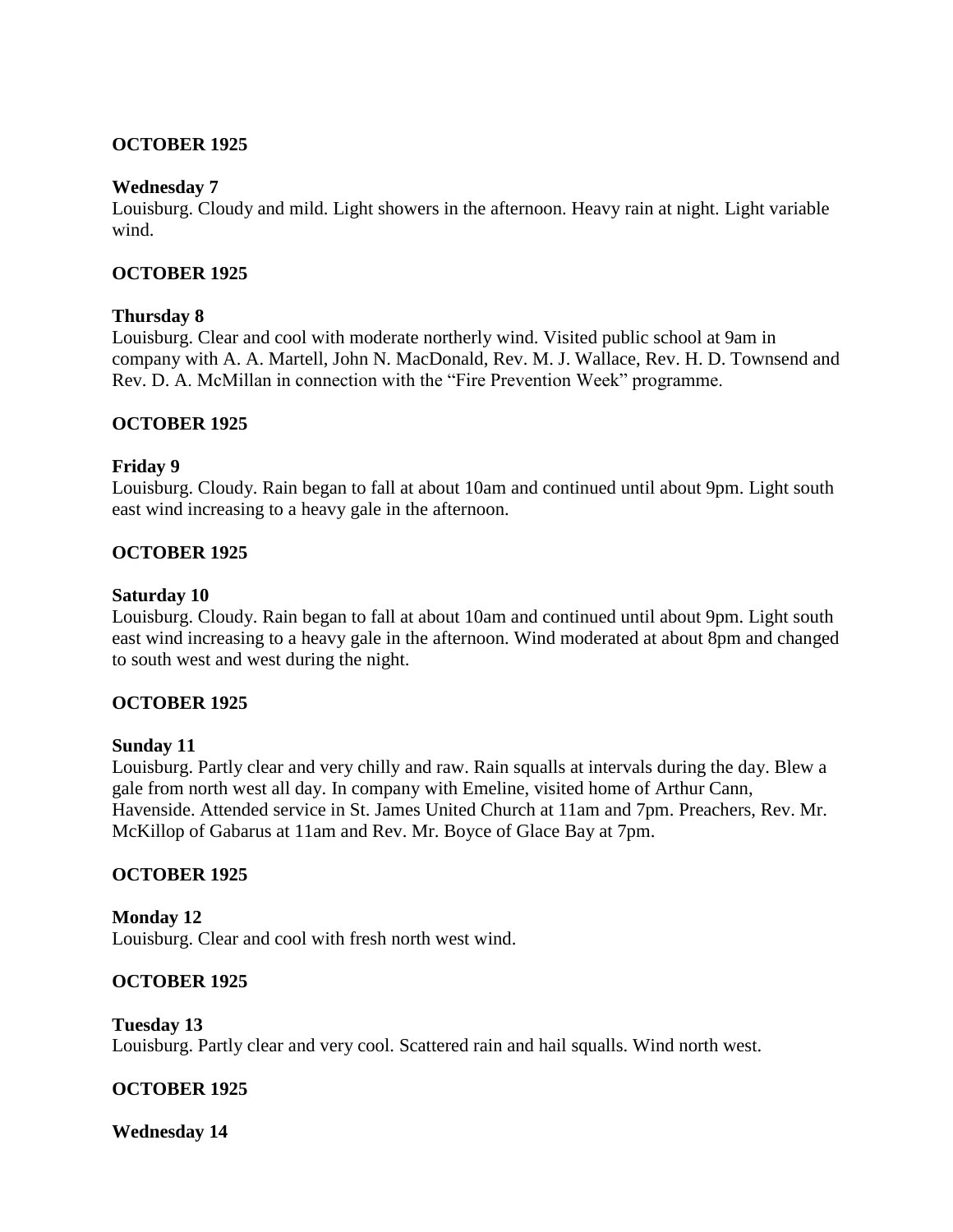**OCTOBER 1925**

**Wednesday 7**
Louisburg. Cloudy and mild. Light showers in the afternoon. Heavy rain at night. Light variable wind.

**OCTOBER 1925**

**Thursday 8**
Louisburg. Clear and cool with moderate northerly wind. Visited public school at 9am in company with A. A. Martell, John N. MacDonald, Rev. M. J. Wallace, Rev. H. D. Townsend and Rev. D. A. McMillan in connection with the "Fire Prevention Week" programme.

**OCTOBER 1925**

**Friday 9**
Louisburg. Cloudy. Rain began to fall at about 10am and continued until about 9pm. Light south east wind increasing to a heavy gale in the afternoon.

**OCTOBER 1925**

**Saturday 10**
Louisburg. Cloudy. Rain began to fall at about 10am and continued until about 9pm. Light south east wind increasing to a heavy gale in the afternoon. Wind moderated at about 8pm and changed to south west and west during the night.

**OCTOBER 1925**

**Sunday 11**
Louisburg. Partly clear and very chilly and raw. Rain squalls at intervals during the day. Blew a gale from north west all day. In company with Emeline, visited home of Arthur Cann, Havenside. Attended service in St. James United Church at 11am and 7pm. Preachers, Rev. Mr. McKillop of Gabarus at 11am and Rev. Mr. Boyce of Glace Bay at 7pm.

**OCTOBER 1925**

**Monday 12**
Louisburg. Clear and cool with fresh north west wind.

**OCTOBER 1925**

**Tuesday 13**
Louisburg. Partly clear and very cool. Scattered rain and hail squalls. Wind north west.

**OCTOBER 1925**

**Wednesday 14**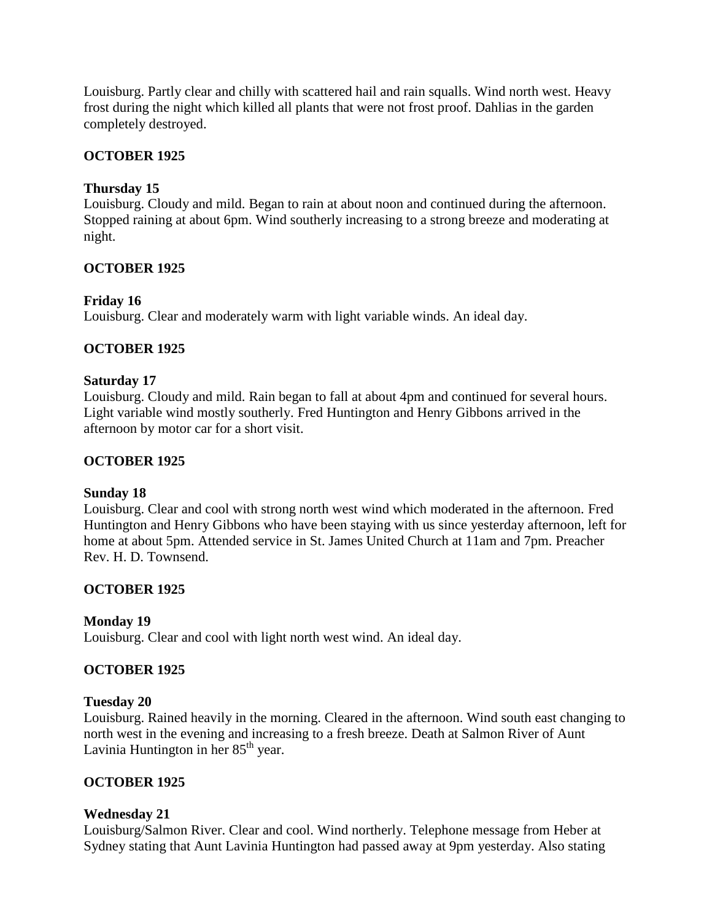Louisburg. Partly clear and chilly with scattered hail and rain squalls. Wind north west. Heavy frost during the night which killed all plants that were not frost proof. Dahlias in the garden completely destroyed.

**OCTOBER 1925**

**Thursday 15**
Louisburg. Cloudy and mild. Began to rain at about noon and continued during the afternoon. Stopped raining at about 6pm. Wind southerly increasing to a strong breeze and moderating at night.

**OCTOBER 1925**

**Friday 16**
Louisburg. Clear and moderately warm with light variable winds. An ideal day.

**OCTOBER 1925**

**Saturday 17**
Louisburg. Cloudy and mild. Rain began to fall at about 4pm and continued for several hours. Light variable wind mostly southerly. Fred Huntington and Henry Gibbons arrived in the afternoon by motor car for a short visit.

**OCTOBER 1925**

**Sunday 18**
Louisburg. Clear and cool with strong north west wind which moderated in the afternoon. Fred Huntington and Henry Gibbons who have been staying with us since yesterday afternoon, left for home at about 5pm. Attended service in St. James United Church at 11am and 7pm. Preacher Rev. H. D. Townsend.

**OCTOBER 1925**

**Monday 19**
Louisburg. Clear and cool with light north west wind. An ideal day.

**OCTOBER 1925**

**Tuesday 20**
Louisburg. Rained heavily in the morning. Cleared in the afternoon. Wind south east changing to north west in the evening and increasing to a fresh breeze. Death at Salmon River of Aunt Lavinia Huntington in her 85th year.

**OCTOBER 1925**

**Wednesday 21**
Louisburg/Salmon River. Clear and cool. Wind northerly. Telephone message from Heber at Sydney stating that Aunt Lavinia Huntington had passed away at 9pm yesterday. Also stating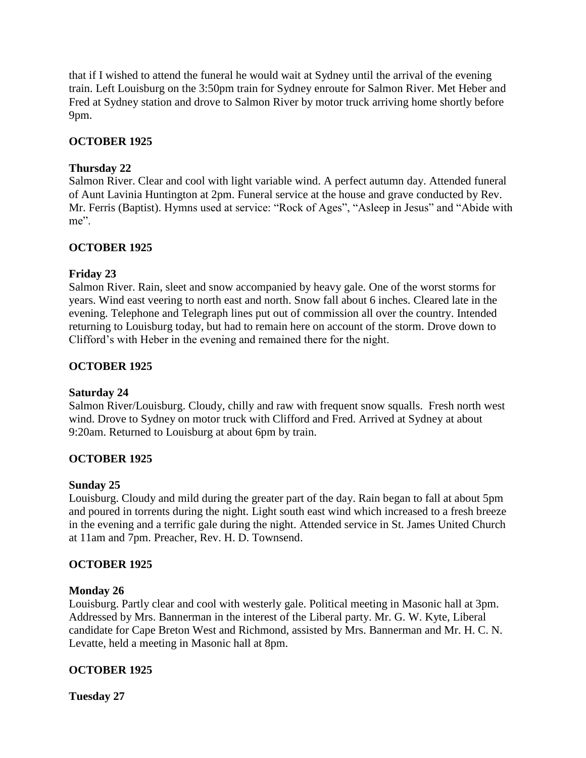that if I wished to attend the funeral he would wait at Sydney until the arrival of the evening train. Left Louisburg on the 3:50pm train for Sydney enroute for Salmon River. Met Heber and Fred at Sydney station and drove to Salmon River by motor truck arriving home shortly before 9pm.

**OCTOBER 1925**

**Thursday 22**

Salmon River. Clear and cool with light variable wind. A perfect autumn day. Attended funeral of Aunt Lavinia Huntington at 2pm. Funeral service at the house and grave conducted by Rev. Mr. Ferris (Baptist). Hymns used at service: "Rock of Ages", "Asleep in Jesus" and "Abide with me".

**OCTOBER 1925**

**Friday 23**

Salmon River. Rain, sleet and snow accompanied by heavy gale. One of the worst storms for years. Wind east veering to north east and north. Snow fall about 6 inches. Cleared late in the evening. Telephone and Telegraph lines put out of commission all over the country. Intended returning to Louisburg today, but had to remain here on account of the storm. Drove down to Clifford's with Heber in the evening and remained there for the night.

**OCTOBER 1925**

**Saturday 24**

Salmon River/Louisburg. Cloudy, chilly and raw with frequent snow squalls. Fresh north west wind. Drove to Sydney on motor truck with Clifford and Fred. Arrived at Sydney at about 9:20am. Returned to Louisburg at about 6pm by train.

**OCTOBER 1925**

**Sunday 25**

Louisburg. Cloudy and mild during the greater part of the day. Rain began to fall at about 5pm and poured in torrents during the night. Light south east wind which increased to a fresh breeze in the evening and a terrific gale during the night. Attended service in St. James United Church at 11am and 7pm. Preacher, Rev. H. D. Townsend.

**OCTOBER 1925**

**Monday 26**

Louisburg. Partly clear and cool with westerly gale. Political meeting in Masonic hall at 3pm. Addressed by Mrs. Bannerman in the interest of the Liberal party. Mr. G. W. Kyte, Liberal candidate for Cape Breton West and Richmond, assisted by Mrs. Bannerman and Mr. H. C. N. Levatte, held a meeting in Masonic hall at 8pm.

**OCTOBER 1925**

**Tuesday 27**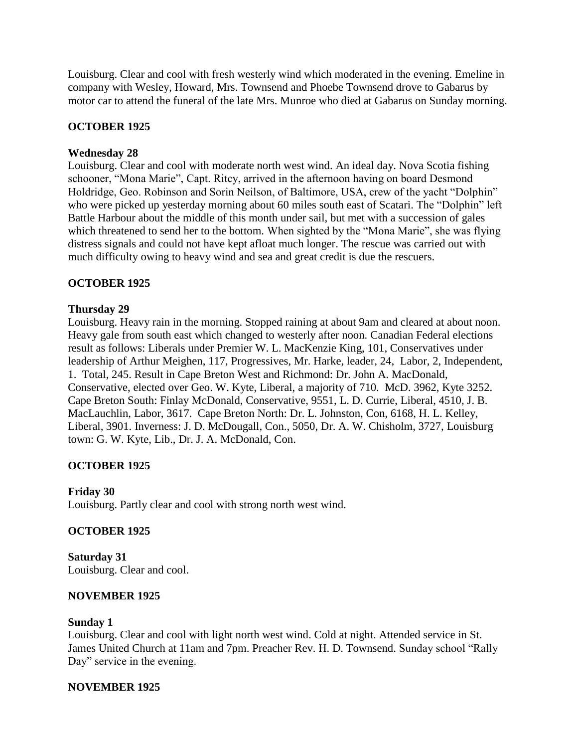Louisburg. Clear and cool with fresh westerly wind which moderated in the evening. Emeline in company with Wesley, Howard, Mrs. Townsend and Phoebe Townsend drove to Gabarus by motor car to attend the funeral of the late Mrs. Munroe who died at Gabarus on Sunday morning.

**OCTOBER 1925**

**Wednesday 28**
Louisburg. Clear and cool with moderate north west wind. An ideal day. Nova Scotia fishing schooner, "Mona Marie", Capt. Ritcy, arrived in the afternoon having on board Desmond Holdridge, Geo. Robinson and Sorin Neilson, of Baltimore, USA, crew of the yacht "Dolphin" who were picked up yesterday morning about 60 miles south east of Scatari. The "Dolphin" left Battle Harbour about the middle of this month under sail, but met with a succession of gales which threatened to send her to the bottom. When sighted by the "Mona Marie", she was flying distress signals and could not have kept afloat much longer. The rescue was carried out with much difficulty owing to heavy wind and sea and great credit is due the rescuers.

**OCTOBER 1925**

**Thursday 29**
Louisburg. Heavy rain in the morning. Stopped raining at about 9am and cleared at about noon. Heavy gale from south east which changed to westerly after noon. Canadian Federal elections result as follows: Liberals under Premier W. L. MacKenzie King, 101, Conservatives under leadership of Arthur Meighen, 117, Progressives, Mr. Harke, leader, 24, Labor, 2, Independent, 1. Total, 245. Result in Cape Breton West and Richmond: Dr. John A. MacDonald, Conservative, elected over Geo. W. Kyte, Liberal, a majority of 710. McD. 3962, Kyte 3252. Cape Breton South: Finlay McDonald, Conservative, 9551, L. D. Currie, Liberal, 4510, J. B. MacLauchlin, Labor, 3617. Cape Breton North: Dr. L. Johnston, Con, 6168, H. L. Kelley, Liberal, 3901. Inverness: J. D. McDougall, Con., 5050, Dr. A. W. Chisholm, 3727, Louisburg town: G. W. Kyte, Lib., Dr. J. A. McDonald, Con.

**OCTOBER 1925**

**Friday 30**
Louisburg. Partly clear and cool with strong north west wind.

**OCTOBER 1925**

**Saturday 31**
Louisburg. Clear and cool.

**NOVEMBER 1925**

**Sunday 1**
Louisburg. Clear and cool with light north west wind. Cold at night. Attended service in St. James United Church at 11am and 7pm. Preacher Rev. H. D. Townsend. Sunday school "Rally Day" service in the evening.

**NOVEMBER 1925**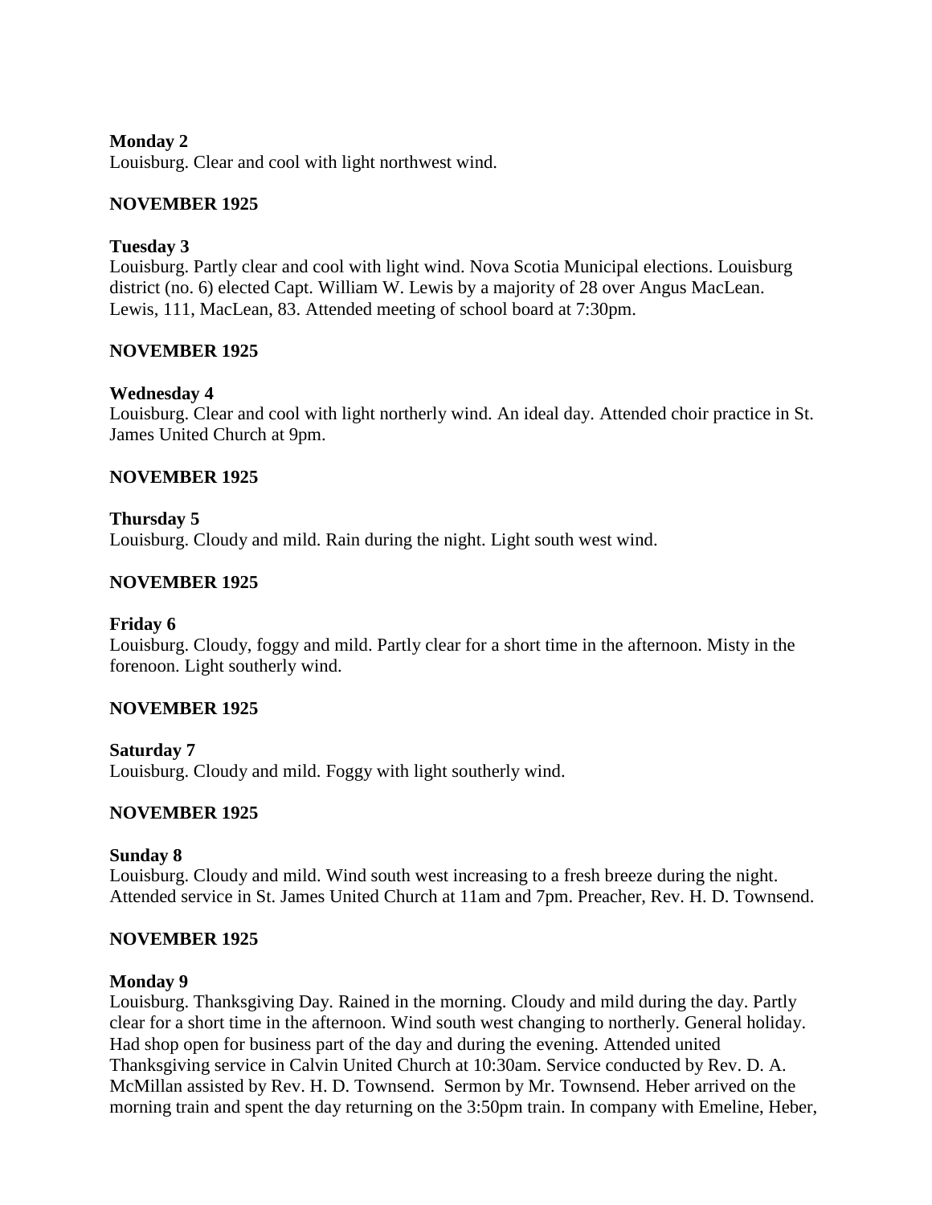**Monday 2**
Louisburg. Clear and cool with light northwest wind.

**NOVEMBER 1925**

**Tuesday 3**
Louisburg. Partly clear and cool with light wind. Nova Scotia Municipal elections. Louisburg district (no. 6) elected Capt. William W. Lewis by a majority of 28 over Angus MacLean. Lewis, 111, MacLean, 83. Attended meeting of school board at 7:30pm.

**NOVEMBER 1925**

**Wednesday 4**
Louisburg. Clear and cool with light northerly wind. An ideal day. Attended choir practice in St. James United Church at 9pm.

**NOVEMBER 1925**

**Thursday 5**
Louisburg. Cloudy and mild. Rain during the night. Light south west wind.

**NOVEMBER 1925**

**Friday 6**
Louisburg. Cloudy, foggy and mild. Partly clear for a short time in the afternoon. Misty in the forenoon. Light southerly wind.

**NOVEMBER 1925**

**Saturday 7**
Louisburg. Cloudy and mild. Foggy with light southerly wind.

**NOVEMBER 1925**

**Sunday 8**
Louisburg. Cloudy and mild. Wind south west increasing to a fresh breeze during the night. Attended service in St. James United Church at 11am and 7pm. Preacher, Rev. H. D. Townsend.

**NOVEMBER 1925**

**Monday 9**
Louisburg. Thanksgiving Day. Rained in the morning. Cloudy and mild during the day. Partly clear for a short time in the afternoon. Wind south west changing to northerly. General holiday. Had shop open for business part of the day and during the evening. Attended united Thanksgiving service in Calvin United Church at 10:30am. Service conducted by Rev. D. A. McMillan assisted by Rev. H. D. Townsend. Sermon by Mr. Townsend. Heber arrived on the morning train and spent the day returning on the 3:50pm train. In company with Emeline, Heber,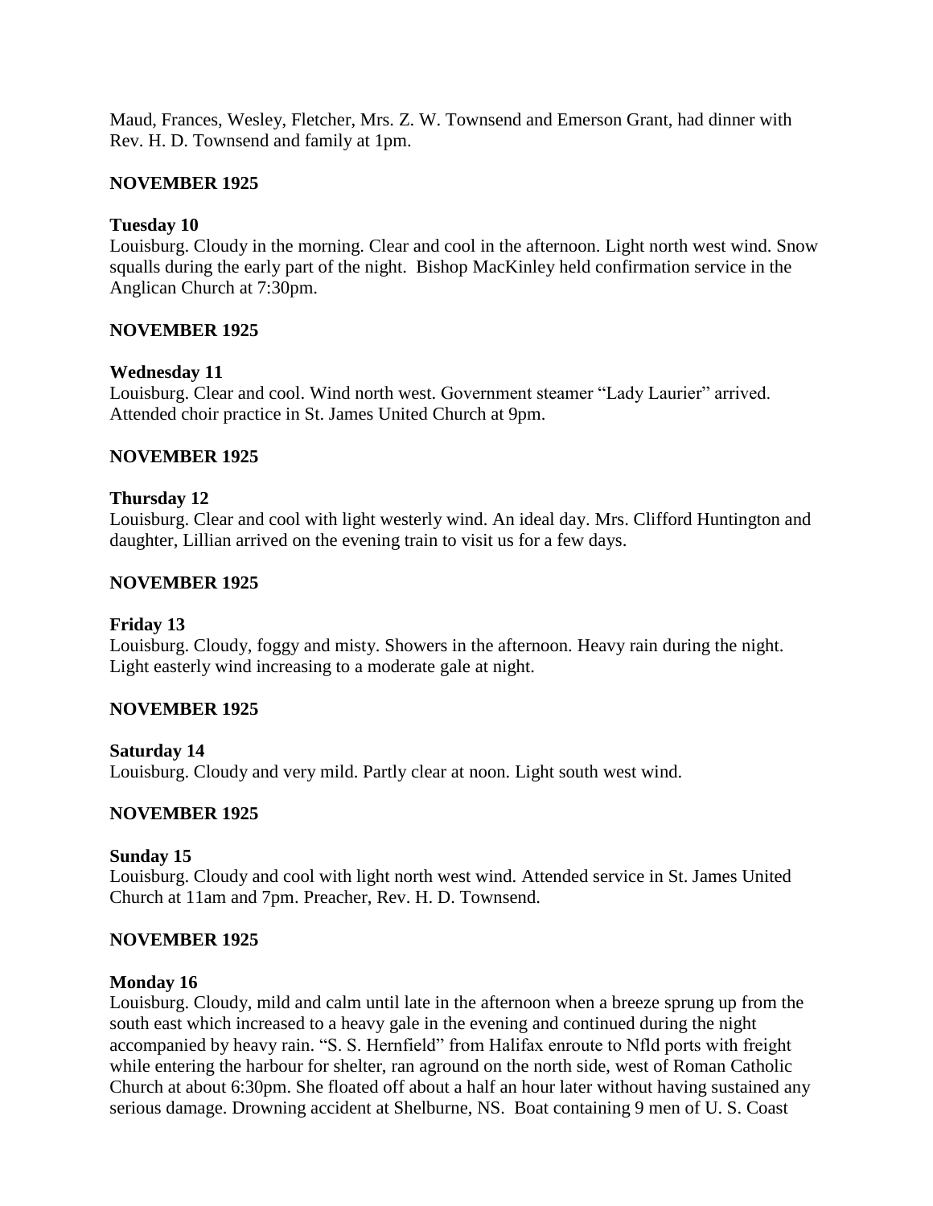Maud, Frances, Wesley, Fletcher, Mrs. Z. W. Townsend and Emerson Grant, had dinner with Rev. H. D. Townsend and family at 1pm.

**NOVEMBER 1925**

**Tuesday 10**
Louisburg. Cloudy in the morning. Clear and cool in the afternoon. Light north west wind. Snow squalls during the early part of the night. Bishop MacKinley held confirmation service in the Anglican Church at 7:30pm.

**NOVEMBER 1925**

**Wednesday 11**
Louisburg. Clear and cool. Wind north west. Government steamer "Lady Laurier" arrived. Attended choir practice in St. James United Church at 9pm.

**NOVEMBER 1925**

**Thursday 12**
Louisburg. Clear and cool with light westerly wind. An ideal day. Mrs. Clifford Huntington and daughter, Lillian arrived on the evening train to visit us for a few days.

**NOVEMBER 1925**

**Friday 13**
Louisburg. Cloudy, foggy and misty. Showers in the afternoon. Heavy rain during the night. Light easterly wind increasing to a moderate gale at night.

**NOVEMBER 1925**

**Saturday 14**
Louisburg. Cloudy and very mild. Partly clear at noon. Light south west wind.

**NOVEMBER 1925**

**Sunday 15**
Louisburg. Cloudy and cool with light north west wind. Attended service in St. James United Church at 11am and 7pm. Preacher, Rev. H. D. Townsend.

**NOVEMBER 1925**

**Monday 16**
Louisburg. Cloudy, mild and calm until late in the afternoon when a breeze sprung up from the south east which increased to a heavy gale in the evening and continued during the night accompanied by heavy rain. "S. S. Hernfield" from Halifax enroute to Nfld ports with freight while entering the harbour for shelter, ran aground on the north side, west of Roman Catholic Church at about 6:30pm. She floated off about a half an hour later without having sustained any serious damage. Drowning accident at Shelburne, NS. Boat containing 9 men of U. S. Coast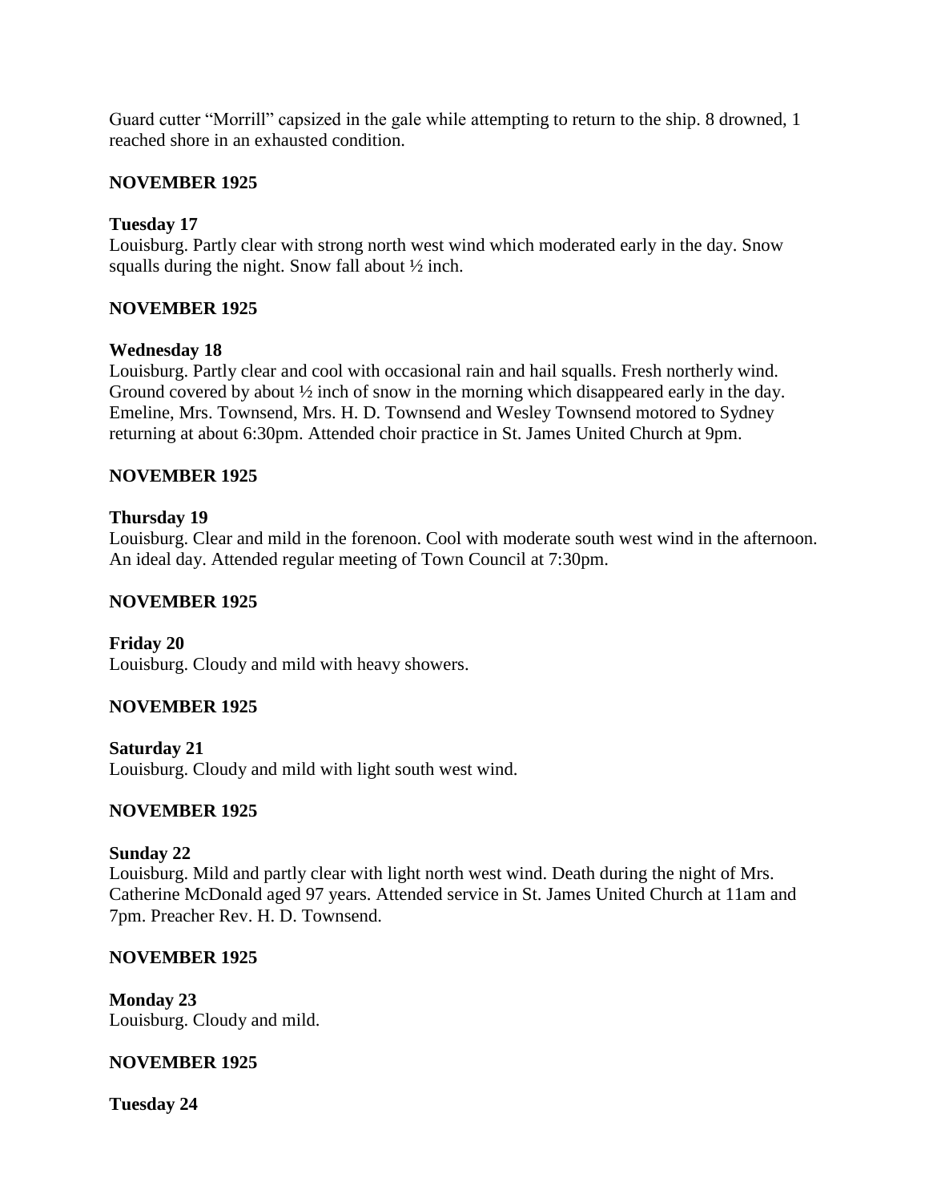Guard cutter "Morrill" capsized in the gale while attempting to return to the ship. 8 drowned, 1 reached shore in an exhausted condition.

**NOVEMBER 1925**

**Tuesday 17**
Louisburg. Partly clear with strong north west wind which moderated early in the day. Snow squalls during the night. Snow fall about ½ inch.

**NOVEMBER 1925**

**Wednesday 18**
Louisburg. Partly clear and cool with occasional rain and hail squalls. Fresh northerly wind. Ground covered by about ½ inch of snow in the morning which disappeared early in the day. Emeline, Mrs. Townsend, Mrs. H. D. Townsend and Wesley Townsend motored to Sydney returning at about 6:30pm. Attended choir practice in St. James United Church at 9pm.

**NOVEMBER 1925**

**Thursday 19**
Louisburg. Clear and mild in the forenoon. Cool with moderate south west wind in the afternoon. An ideal day. Attended regular meeting of Town Council at 7:30pm.

**NOVEMBER 1925**

**Friday 20**
Louisburg. Cloudy and mild with heavy showers.

**NOVEMBER 1925**

**Saturday 21**
Louisburg. Cloudy and mild with light south west wind.

**NOVEMBER 1925**

**Sunday 22**
Louisburg. Mild and partly clear with light north west wind. Death during the night of Mrs. Catherine McDonald aged 97 years. Attended service in St. James United Church at 11am and 7pm. Preacher Rev. H. D. Townsend.

**NOVEMBER 1925**

**Monday 23**
Louisburg. Cloudy and mild.

**NOVEMBER 1925**

**Tuesday 24**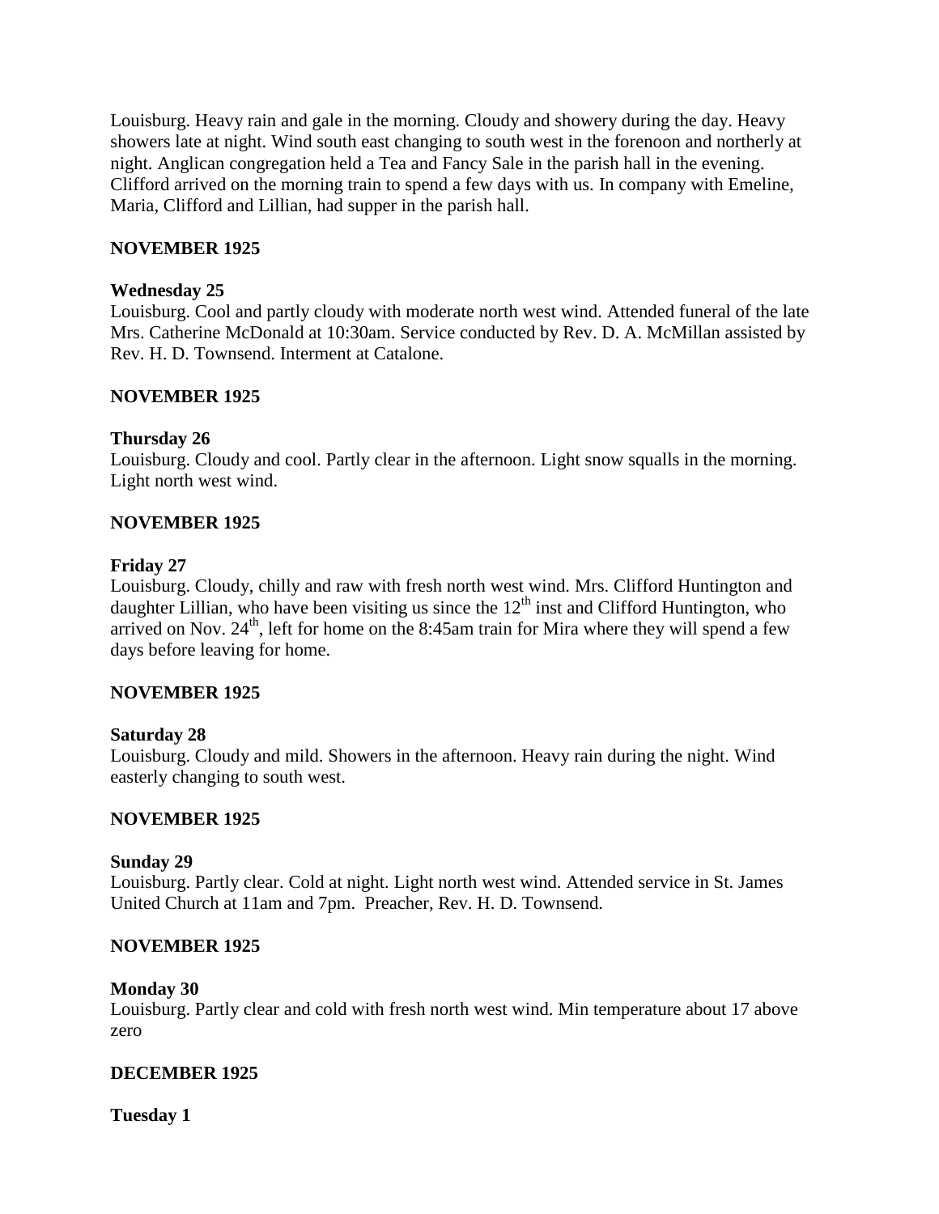Louisburg. Heavy rain and gale in the morning. Cloudy and showery during the day. Heavy showers late at night. Wind south east changing to south west in the forenoon and northerly at night. Anglican congregation held a Tea and Fancy Sale in the parish hall in the evening. Clifford arrived on the morning train to spend a few days with us. In company with Emeline, Maria, Clifford and Lillian, had supper in the parish hall.

**NOVEMBER 1925**

**Wednesday 25**
Louisburg. Cool and partly cloudy with moderate north west wind. Attended funeral of the late Mrs. Catherine McDonald at 10:30am. Service conducted by Rev. D. A. McMillan assisted by Rev. H. D. Townsend. Interment at Catalone.

**NOVEMBER 1925**

**Thursday 26**
Louisburg. Cloudy and cool. Partly clear in the afternoon. Light snow squalls in the morning. Light north west wind.

**NOVEMBER 1925**

**Friday 27**
Louisburg. Cloudy, chilly and raw with fresh north west wind. Mrs. Clifford Huntington and daughter Lillian, who have been visiting us since the 12th inst and Clifford Huntington, who arrived on Nov. 24th, left for home on the 8:45am train for Mira where they will spend a few days before leaving for home.

**NOVEMBER 1925**

**Saturday 28**
Louisburg. Cloudy and mild. Showers in the afternoon. Heavy rain during the night. Wind easterly changing to south west.

**NOVEMBER 1925**

**Sunday 29**
Louisburg. Partly clear. Cold at night. Light north west wind. Attended service in St. James United Church at 11am and 7pm. Preacher, Rev. H. D. Townsend.

**NOVEMBER 1925**

**Monday 30**
Louisburg. Partly clear and cold with fresh north west wind. Min temperature about 17 above zero

**DECEMBER 1925**

**Tuesday 1**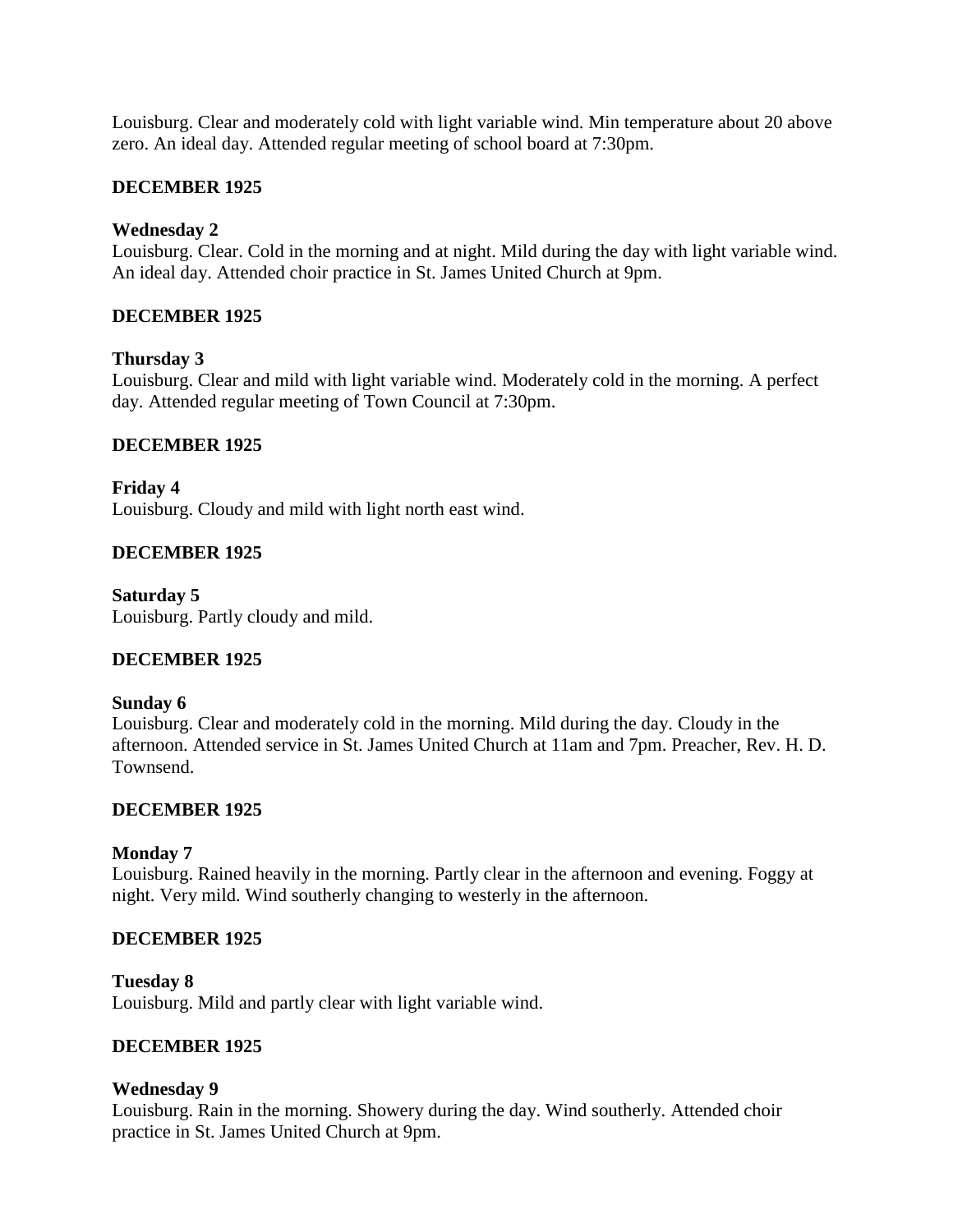Louisburg. Clear and moderately cold with light variable wind. Min temperature about 20 above zero. An ideal day. Attended regular meeting of school board at 7:30pm.

**DECEMBER 1925**

**Wednesday 2**
Louisburg. Clear. Cold in the morning and at night. Mild during the day with light variable wind. An ideal day. Attended choir practice in St. James United Church at 9pm.

**DECEMBER 1925**

**Thursday 3**
Louisburg. Clear and mild with light variable wind. Moderately cold in the morning. A perfect day. Attended regular meeting of Town Council at 7:30pm.

**DECEMBER 1925**

**Friday 4**
Louisburg. Cloudy and mild with light north east wind.

**DECEMBER 1925**

**Saturday 5**
Louisburg. Partly cloudy and mild.

**DECEMBER 1925**

**Sunday 6**
Louisburg. Clear and moderately cold in the morning. Mild during the day. Cloudy in the afternoon. Attended service in St. James United Church at 11am and 7pm. Preacher, Rev. H. D. Townsend.

**DECEMBER 1925**

**Monday 7**
Louisburg. Rained heavily in the morning. Partly clear in the afternoon and evening. Foggy at night. Very mild. Wind southerly changing to westerly in the afternoon.

**DECEMBER 1925**

**Tuesday 8**
Louisburg. Mild and partly clear with light variable wind.

**DECEMBER 1925**

**Wednesday 9**
Louisburg. Rain in the morning. Showery during the day. Wind southerly. Attended choir practice in St. James United Church at 9pm.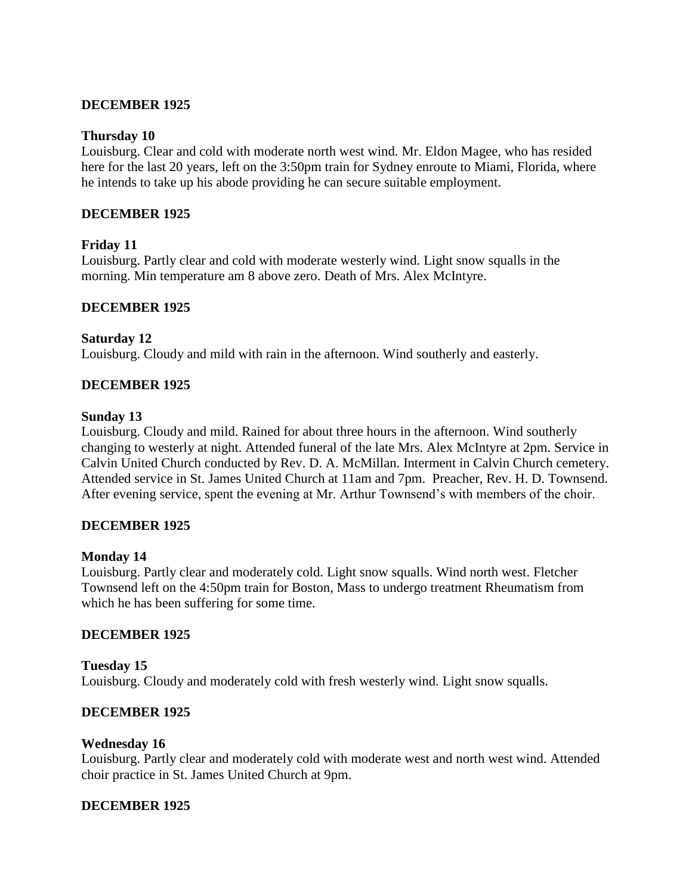**DECEMBER 1925**

**Thursday 10**

Louisburg. Clear and cold with moderate north west wind. Mr. Eldon Magee, who has resided here for the last 20 years, left on the 3:50pm train for Sydney enroute to Miami, Florida, where he intends to take up his abode providing he can secure suitable employment.

**DECEMBER 1925**

**Friday 11**

Louisburg. Partly clear and cold with moderate westerly wind. Light snow squalls in the morning. Min temperature am 8 above zero. Death of Mrs. Alex McIntyre.

**DECEMBER 1925**

**Saturday 12**

Louisburg. Cloudy and mild with rain in the afternoon. Wind southerly and easterly.

**DECEMBER 1925**

**Sunday 13**

Louisburg. Cloudy and mild. Rained for about three hours in the afternoon. Wind southerly changing to westerly at night. Attended funeral of the late Mrs. Alex McIntyre at 2pm. Service in Calvin United Church conducted by Rev. D. A. McMillan. Interment in Calvin Church cemetery. Attended service in St. James United Church at 11am and 7pm. Preacher, Rev. H. D. Townsend. After evening service, spent the evening at Mr. Arthur Townsend's with members of the choir.

**DECEMBER 1925**

**Monday 14**

Louisburg. Partly clear and moderately cold. Light snow squalls. Wind north west. Fletcher Townsend left on the 4:50pm train for Boston, Mass to undergo treatment Rheumatism from which he has been suffering for some time.

**DECEMBER 1925**

**Tuesday 15**

Louisburg. Cloudy and moderately cold with fresh westerly wind. Light snow squalls.

**DECEMBER 1925**

**Wednesday 16**

Louisburg. Partly clear and moderately cold with moderate west and north west wind. Attended choir practice in St. James United Church at 9pm.

**DECEMBER 1925**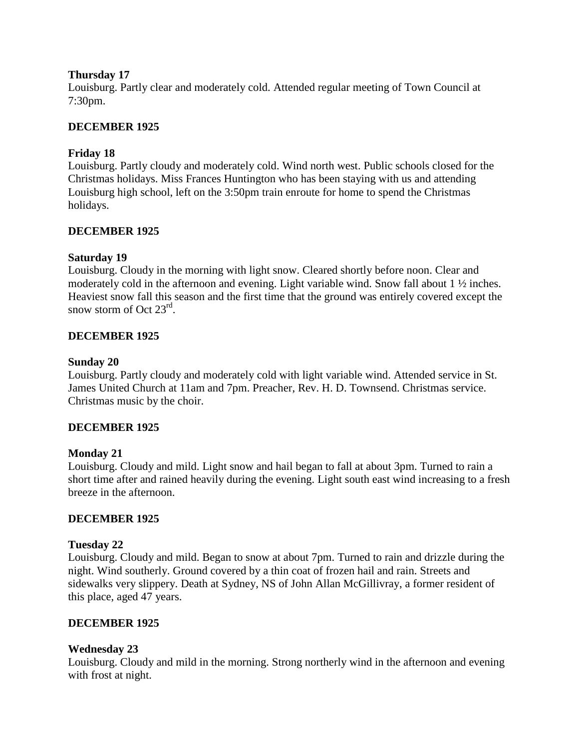**Thursday 17**
Louisburg. Partly clear and moderately cold. Attended regular meeting of Town Council at 7:30pm.

**DECEMBER 1925**

**Friday 18**
Louisburg. Partly cloudy and moderately cold. Wind north west. Public schools closed for the Christmas holidays. Miss Frances Huntington who has been staying with us and attending Louisburg high school, left on the 3:50pm train enroute for home to spend the Christmas holidays.

**DECEMBER 1925**

**Saturday 19**
Louisburg. Cloudy in the morning with light snow. Cleared shortly before noon. Clear and moderately cold in the afternoon and evening. Light variable wind. Snow fall about 1 ½ inches. Heaviest snow fall this season and the first time that the ground was entirely covered except the snow storm of Oct 23rd.

**DECEMBER 1925**

**Sunday 20**
Louisburg. Partly cloudy and moderately cold with light variable wind. Attended service in St. James United Church at 11am and 7pm. Preacher, Rev. H. D. Townsend. Christmas service. Christmas music by the choir.

**DECEMBER 1925**

**Monday 21**
Louisburg. Cloudy and mild. Light snow and hail began to fall at about 3pm. Turned to rain a short time after and rained heavily during the evening. Light south east wind increasing to a fresh breeze in the afternoon.

**DECEMBER 1925**

**Tuesday 22**
Louisburg. Cloudy and mild. Began to snow at about 7pm. Turned to rain and drizzle during the night. Wind southerly. Ground covered by a thin coat of frozen hail and rain. Streets and sidewalks very slippery. Death at Sydney, NS of John Allan McGillivray, a former resident of this place, aged 47 years.

**DECEMBER 1925**

**Wednesday 23**
Louisburg. Cloudy and mild in the morning. Strong northerly wind in the afternoon and evening with frost at night.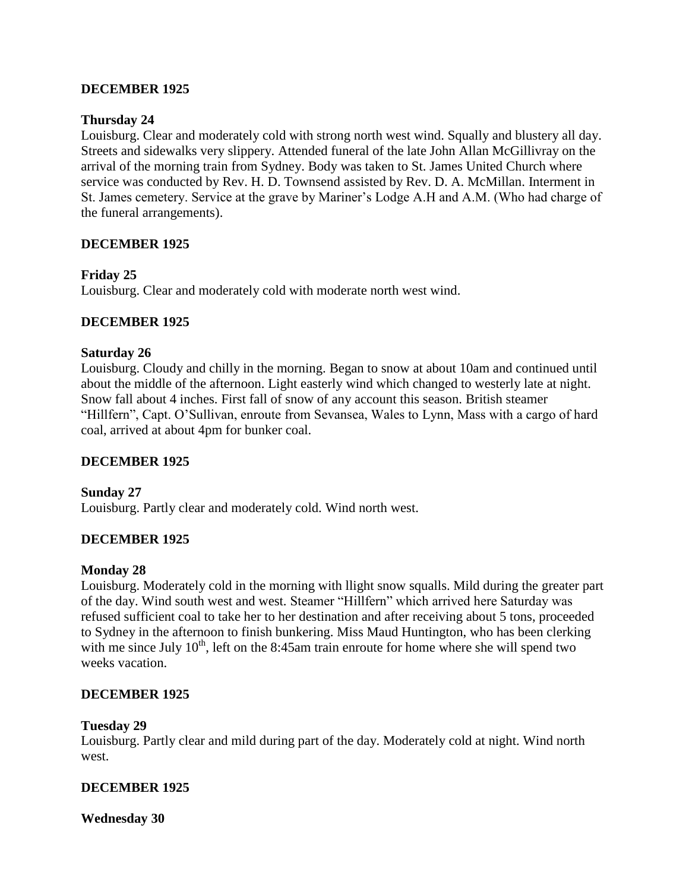**DECEMBER 1925**

**Thursday 24**

Louisburg. Clear and moderately cold with strong north west wind. Squally and blustery all day. Streets and sidewalks very slippery. Attended funeral of the late John Allan McGillivray on the arrival of the morning train from Sydney. Body was taken to St. James United Church where service was conducted by Rev. H. D. Townsend assisted by Rev. D. A. McMillan. Interment in St. James cemetery. Service at the grave by Mariner's Lodge A.H and A.M. (Who had charge of the funeral arrangements).

**DECEMBER 1925**

**Friday 25**

Louisburg. Clear and moderately cold with moderate north west wind.

**DECEMBER 1925**

**Saturday 26**

Louisburg. Cloudy and chilly in the morning. Began to snow at about 10am and continued until about the middle of the afternoon. Light easterly wind which changed to westerly late at night. Snow fall about 4 inches. First fall of snow of any account this season. British steamer "Hillfern", Capt. O'Sullivan, enroute from Sevansea, Wales to Lynn, Mass with a cargo of hard coal, arrived at about 4pm for bunker coal.

**DECEMBER 1925**

**Sunday 27**

Louisburg. Partly clear and moderately cold. Wind north west.

**DECEMBER 1925**

**Monday 28**

Louisburg. Moderately cold in the morning with llight snow squalls. Mild during the greater part of the day. Wind south west and west. Steamer "Hillfern" which arrived here Saturday was refused sufficient coal to take her to her destination and after receiving about 5 tons, proceeded to Sydney in the afternoon to finish bunkering. Miss Maud Huntington, who has been clerking with me since July 10th, left on the 8:45am train enroute for home where she will spend two weeks vacation.

**DECEMBER 1925**

**Tuesday 29**

Louisburg. Partly clear and mild during part of the day. Moderately cold at night. Wind north west.

**DECEMBER 1925**

**Wednesday 30**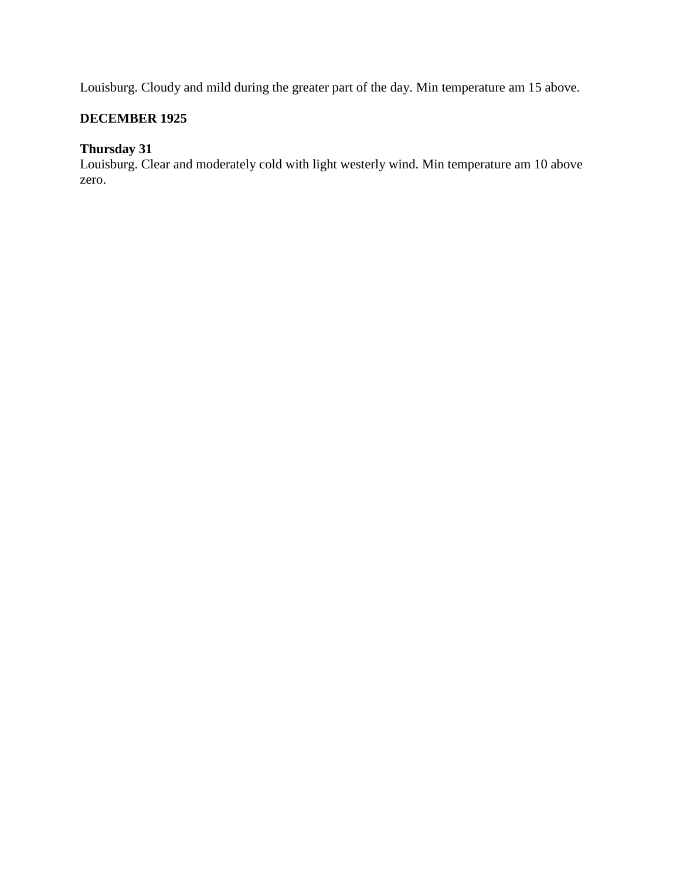Louisburg. Cloudy and mild during the greater part of the day. Min temperature am 15 above.

**DECEMBER 1925**

**Thursday 31**
Louisburg. Clear and moderately cold with light westerly wind. Min temperature am 10 above zero.